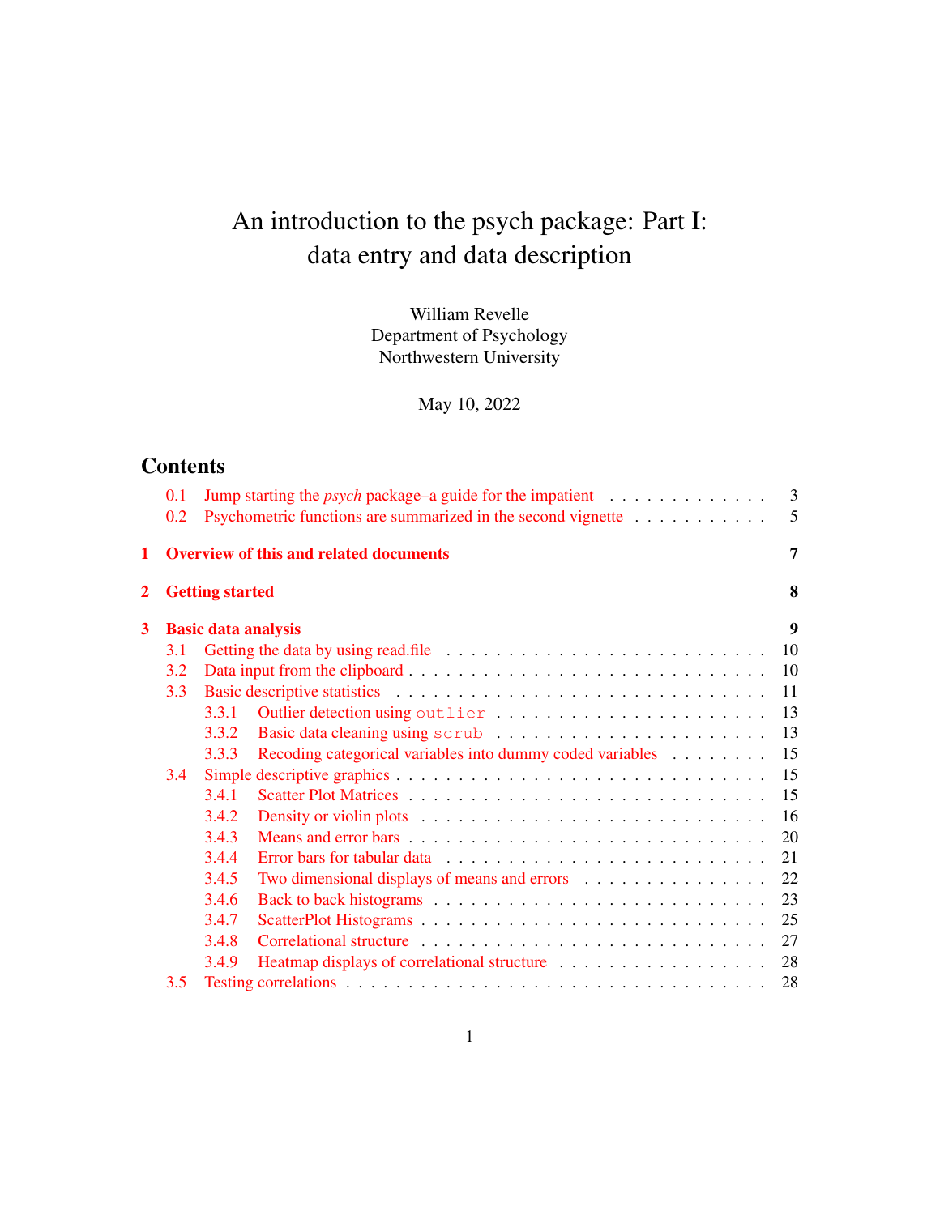# An introduction to the psych package: Part I: data entry and data description

William Revelle
Department of Psychology
Northwestern University

May 10, 2022

## Contents

- 0.1 Jump starting the *psych* package–a guide for the impatient . . . 3
- 0.2 Psychometric functions are summarized in the second vignette . . . 5

**1 Overview of this and related documents 7**

**2 Getting started 8**

**3 Basic data analysis 9**

- 3.1 Getting the data by using read.file . . . 10
- 3.2 Data input from the clipboard . . . 10
- 3.3 Basic descriptive statistics . . . 11
  - 3.3.1 Outlier detection using `outlier` . . . 13
  - 3.3.2 Basic data cleaning using `scrub` . . . 13
  - 3.3.3 Recoding categorical variables into dummy coded variables . . . 15
- 3.4 Simple descriptive graphics . . . 15
  - 3.4.1 Scatter Plot Matrices . . . 15
  - 3.4.2 Density or violin plots . . . 16
  - 3.4.3 Means and error bars . . . 20
  - 3.4.4 Error bars for tabular data . . . 21
  - 3.4.5 Two dimensional displays of means and errors . . . 22
  - 3.4.6 Back to back histograms . . . 23
  - 3.4.7 ScatterPlot Histograms . . . 25
  - 3.4.8 Correlational structure . . . 27
  - 3.4.9 Heatmap displays of correlational structure . . . 28
- 3.5 Testing correlations . . . 28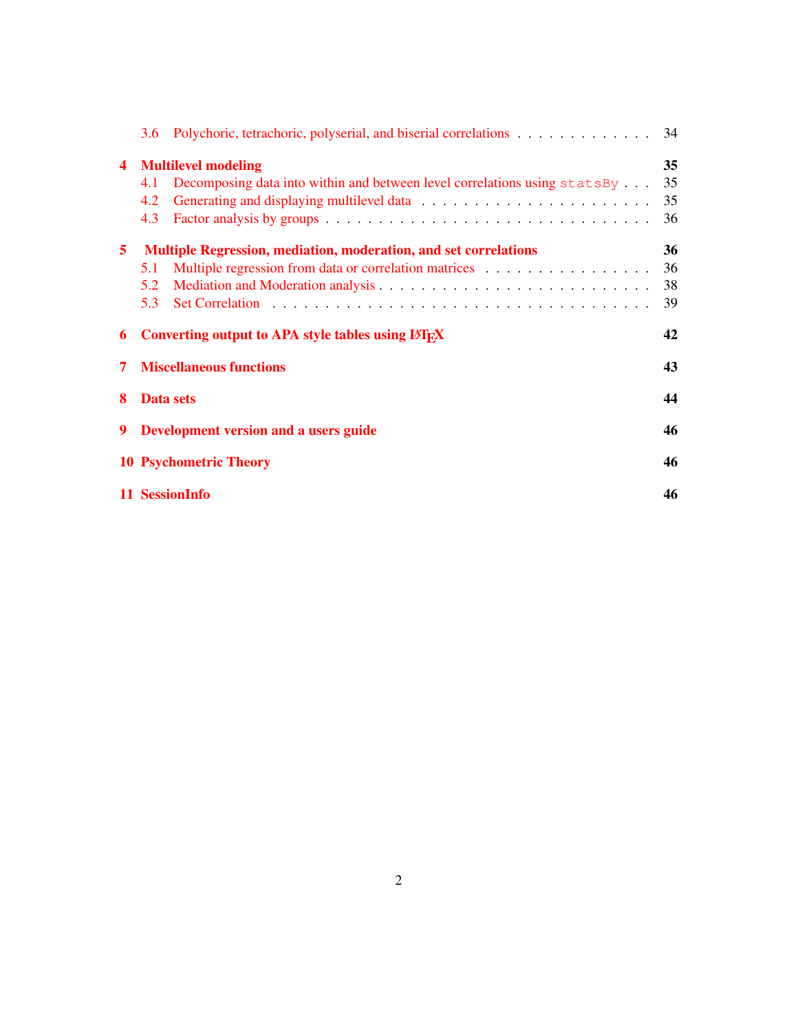3.6 Polychoric, tetrachoric, polyserial, and biserial correlations . . . . . . . . . . . . . . 34

**4 Multilevel modeling** **35**

4.1 Decomposing data into within and between level correlations using `statsBy` . . . 35

4.2 Generating and displaying multilevel data . . . . . . . . . . . . . . . . . . . . . . 35

4.3 Factor analysis by groups . . . . . . . . . . . . . . . . . . . . . . . . . . . . . . . 36

**5 Multiple Regression, mediation, moderation, and set correlations** **36**

5.1 Multiple regression from data or correlation matrices . . . . . . . . . . . . . . . . 36

5.2 Mediation and Moderation analysis . . . . . . . . . . . . . . . . . . . . . . . . . 38

5.3 Set Correlation . . . . . . . . . . . . . . . . . . . . . . . . . . . . . . . . . . . . 39

**6 Converting output to APA style tables using LaTeX** **42**

**7 Miscellaneous functions** **43**

**8 Data sets** **44**

**9 Development version and a users guide** **46**

**10 Psychometric Theory** **46**

**11 SessionInfo** **46**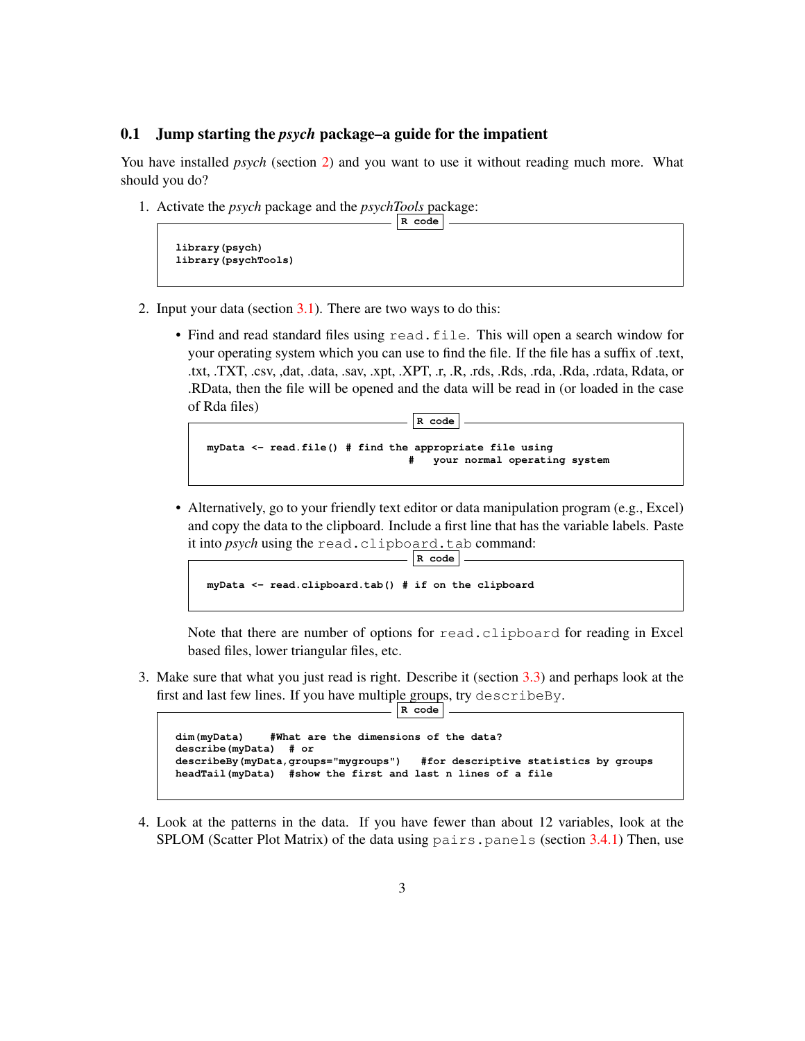## 0.1 Jump starting the *psych* package–a guide for the impatient

You have installed *psych* (section 2) and you want to use it without reading much more. What should you do?

1. Activate the *psych* package and the *psychTools* package:

```
library(psych)
library(psychTools)
```

2. Input your data (section 3.1). There are two ways to do this:

   - Find and read standard files using `read.file`. This will open a search window for your operating system which you can use to find the file. If the file has a suffix of .text, .txt, .TXT, .csv, ,dat, .data, .sav, .xpt, .XPT, .r, .R, .rds, .Rds, .rda, .Rda, .rdata, Rdata, or .RData, then the file will be opened and the data will be read in (or loaded in the case of Rda files)

   ```
   myData <- read.file() # find the appropriate file using
                         #   your normal operating system
   ```

   - Alternatively, go to your friendly text editor or data manipulation program (e.g., Excel) and copy the data to the clipboard. Include a first line that has the variable labels. Paste it into *psych* using the `read.clipboard.tab` command:

   ```
   myData <- read.clipboard.tab() # if on the clipboard
   ```

   Note that there are number of options for `read.clipboard` for reading in Excel based files, lower triangular files, etc.

3. Make sure that what you just read is right. Describe it (section 3.3) and perhaps look at the first and last few lines. If you have multiple groups, try `describeBy`.

```
dim(myData)    #What are the dimensions of the data?
describe(myData)  # or
describeBy(myData,groups="mygroups")   #for descriptive statistics by groups
headTail(myData)  #show the first and last n lines of a file
```

4. Look at the patterns in the data. If you have fewer than about 12 variables, look at the SPLOM (Scatter Plot Matrix) of the data using `pairs.panels` (section 3.4.1) Then, use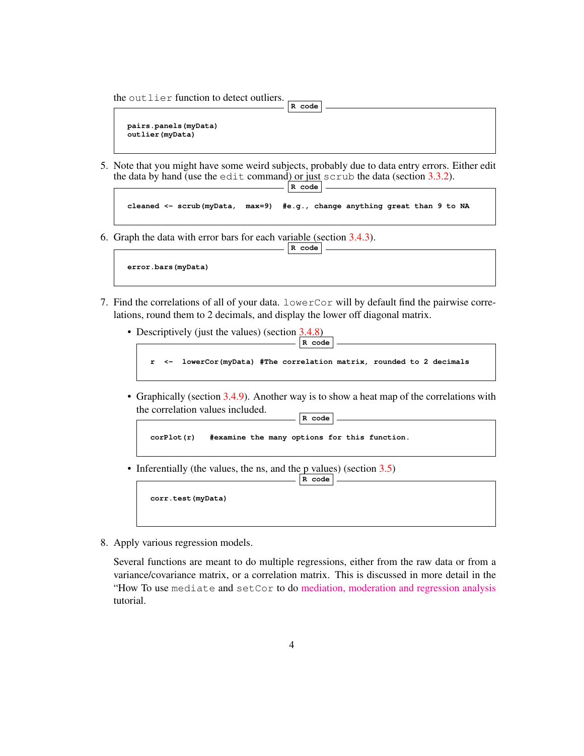the outlier function to detect outliers.

```
pairs.panels(myData)
outlier(myData)
```

5. Note that you might have some weird subjects, probably due to data entry errors. Either edit the data by hand (use the edit command) or just scrub the data (section 3.3.2).

```
cleaned <- scrub(myData,  max=9)  #e.g., change anything great than 9 to NA
```

6. Graph the data with error bars for each variable (section 3.4.3).

```
error.bars(myData)
```

7. Find the correlations of all of your data. lowerCor will by default find the pairwise correlations, round them to 2 decimals, and display the lower off diagonal matrix.

   - Descriptively (just the values) (section 3.4.8)

   ```
   r  <-  lowerCor(myData) #The correlation matrix, rounded to 2 decimals
   ```

   - Graphically (section 3.4.9). Another way is to show a heat map of the correlations with the correlation values included.

   ```
   corPlot(r)   #examine the many options for this function.
   ```

   - Inferentially (the values, the ns, and the p values) (section 3.5)

   ```
   corr.test(myData)
   ```

8. Apply various regression models.

   Several functions are meant to do multiple regressions, either from the raw data or from a variance/covariance matrix, or a correlation matrix. This is discussed in more detail in the "How To use mediate and setCor to do mediation, moderation and regression analysis tutorial.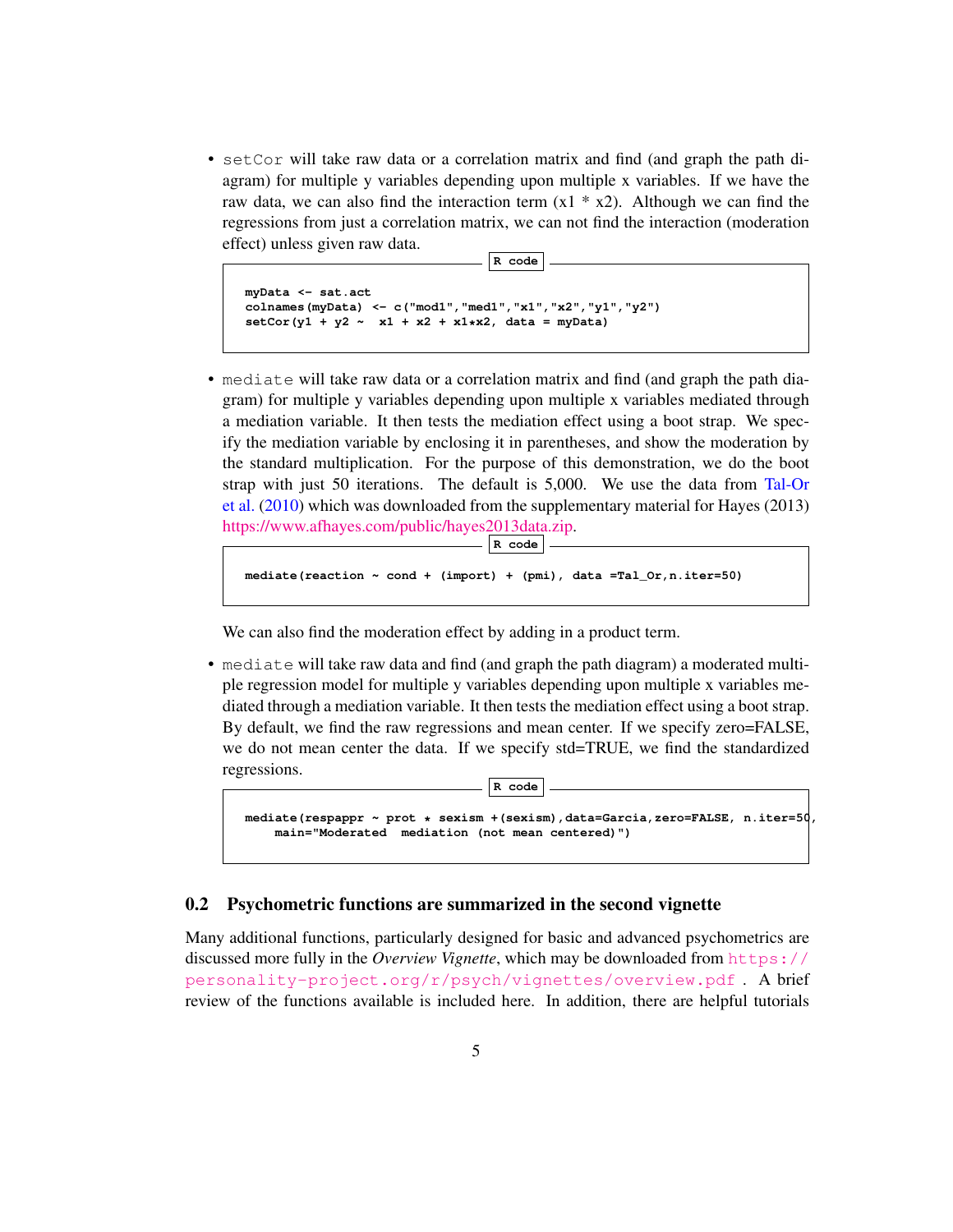- `setCor` will take raw data or a correlation matrix and find (and graph the path diagram) for multiple y variables depending upon multiple x variables. If we have the raw data, we can also find the interaction term (x1 * x2). Although we can find the regressions from just a correlation matrix, we can not find the interaction (moderation effect) unless given raw data.

  R code
  ```
  myData <- sat.act
  colnames(myData) <- c("mod1","med1","x1","x2","y1","y2")
  setCor(y1 + y2 ~  x1 + x2 + x1*x2, data = myData)
  ```

- `mediate` will take raw data or a correlation matrix and find (and graph the path diagram) for multiple y variables depending upon multiple x variables mediated through a mediation variable. It then tests the mediation effect using a boot strap. We specify the mediation variable by enclosing it in parentheses, and show the moderation by the standard multiplication. For the purpose of this demonstration, we do the boot strap with just 50 iterations. The default is 5,000. We use the data from Tal-Or et al. (2010) which was downloaded from the supplementary material for Hayes (2013) https://www.afhayes.com/public/hayes2013data.zip.

  R code
  ```
  mediate(reaction ~ cond + (import) + (pmi), data =Tal_Or,n.iter=50)
  ```

  We can also find the moderation effect by adding in a product term.

- `mediate` will take raw data and find (and graph the path diagram) a moderated multiple regression model for multiple y variables depending upon multiple x variables mediated through a mediation variable. It then tests the mediation effect using a boot strap. By default, we find the raw regressions and mean center. If we specify zero=FALSE, we do not mean center the data. If we specify std=TRUE, we find the standardized regressions.

  R code
  ```
  mediate(respappr ~ prot * sexism +(sexism),data=Garcia,zero=FALSE, n.iter=50,
      main="Moderated  mediation (not mean centered)")
  ```

## 0.2 Psychometric functions are summarized in the second vignette

Many additional functions, particularly designed for basic and advanced psychometrics are discussed more fully in the *Overview Vignette*, which may be downloaded from https://personality-project.org/r/psych/vignettes/overview.pdf . A brief review of the functions available is included here. In addition, there are helpful tutorials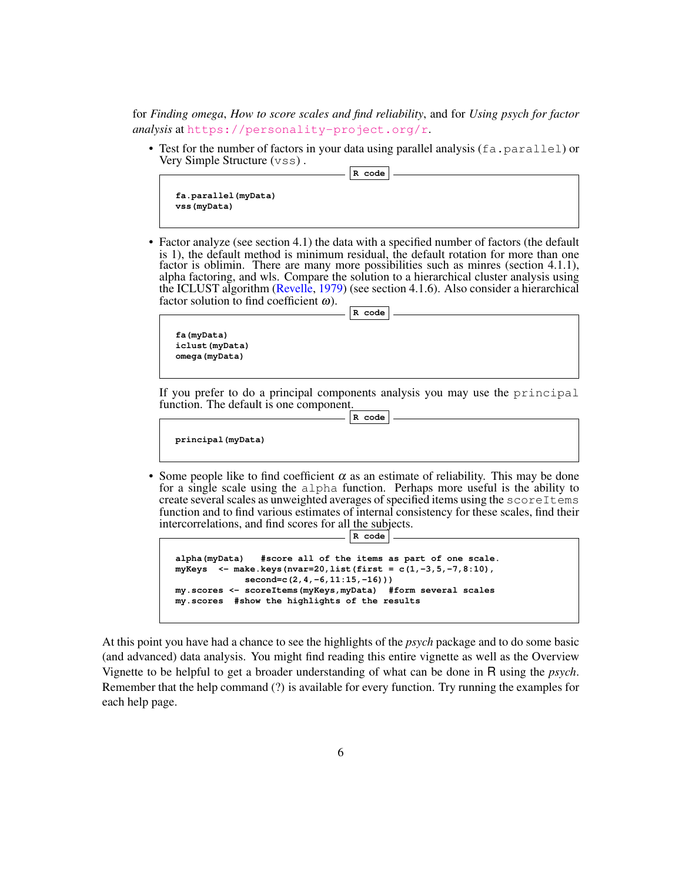for *Finding omega*, *How to score scales and find reliability*, and for *Using psych for factor analysis* at https://personality-project.org/r.

- Test for the number of factors in your data using parallel analysis (fa.parallel) or Very Simple Structure (vss) .

```
fa.parallel(myData)
vss(myData)
```

- Factor analyze (see section 4.1) the data with a specified number of factors (the default is 1), the default method is minimum residual, the default rotation for more than one factor is oblimin. There are many more possibilities such as minres (section 4.1.1), alpha factoring, and wls. Compare the solution to a hierarchical cluster analysis using the ICLUST algorithm (Revelle, 1979) (see section 4.1.6). Also consider a hierarchical factor solution to find coefficient $\omega$).

```
fa(myData)
iclust(myData)
omega(myData)
```

  If you prefer to do a principal components analysis you may use the principal function. The default is one component.

```
principal(myData)
```

- Some people like to find coefficient $\alpha$ as an estimate of reliability. This may be done for a single scale using the alpha function. Perhaps more useful is the ability to create several scales as unweighted averages of specified items using the scoreItems function and to find various estimates of internal consistency for these scales, find their intercorrelations, and find scores for all the subjects.

```
alpha(myData)   #score all of the items as part of one scale.
myKeys  <- make.keys(nvar=20,list(first = c(1,-3,5,-7,8:10),
             second=c(2,4,-6,11:15,-16)))
my.scores <- scoreItems(myKeys,myData)  #form several scales
my.scores  #show the highlights of the results
```

At this point you have had a chance to see the highlights of the *psych* package and to do some basic (and advanced) data analysis. You might find reading this entire vignette as well as the Overview Vignette to be helpful to get a broader understanding of what can be done in R using the *psych*. Remember that the help command (?) is available for every function. Try running the examples for each help page.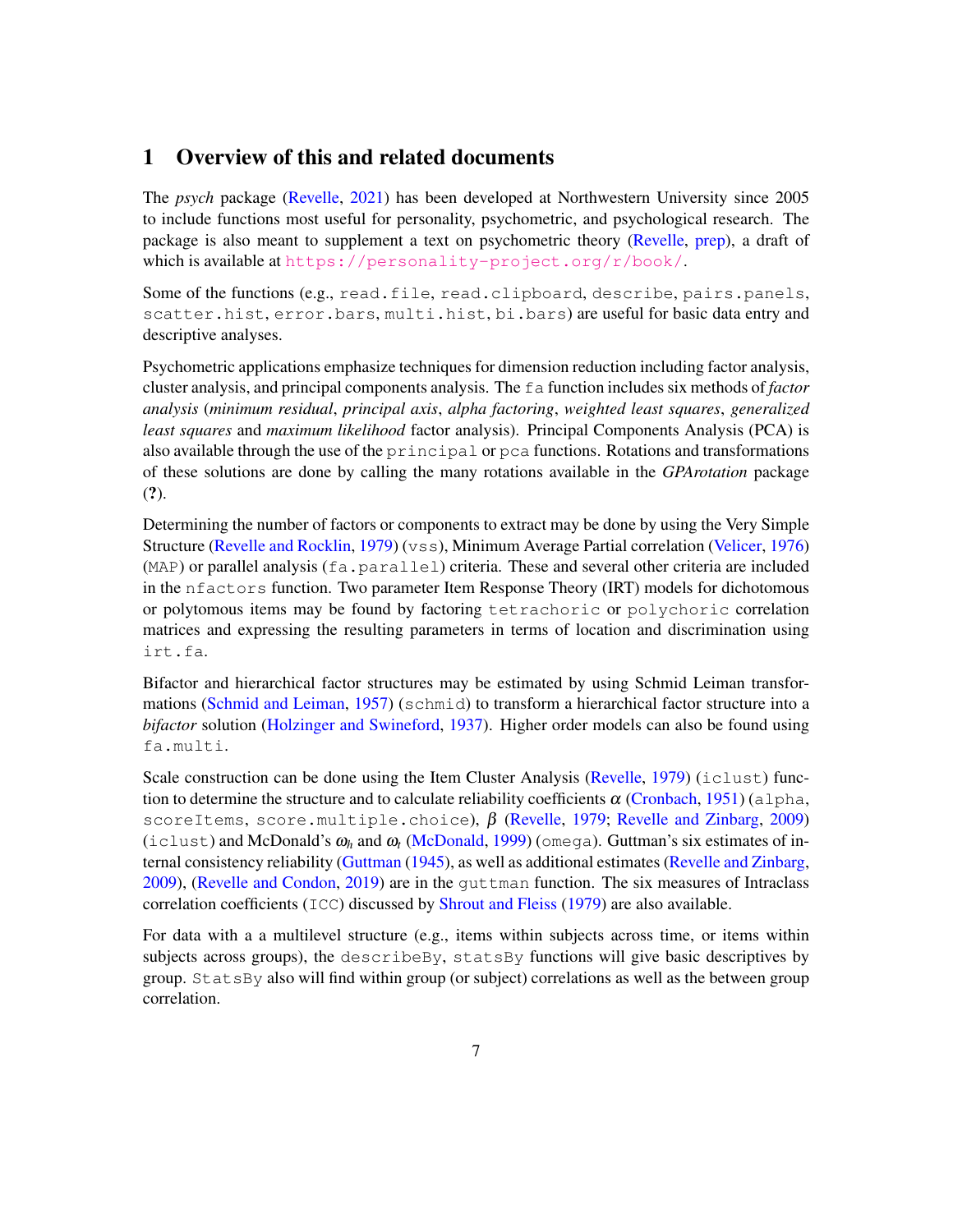# 1 Overview of this and related documents

The *psych* package (Revelle, 2021) has been developed at Northwestern University since 2005 to include functions most useful for personality, psychometric, and psychological research. The package is also meant to supplement a text on psychometric theory (Revelle, prep), a draft of which is available at https://personality-project.org/r/book/.

Some of the functions (e.g., `read.file`, `read.clipboard`, `describe`, `pairs.panels`, `scatter.hist`, `error.bars`, `multi.hist`, `bi.bars`) are useful for basic data entry and descriptive analyses.

Psychometric applications emphasize techniques for dimension reduction including factor analysis, cluster analysis, and principal components analysis. The `fa` function includes six methods of *factor analysis* (*minimum residual*, *principal axis*, *alpha factoring*, *weighted least squares*, *generalized least squares* and *maximum likelihood* factor analysis). Principal Components Analysis (PCA) is also available through the use of the `principal` or `pca` functions. Rotations and transformations of these solutions are done by calling the many rotations available in the *GPArotation* package (**?**).

Determining the number of factors or components to extract may be done by using the Very Simple Structure (Revelle and Rocklin, 1979) (`vss`), Minimum Average Partial correlation (Velicer, 1976) (`MAP`) or parallel analysis (`fa.parallel`) criteria. These and several other criteria are included in the `nfactors` function. Two parameter Item Response Theory (IRT) models for dichotomous or polytomous items may be found by factoring `tetrachoric` or `polychoric` correlation matrices and expressing the resulting parameters in terms of location and discrimination using `irt.fa`.

Bifactor and hierarchical factor structures may be estimated by using Schmid Leiman transformations (Schmid and Leiman, 1957) (`schmid`) to transform a hierarchical factor structure into a *bifactor* solution (Holzinger and Swineford, 1937). Higher order models can also be found using `fa.multi`.

Scale construction can be done using the Item Cluster Analysis (Revelle, 1979) (`iclust`) function to determine the structure and to calculate reliability coefficients $\alpha$ (Cronbach, 1951) (`alpha`, `scoreItems`, `score.multiple.choice`), $\beta$ (Revelle, 1979; Revelle and Zinbarg, 2009) (`iclust`) and McDonald's $\omega_h$ and $\omega_t$ (McDonald, 1999) (`omega`). Guttman's six estimates of internal consistency reliability (Guttman (1945), as well as additional estimates (Revelle and Zinbarg, 2009), (Revelle and Condon, 2019) are in the `guttman` function. The six measures of Intraclass correlation coefficients (`ICC`) discussed by Shrout and Fleiss (1979) are also available.

For data with a a multilevel structure (e.g., items within subjects across time, or items within subjects across groups), the `describeBy`, `statsBy` functions will give basic descriptives by group. `StatsBy` also will find within group (or subject) correlations as well as the between group correlation.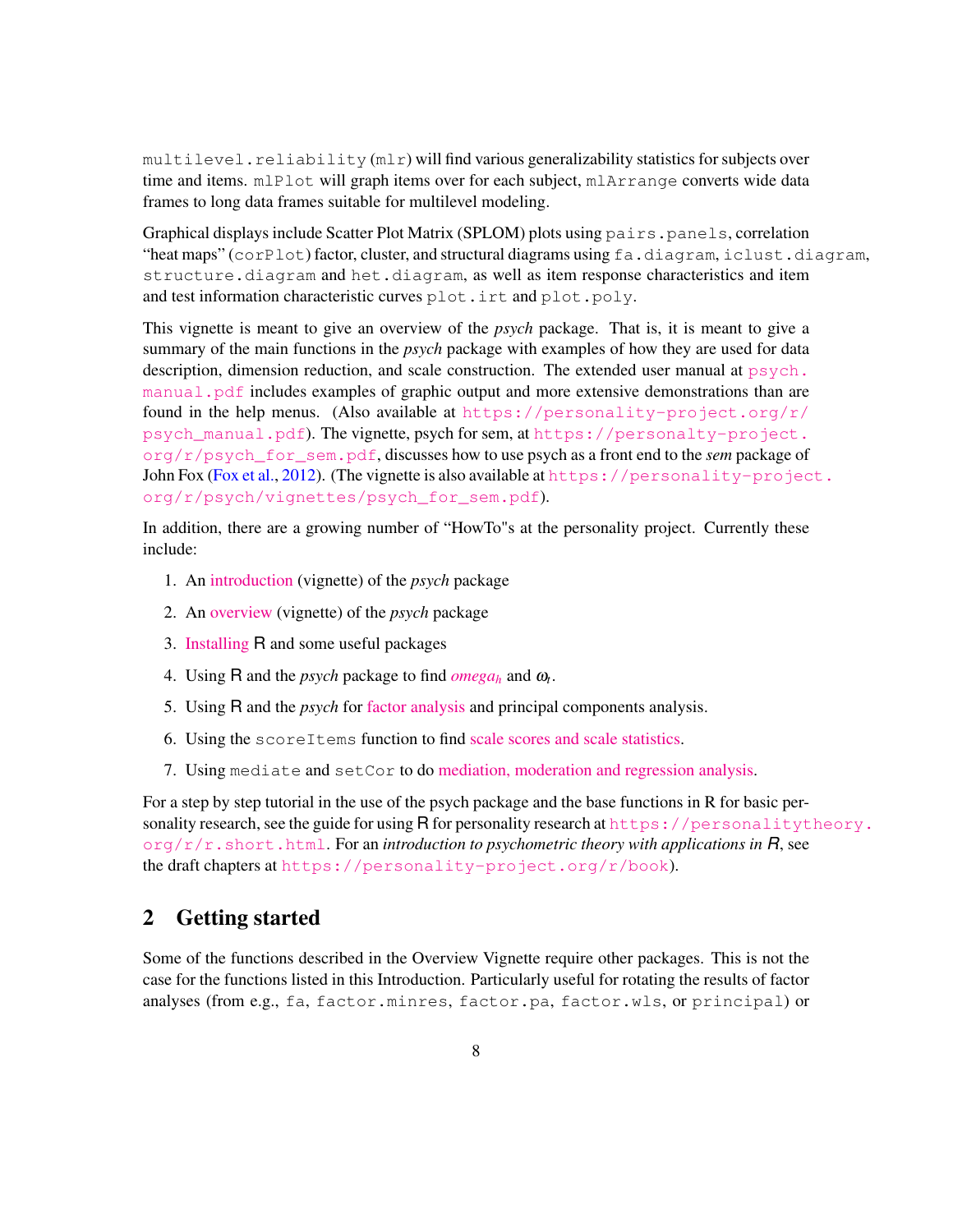multilevel.reliability (mlr) will find various generalizability statistics for subjects over time and items. mlPlot will graph items over for each subject, mlArrange converts wide data frames to long data frames suitable for multilevel modeling.

Graphical displays include Scatter Plot Matrix (SPLOM) plots using pairs.panels, correlation "heat maps" (corPlot) factor, cluster, and structural diagrams using fa.diagram, iclust.diagram, structure.diagram and het.diagram, as well as item response characteristics and item and test information characteristic curves plot.irt and plot.poly.

This vignette is meant to give an overview of the *psych* package. That is, it is meant to give a summary of the main functions in the *psych* package with examples of how they are used for data description, dimension reduction, and scale construction. The extended user manual at psych.manual.pdf includes examples of graphic output and more extensive demonstrations than are found in the help menus. (Also available at https://personality-project.org/r/psych_manual.pdf). The vignette, psych for sem, at https://personalty-project.org/r/psych_for_sem.pdf, discusses how to use psych as a front end to the *sem* package of John Fox (Fox et al., 2012). (The vignette is also available at https://personality-project.org/r/psych/vignettes/psych_for_sem.pdf).

In addition, there are a growing number of "HowTo"s at the personality project. Currently these include:

1. An introduction (vignette) of the *psych* package
2. An overview (vignette) of the *psych* package
3. Installing R and some useful packages
4. Using R and the *psych* package to find *omega*$_h$ and $\omega_t$.
5. Using R and the *psych* for factor analysis and principal components analysis.
6. Using the scoreItems function to find scale scores and scale statistics.
7. Using mediate and setCor to do mediation, moderation and regression analysis.

For a step by step tutorial in the use of the psych package and the base functions in R for basic personality research, see the guide for using R for personality research at https://personalitytheory.org/r/r.short.html. For an *introduction to psychometric theory with applications in R*, see the draft chapters at https://personality-project.org/r/book).

## 2 Getting started

Some of the functions described in the Overview Vignette require other packages. This is not the case for the functions listed in this Introduction. Particularly useful for rotating the results of factor analyses (from e.g., fa, factor.minres, factor.pa, factor.wls, or principal) or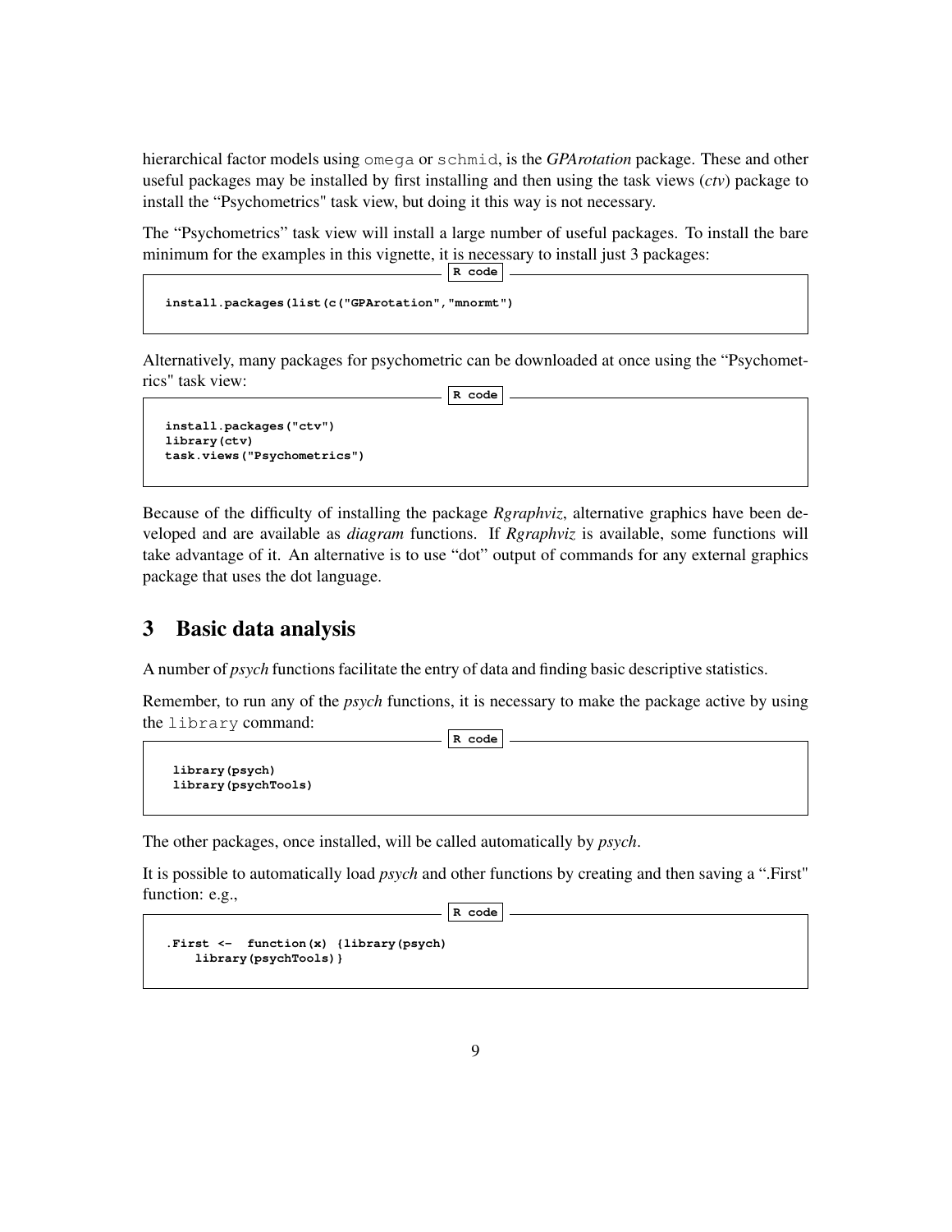hierarchical factor models using omega or schmid, is the *GPArotation* package. These and other useful packages may be installed by first installing and then using the task views (*ctv*) package to install the "Psychometrics" task view, but doing it this way is not necessary.

The "Psychometrics" task view will install a large number of useful packages. To install the bare minimum for the examples in this vignette, it is necessary to install just 3 packages:

```
R code

install.packages(list(c("GPArotation","mnormt")
```

Alternatively, many packages for psychometric can be downloaded at once using the "Psychometrics" task view:

```
R code

install.packages("ctv")
library(ctv)
task.views("Psychometrics")
```

Because of the difficulty of installing the package *Rgraphviz*, alternative graphics have been developed and are available as *diagram* functions. If *Rgraphviz* is available, some functions will take advantage of it. An alternative is to use "dot" output of commands for any external graphics package that uses the dot language.

# 3 Basic data analysis

A number of *psych* functions facilitate the entry of data and finding basic descriptive statistics.

Remember, to run any of the *psych* functions, it is necessary to make the package active by using the library command:

```
R code

library(psych)
library(psychTools)
```

The other packages, once installed, will be called automatically by *psych*.

It is possible to automatically load *psych* and other functions by creating and then saving a ".First" function: e.g.,

```
R code

.First <-  function(x) {library(psych)
    library(psychTools)}
```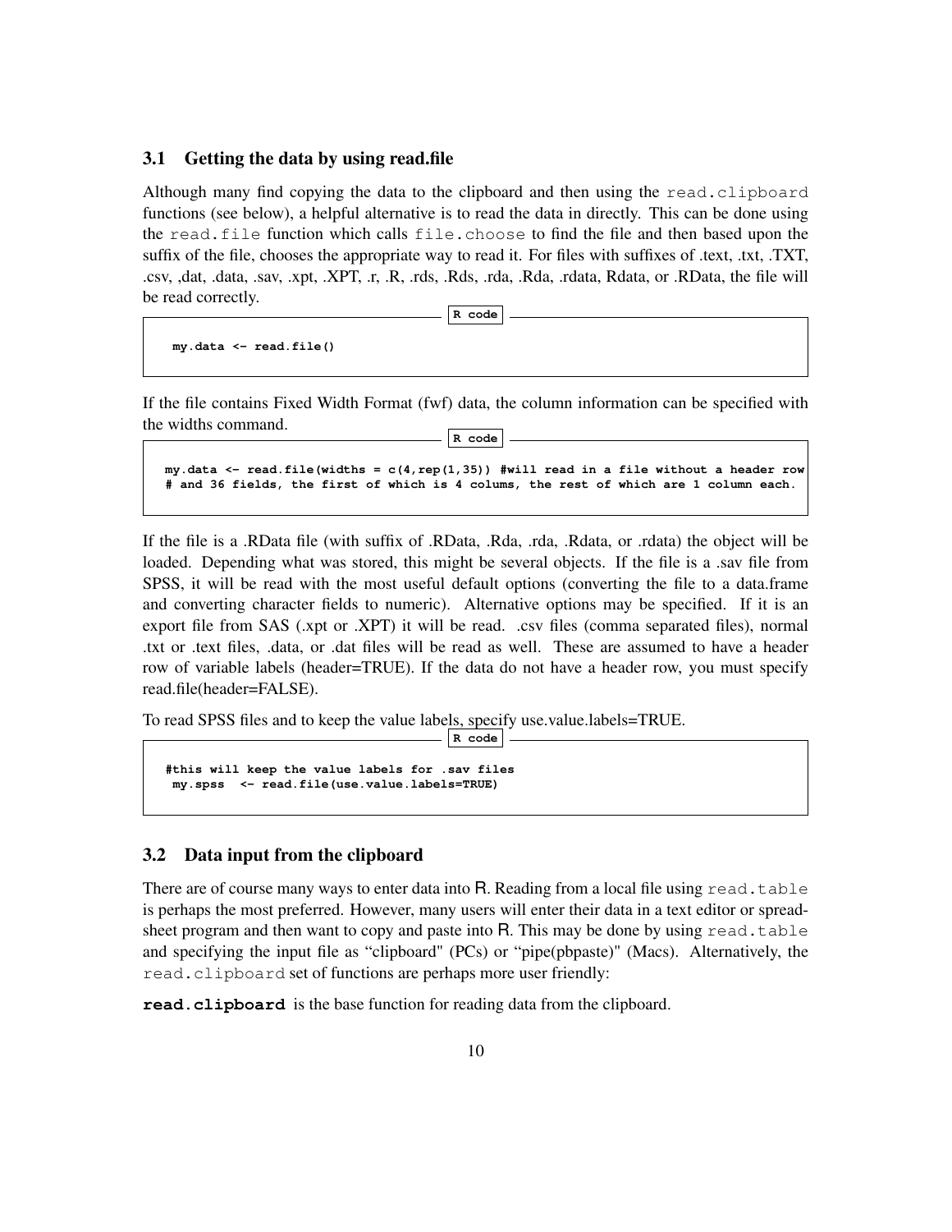### 3.1 Getting the data by using read.file

Although many find copying the data to the clipboard and then using the `read.clipboard` functions (see below), a helpful alternative is to read the data in directly. This can be done using the `read.file` function which calls `file.choose` to find the file and then based upon the suffix of the file, chooses the appropriate way to read it. For files with suffixes of .text, .txt, .TXT, .csv, ,dat, .data, .sav, .xpt, .XPT, .r, .R, .rds, .Rds, .rda, .Rda, .rdata, Rdata, or .RData, the file will be read correctly.

```
R code
my.data <- read.file()
```

If the file contains Fixed Width Format (fwf) data, the column information can be specified with the widths command.

```
R code
my.data <- read.file(widths = c(4,rep(1,35)) #will read in a file without a header row
# and 36 fields, the first of which is 4 colums, the rest of which are 1 column each.
```

If the file is a .RData file (with suffix of .RData, .Rda, .rda, .Rdata, or .rdata) the object will be loaded. Depending what was stored, this might be several objects. If the file is a .sav file from SPSS, it will be read with the most useful default options (converting the file to a data.frame and converting character fields to numeric). Alternative options may be specified. If it is an export file from SAS (.xpt or .XPT) it will be read. .csv files (comma separated files), normal .txt or .text files, .data, or .dat files will be read as well. These are assumed to have a header row of variable labels (header=TRUE). If the data do not have a header row, you must specify read.file(header=FALSE).

To read SPSS files and to keep the value labels, specify use.value.labels=TRUE.

```
R code
#this will keep the value labels for .sav files
 my.spss  <- read.file(use.value.labels=TRUE)
```

### 3.2 Data input from the clipboard

There are of course many ways to enter data into R. Reading from a local file using `read.table` is perhaps the most preferred. However, many users will enter their data in a text editor or spreadsheet program and then want to copy and paste into R. This may be done by using `read.table` and specifying the input file as "clipboard" (PCs) or "pipe(pbpaste)" (Macs). Alternatively, the `read.clipboard` set of functions are perhaps more user friendly:

**`read.clipboard`** is the base function for reading data from the clipboard.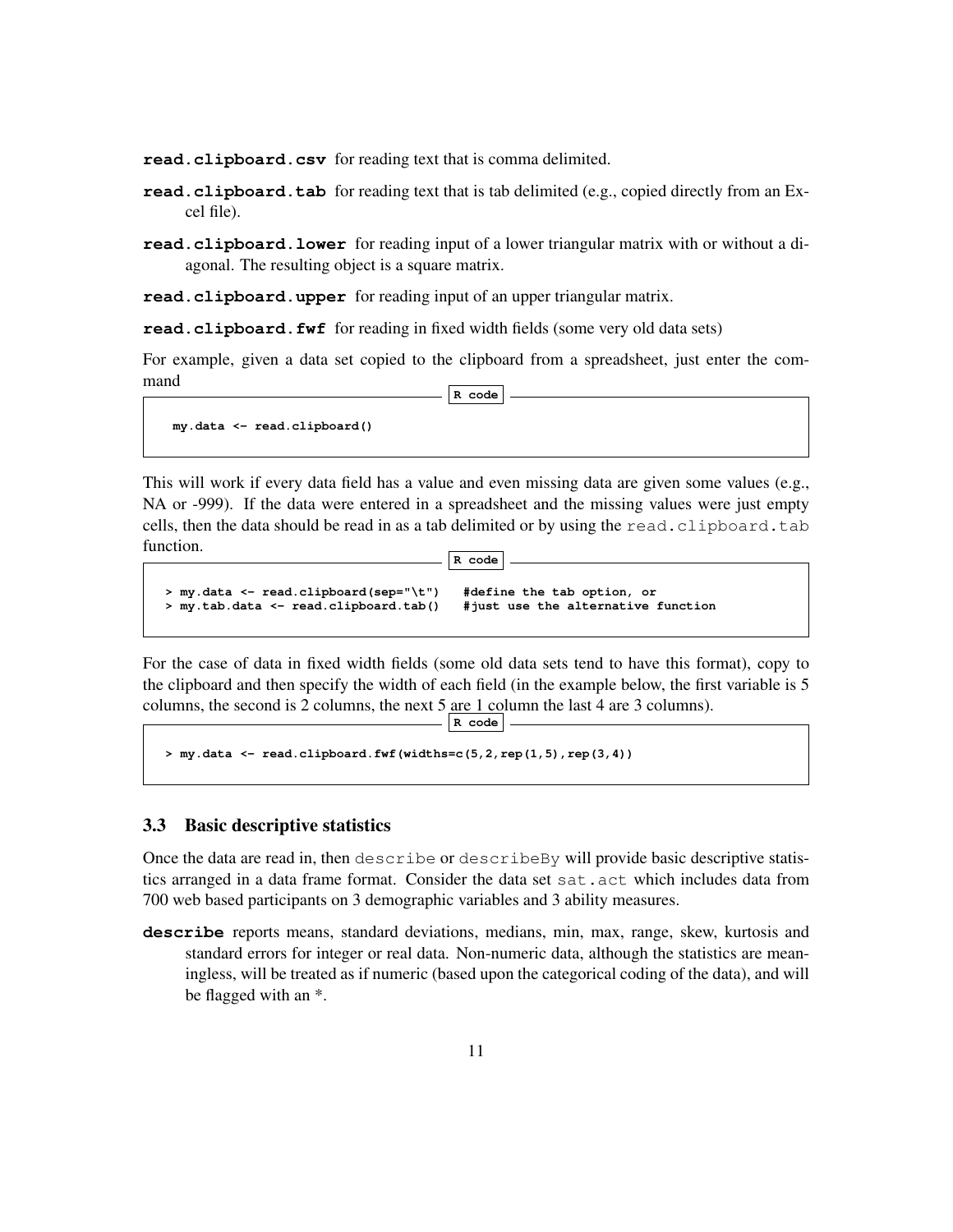**read.clipboard.csv** for reading text that is comma delimited.

**read.clipboard.tab** for reading text that is tab delimited (e.g., copied directly from an Excel file).

**read.clipboard.lower** for reading input of a lower triangular matrix with or without a diagonal. The resulting object is a square matrix.

**read.clipboard.upper** for reading input of an upper triangular matrix.

**read.clipboard.fwf** for reading in fixed width fields (some very old data sets)

For example, given a data set copied to the clipboard from a spreadsheet, just enter the command

```
my.data <- read.clipboard()
```

This will work if every data field has a value and even missing data are given some values (e.g., NA or -999). If the data were entered in a spreadsheet and the missing values were just empty cells, then the data should be read in as a tab delimited or by using the `read.clipboard.tab` function.

```
> my.data <- read.clipboard(sep="\t")   #define the tab option, or
> my.tab.data <- read.clipboard.tab()   #just use the alternative function
```

For the case of data in fixed width fields (some old data sets tend to have this format), copy to the clipboard and then specify the width of each field (in the example below, the first variable is 5 columns, the second is 2 columns, the next 5 are 1 column the last 4 are 3 columns).

```
> my.data <- read.clipboard.fwf(widths=c(5,2,rep(1,5),rep(3,4))
```

### 3.3 Basic descriptive statistics

Once the data are read in, then `describe` or `describeBy` will provide basic descriptive statistics arranged in a data frame format. Consider the data set `sat.act` which includes data from 700 web based participants on 3 demographic variables and 3 ability measures.

**describe** reports means, standard deviations, medians, min, max, range, skew, kurtosis and standard errors for integer or real data. Non-numeric data, although the statistics are meaningless, will be treated as if numeric (based upon the categorical coding of the data), and will be flagged with an *.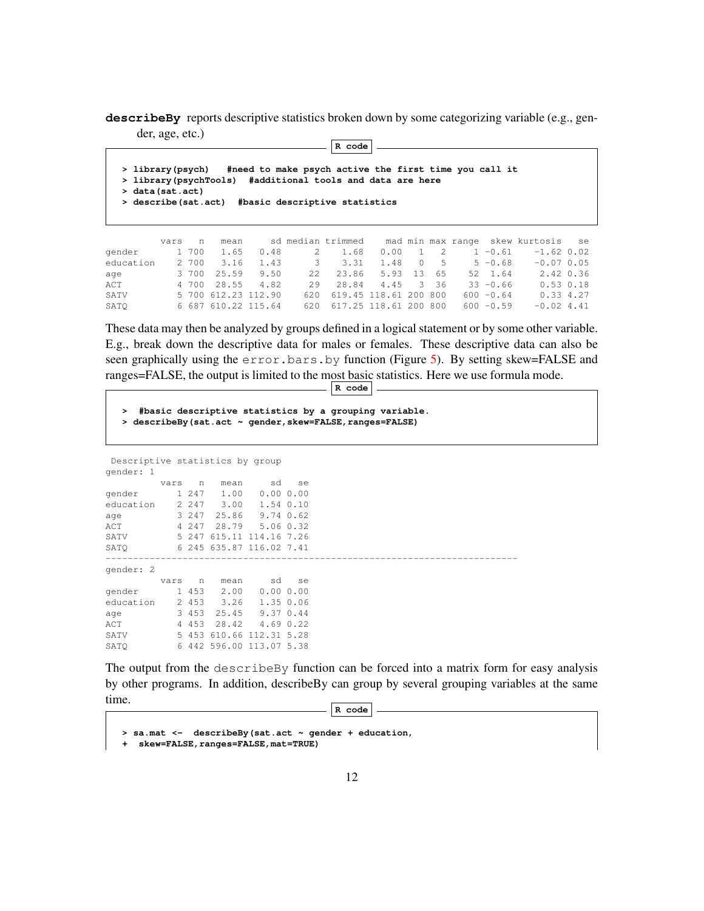**describeBy** reports descriptive statistics broken down by some categorizing variable (e.g., gender, age, etc.)

R code

```
> library(psych)   #need to make psych active the first time you call it
> library(psychTools)  #additional tools and data are here
> data(sat.act)
> describe(sat.act)  #basic descriptive statistics
```

```
          vars   n   mean     sd median trimmed    mad min max range  skew kurtosis   se
gender       1 700   1.65   0.48      2    1.68   0.00   1   2     1 -0.61    -1.62 0.02
education    2 700   3.16   1.43      3    3.31   1.48   0   5     5 -0.68    -0.07 0.05
age          3 700  25.59   9.50     22   23.86   5.93  13  65    52  1.64     2.42 0.36
ACT          4 700  28.55   4.82     29   28.84   4.45   3  36    33 -0.66     0.53 0.18
SATV         5 700 612.23 112.90    620  619.45 118.61 200 800   600 -0.64     0.33 4.27
SATQ         6 687 610.22 115.64    620  617.25 118.61 200 800   600 -0.59    -0.02 4.41
```

These data may then be analyzed by groups defined in a logical statement or by some other variable. E.g., break down the descriptive data for males or females. These descriptive data can also be seen graphically using the `error.bars.by` function (Figure 5). By setting skew=FALSE and ranges=FALSE, the output is limited to the most basic statistics. Here we use formula mode.

R code

```
>  #basic descriptive statistics by a grouping variable.
> describeBy(sat.act ~ gender,skew=FALSE,ranges=FALSE)
```

```
 Descriptive statistics by group 
gender: 1
          vars   n   mean     sd   se
gender       1 247   1.00   0.00 0.00
education    2 247   3.00   1.54 0.10
age          3 247  25.86   9.74 0.62
ACT          4 247  28.79   5.06 0.32
SATV         5 247 615.11 114.16 7.26
SATQ         6 245 635.87 116.02 7.41
------------------------------------------------------------------------ 
gender: 2
          vars   n   mean     sd   se
gender       1 453   2.00   0.00 0.00
education    2 453   3.26   1.35 0.06
age          3 453  25.45   9.37 0.44
ACT          4 453  28.42   4.69 0.22
SATV         5 453 610.66 112.31 5.28
SATQ         6 442 596.00 113.07 5.38
```

The output from the `describeBy` function can be forced into a matrix form for easy analysis by other programs. In addition, describeBy can group by several grouping variables at the same time.

R code

```
> sa.mat <-  describeBy(sat.act ~ gender + education,
+  skew=FALSE,ranges=FALSE,mat=TRUE)
```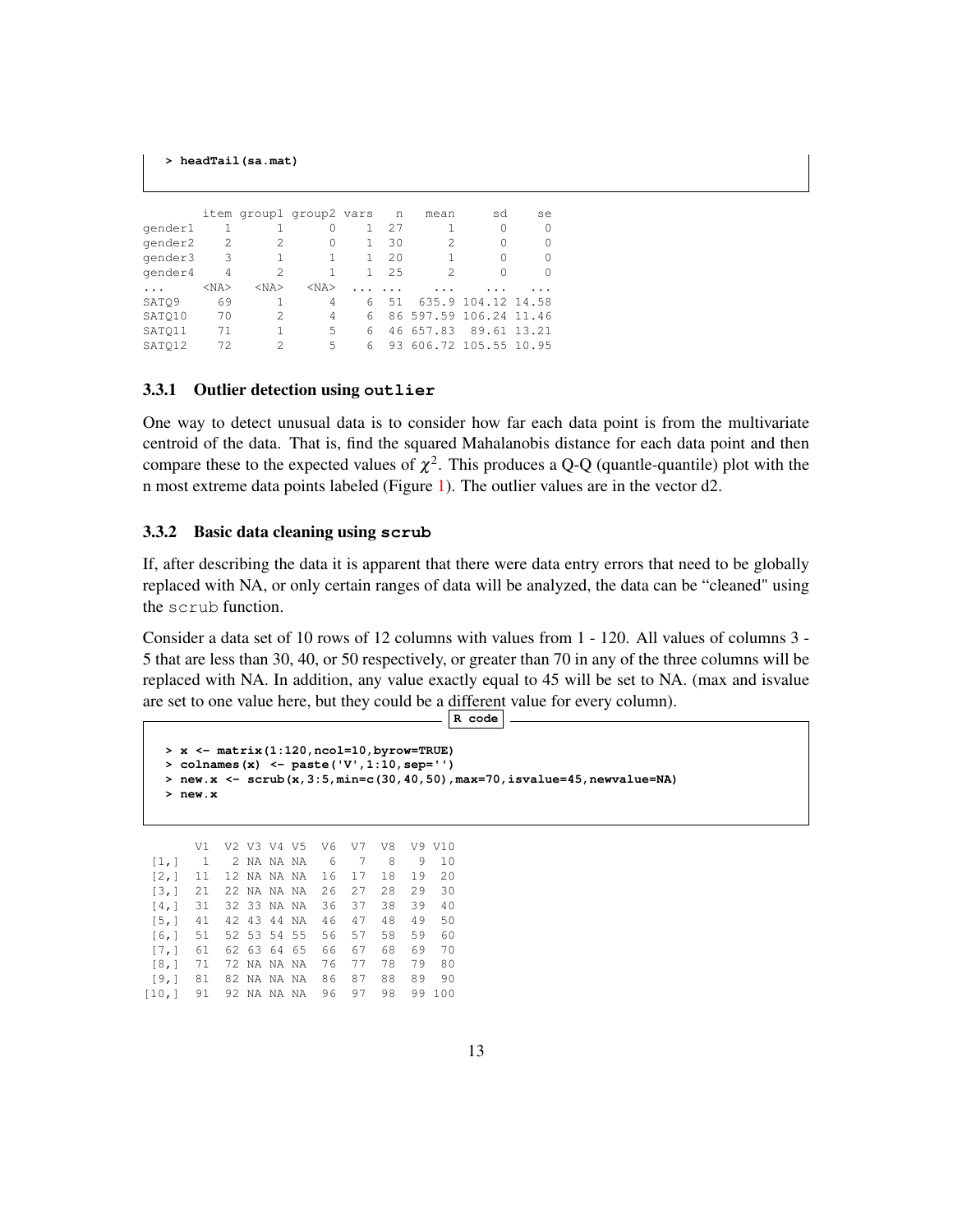```
> headTail(sa.mat)
```

```
        item group1 group2 vars  n   mean     sd    se
gender1    1      1      0    1 27      1      0     0
gender2    2      2      0    1 30      2      0     0
gender3    3      1      1    1 20      1      0     0
gender4    4      2      1    1 25      2      0     0
...     <NA>   <NA>   <NA>  ... ...    ...    ...   ...
SATQ9     69      1      4    6 51  635.9 104.12 14.58
SATQ10    70      2      4    6 86 597.59 106.24 11.46
SATQ11    71      1      5    6 46 657.83  89.61 13.21
SATQ12    72      2      5    6 93 606.72 105.55 10.95
```

### 3.3.1 Outlier detection using `outlier`

One way to detect unusual data is to consider how far each data point is from the multivariate centroid of the data. That is, find the squared Mahalanobis distance for each data point and then compare these to the expected values of $\chi^2$. This produces a Q-Q (quantle-quantile) plot with the n most extreme data points labeled (Figure 1). The outlier values are in the vector d2.

### 3.3.2 Basic data cleaning using `scrub`

If, after describing the data it is apparent that there were data entry errors that need to be globally replaced with NA, or only certain ranges of data will be analyzed, the data can be "cleaned" using the `scrub` function.

Consider a data set of 10 rows of 12 columns with values from 1 - 120. All values of columns 3 - 5 that are less than 30, 40, or 50 respectively, or greater than 70 in any of the three columns will be replaced with NA. In addition, any value exactly equal to 45 will be set to NA. (max and isvalue are set to one value here, but they could be a different value for every column).

R code

```
> x <- matrix(1:120,ncol=10,byrow=TRUE)
> colnames(x) <- paste('V',1:10,sep='')
> new.x <- scrub(x,3:5,min=c(30,40,50),max=70,isvalue=45,newvalue=NA)
> new.x
```

```
      V1  V2 V3 V4 V5  V6  V7  V8  V9 V10
 [1,]  1   2 NA NA NA   6   7   8   9  10
 [2,] 11  12 NA NA NA  16  17  18  19  20
 [3,] 21  22 NA NA NA  26  27  28  29  30
 [4,] 31  32 33 NA NA  36  37  38  39  40
 [5,] 41  42 43 44 NA  46  47  48  49  50
 [6,] 51  52 53 54 55  56  57  58  59  60
 [7,] 61  62 63 64 65  66  67  68  69  70
 [8,] 71  72 NA NA NA  76  77  78  79  80
 [9,] 81  82 NA NA NA  86  87  88  89  90
[10,] 91  92 NA NA NA  96  97  98  99 100
```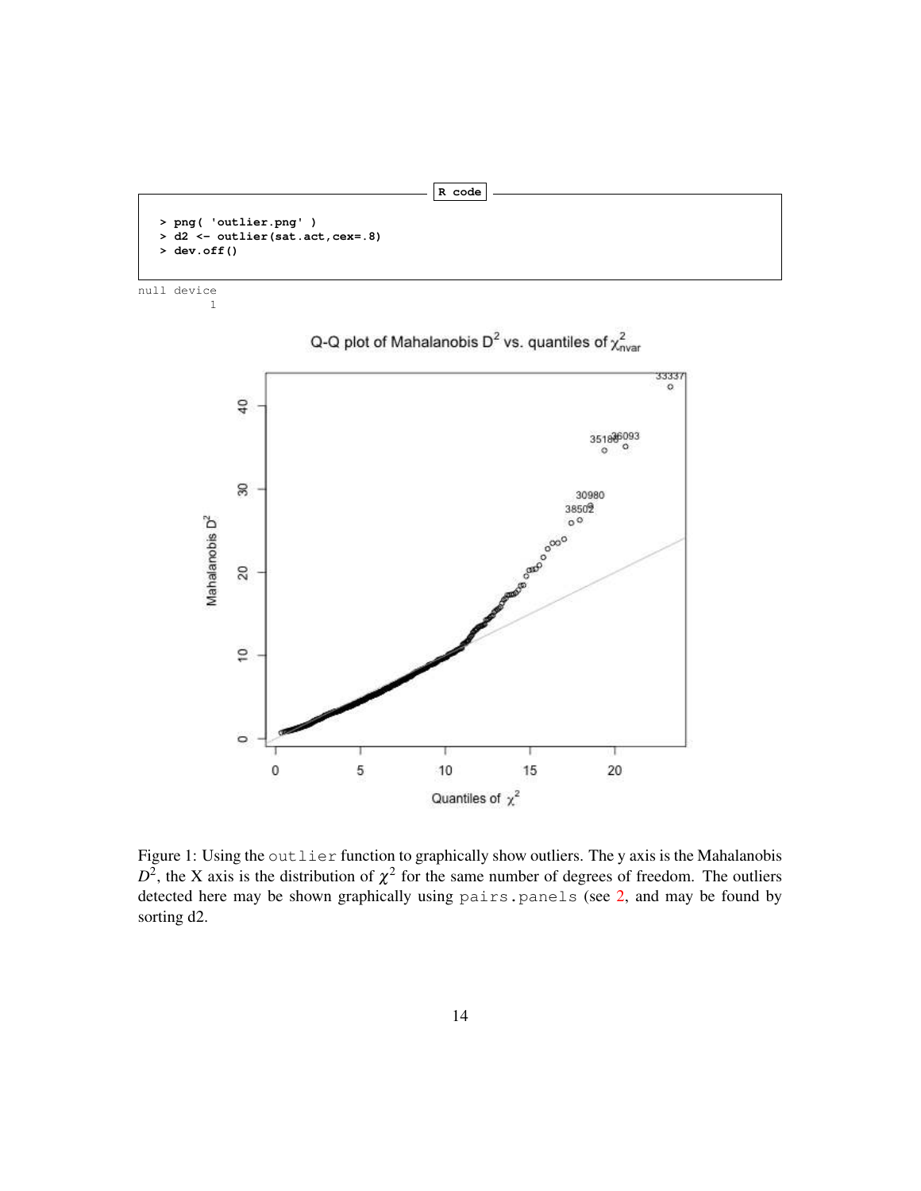R code

```
> png( 'outlier.png' )
> d2 <- outlier(sat.act,cex=.8)
> dev.off()
```

```
null device
          1
```

Figure 1: Using the outlier function to graphically show outliers. The y axis is the Mahalanobis $D^2$, the X axis is the distribution of $\chi^2$ for the same number of degrees of freedom. The outliers detected here may be shown graphically using pairs.panels (see 2, and may be found by sorting d2.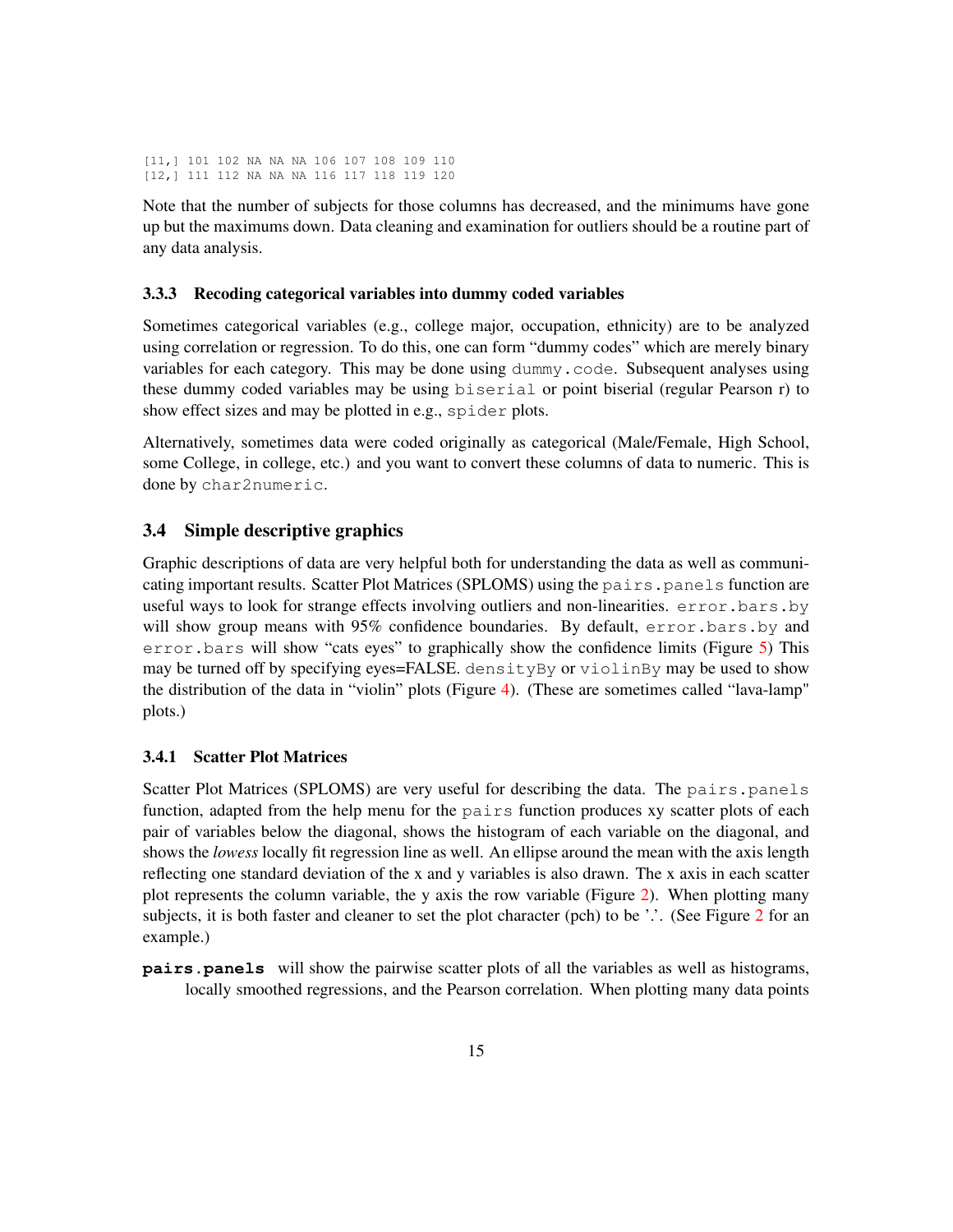```
[11,] 101 102 NA NA NA 106 107 108 109 110
[12,] 111 112 NA NA NA 116 117 118 119 120
```

Note that the number of subjects for those columns has decreased, and the minimums have gone up but the maximums down. Data cleaning and examination for outliers should be a routine part of any data analysis.

### 3.3.3 Recoding categorical variables into dummy coded variables

Sometimes categorical variables (e.g., college major, occupation, ethnicity) are to be analyzed using correlation or regression. To do this, one can form "dummy codes" which are merely binary variables for each category. This may be done using `dummy.code`. Subsequent analyses using these dummy coded variables may be using `biserial` or point biserial (regular Pearson r) to show effect sizes and may be plotted in e.g., `spider` plots.

Alternatively, sometimes data were coded originally as categorical (Male/Female, High School, some College, in college, etc.) and you want to convert these columns of data to numeric. This is done by `char2numeric`.

## 3.4 Simple descriptive graphics

Graphic descriptions of data are very helpful both for understanding the data as well as communicating important results. Scatter Plot Matrices (SPLOMS) using the `pairs.panels` function are useful ways to look for strange effects involving outliers and non-linearities. `error.bars.by` will show group means with 95% confidence boundaries. By default, `error.bars.by` and `error.bars` will show "cats eyes" to graphically show the confidence limits (Figure 5) This may be turned off by specifying eyes=FALSE. `densityBy` or `violinBy` may be used to show the distribution of the data in "violin" plots (Figure 4). (These are sometimes called "lava-lamp" plots.)

### 3.4.1 Scatter Plot Matrices

Scatter Plot Matrices (SPLOMS) are very useful for describing the data. The `pairs.panels` function, adapted from the help menu for the `pairs` function produces xy scatter plots of each pair of variables below the diagonal, shows the histogram of each variable on the diagonal, and shows the *lowess* locally fit regression line as well. An ellipse around the mean with the axis length reflecting one standard deviation of the x and y variables is also drawn. The x axis in each scatter plot represents the column variable, the y axis the row variable (Figure 2). When plotting many subjects, it is both faster and cleaner to set the plot character (pch) to be '.'. (See Figure 2 for an example.)

**pairs.panels** will show the pairwise scatter plots of all the variables as well as histograms, locally smoothed regressions, and the Pearson correlation. When plotting many data points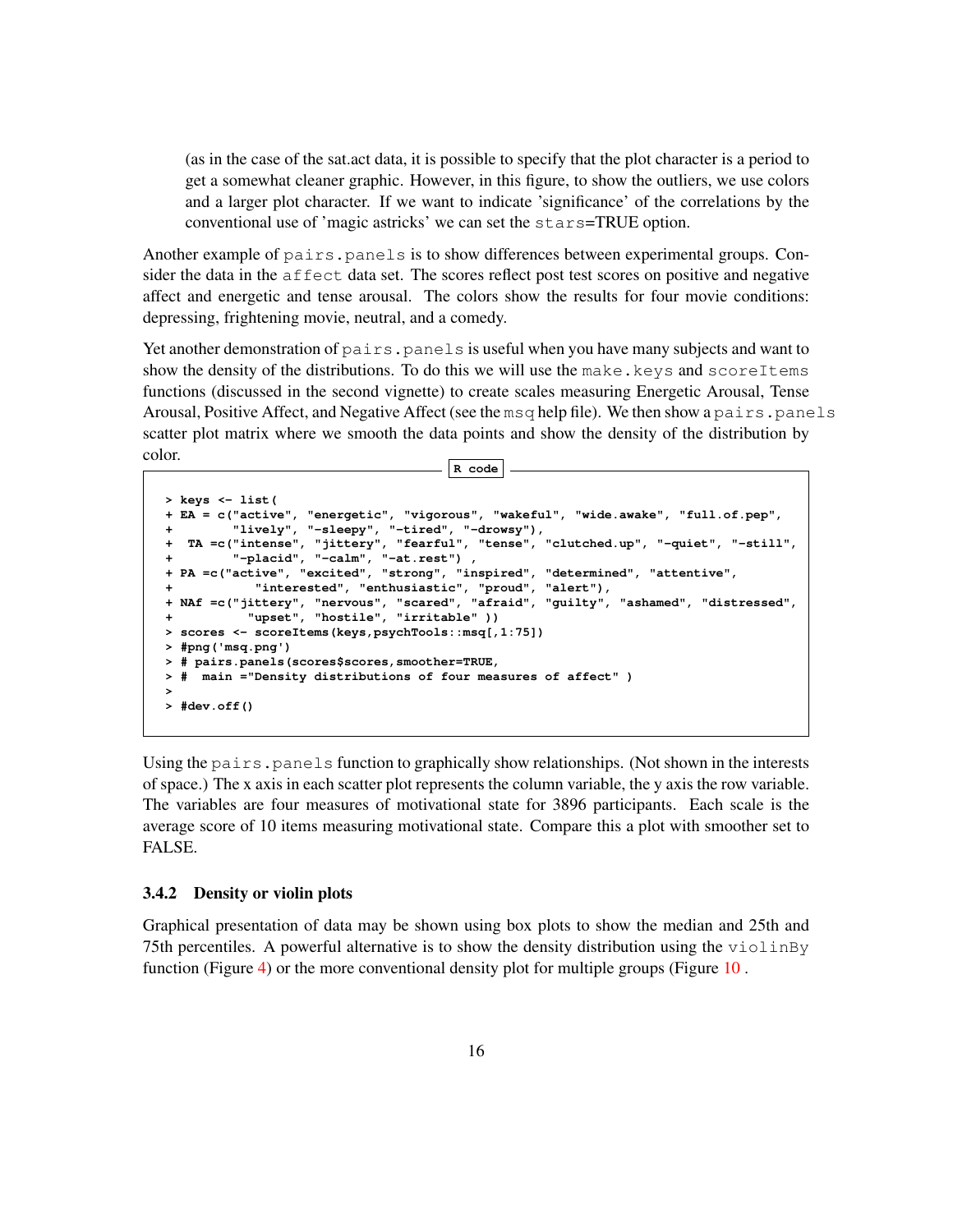(as in the case of the sat.act data, it is possible to specify that the plot character is a period to get a somewhat cleaner graphic. However, in this figure, to show the outliers, we use colors and a larger plot character. If we want to indicate 'significance' of the correlations by the conventional use of 'magic astricks' we can set the stars=TRUE option.

Another example of pairs.panels is to show differences between experimental groups. Consider the data in the affect data set. The scores reflect post test scores on positive and negative affect and energetic and tense arousal. The colors show the results for four movie conditions: depressing, frightening movie, neutral, and a comedy.

Yet another demonstration of pairs.panels is useful when you have many subjects and want to show the density of the distributions. To do this we will use the make.keys and scoreItems functions (discussed in the second vignette) to create scales measuring Energetic Arousal, Tense Arousal, Positive Affect, and Negative Affect (see the msq help file). We then show a pairs.panels scatter plot matrix where we smooth the data points and show the density of the distribution by color.

```
R code

> keys <- list(
+ EA = c("active", "energetic", "vigorous", "wakeful", "wide.awake", "full.of.pep",
+        "lively", "-sleepy", "-tired", "-drowsy"),
+  TA =c("intense", "jittery", "fearful", "tense", "clutched.up", "-quiet", "-still",
+        "-placid", "-calm", "-at.rest") ,
+ PA =c("active", "excited", "strong", "inspired", "determined", "attentive",
+           "interested", "enthusiastic", "proud", "alert"),
+ NAf =c("jittery", "nervous", "scared", "afraid", "guilty", "ashamed", "distressed",
+          "upset", "hostile", "irritable" ))
> scores <- scoreItems(keys,psychTools::msq[,1:75])
> #png('msq.png')
> # pairs.panels(scores$scores,smoother=TRUE,
> #  main ="Density distributions of four measures of affect" )
>
> #dev.off()
```

Using the pairs.panels function to graphically show relationships. (Not shown in the interests of space.) The x axis in each scatter plot represents the column variable, the y axis the row variable. The variables are four measures of motivational state for 3896 participants. Each scale is the average score of 10 items measuring motivational state. Compare this a plot with smoother set to FALSE.

### 3.4.2 Density or violin plots

Graphical presentation of data may be shown using box plots to show the median and 25th and 75th percentiles. A powerful alternative is to show the density distribution using the violinBy function (Figure 4) or the more conventional density plot for multiple groups (Figure 10 .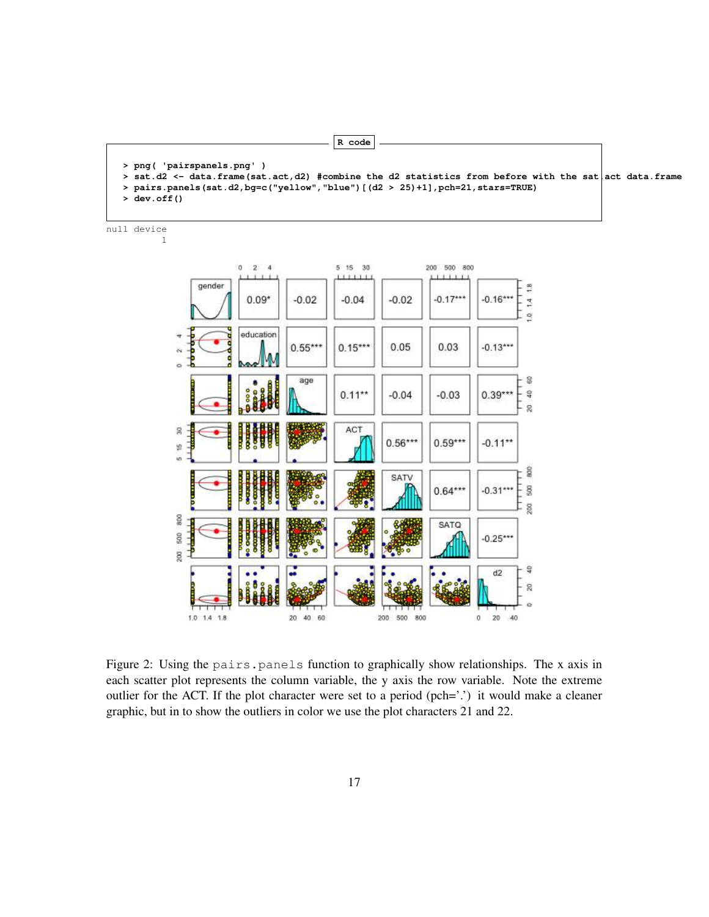R code

```
> png( 'pairspanels.png' )
> sat.d2 <- data.frame(sat.act,d2) #combine the d2 statistics from before with the sat.act data.frame
> pairs.panels(sat.d2,bg=c("yellow","blue")[(d2 > 25)+1],pch=21,stars=TRUE)
> dev.off()
```

```
null device
          1
```

Figure 2: Using the pairs.panels function to graphically show relationships. The x axis in each scatter plot represents the column variable, the y axis the row variable. Note the extreme outlier for the ACT. If the plot character were set to a period (pch='.') it would make a cleaner graphic, but in to show the outliers in color we use the plot characters 21 and 22.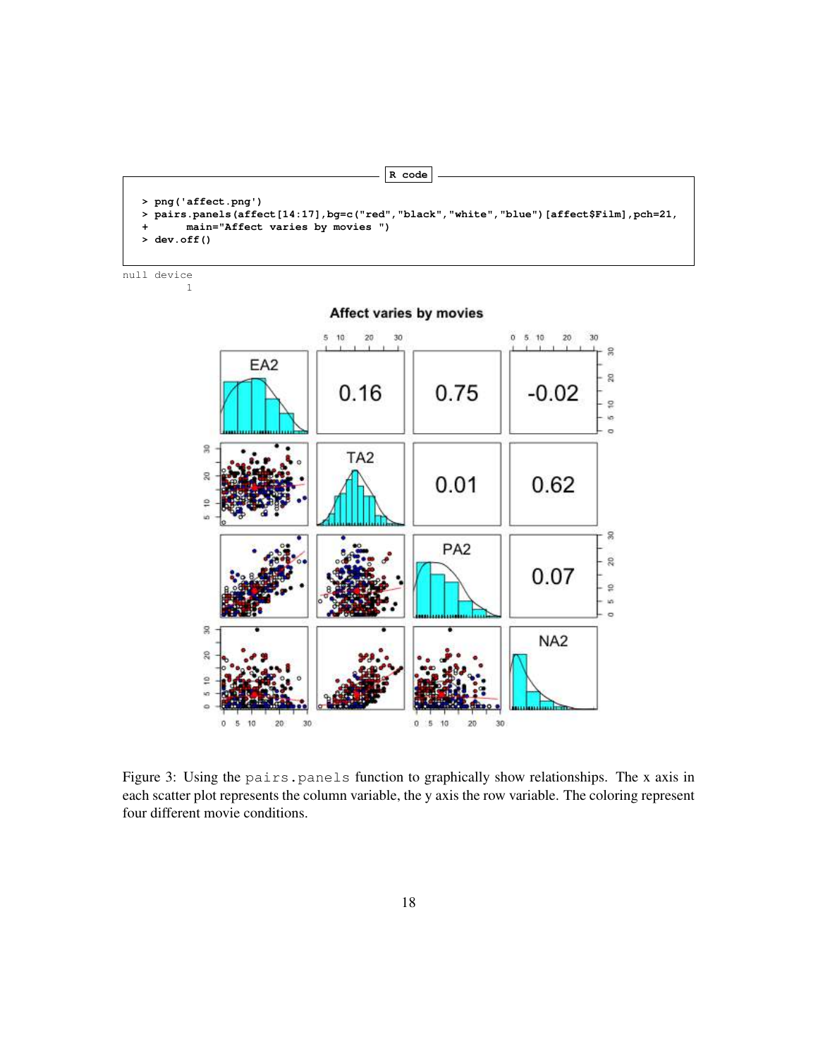R code

```
> png('affect.png')
> pairs.panels(affect[14:17],bg=c("red","black","white","blue")[affect$Film],pch=21,
+      main="Affect varies by movies ")
> dev.off()
```

```
null device
          1
```

Figure 3: Using the pairs.panels function to graphically show relationships. The x axis in each scatter plot represents the column variable, the y axis the row variable. The coloring represent four different movie conditions.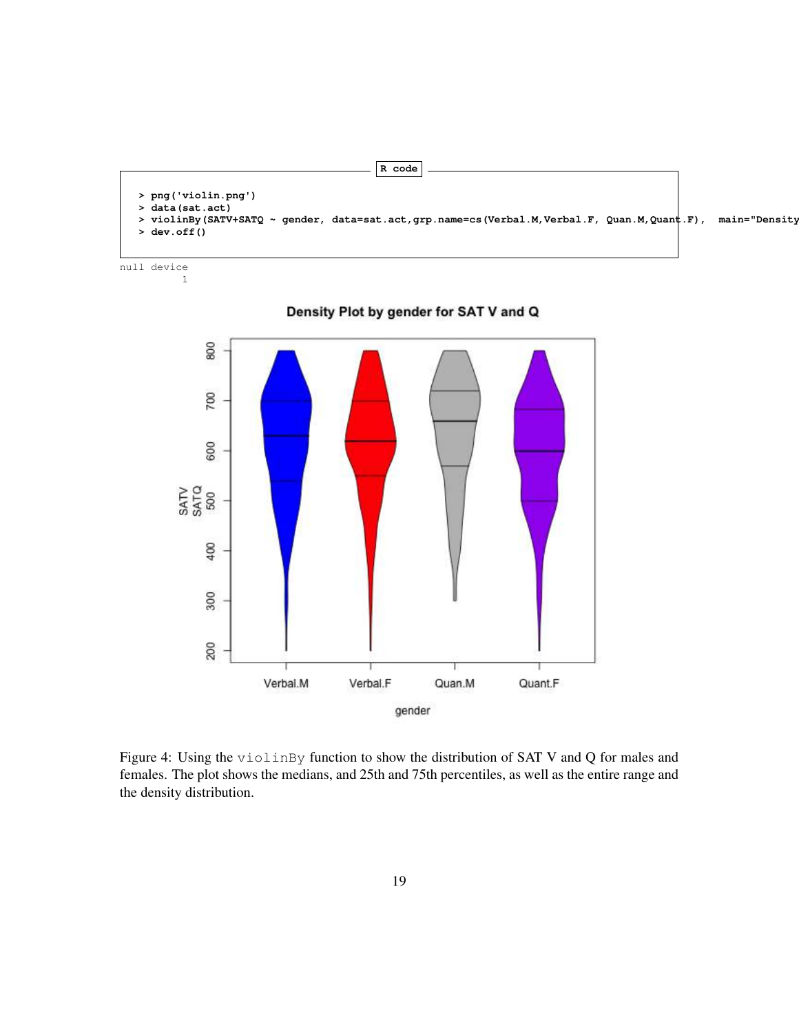```
R code

> png('violin.png')
> data(sat.act)
> violinBy(SATV+SATQ ~ gender, data=sat.act,grp.name=cs(Verbal.M,Verbal.F, Quan.M,Quant.F),  main="Density
> dev.off()
```

```
null device
          1
```

Figure 4: Using the violinBy function to show the distribution of SAT V and Q for males and females. The plot shows the medians, and 25th and 75th percentiles, as well as the entire range and the density distribution.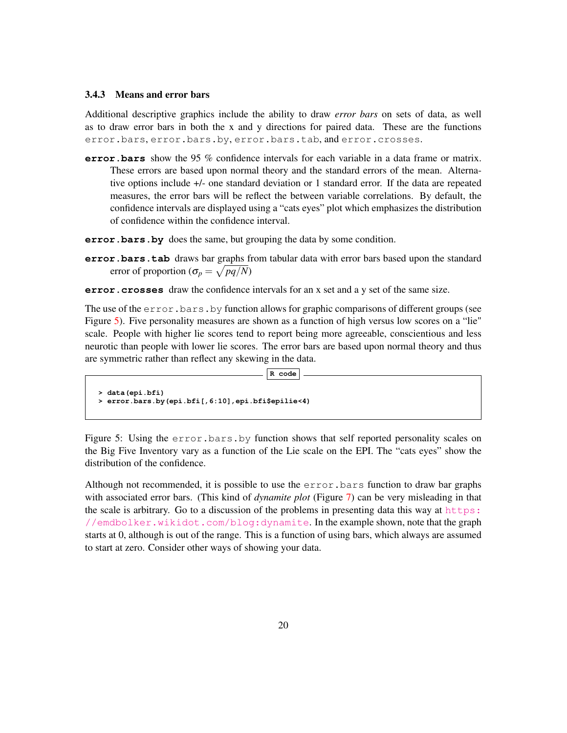### 3.4.3 Means and error bars

Additional descriptive graphics include the ability to draw *error bars* on sets of data, as well as to draw error bars in both the x and y directions for paired data. These are the functions `error.bars`, `error.bars.by`, `error.bars.tab`, and `error.crosses`.

**`error.bars`** show the 95 % confidence intervals for each variable in a data frame or matrix. These errors are based upon normal theory and the standard errors of the mean. Alternative options include +/- one standard deviation or 1 standard error. If the data are repeated measures, the error bars will be reflect the between variable correlations. By default, the confidence intervals are displayed using a "cats eyes" plot which emphasizes the distribution of confidence within the confidence interval.

**`error.bars.by`** does the same, but grouping the data by some condition.

**`error.bars.tab`** draws bar graphs from tabular data with error bars based upon the standard error of proportion ($\sigma_p = \sqrt{pq/N}$)

**`error.crosses`** draw the confidence intervals for an x set and a y set of the same size.

The use of the `error.bars.by` function allows for graphic comparisons of different groups (see Figure 5). Five personality measures are shown as a function of high versus low scores on a "lie" scale. People with higher lie scores tend to report being more agreeable, conscientious and less neurotic than people with lower lie scores. The error bars are based upon normal theory and thus are symmetric rather than reflect any skewing in the data.

R code
```
> data(epi.bfi)
> error.bars.by(epi.bfi[,6:10],epi.bfi$epilie<4)
```

Figure 5: Using the `error.bars.by` function shows that self reported personality scales on the Big Five Inventory vary as a function of the Lie scale on the EPI. The "cats eyes" show the distribution of the confidence.

Although not recommended, it is possible to use the `error.bars` function to draw bar graphs with associated error bars. (This kind of *dynamite plot* (Figure 7) can be very misleading in that the scale is arbitrary. Go to a discussion of the problems in presenting data this way at https://emdbolker.wikidot.com/blog:dynamite. In the example shown, note that the graph starts at 0, although is out of the range. This is a function of using bars, which always are assumed to start at zero. Consider other ways of showing your data.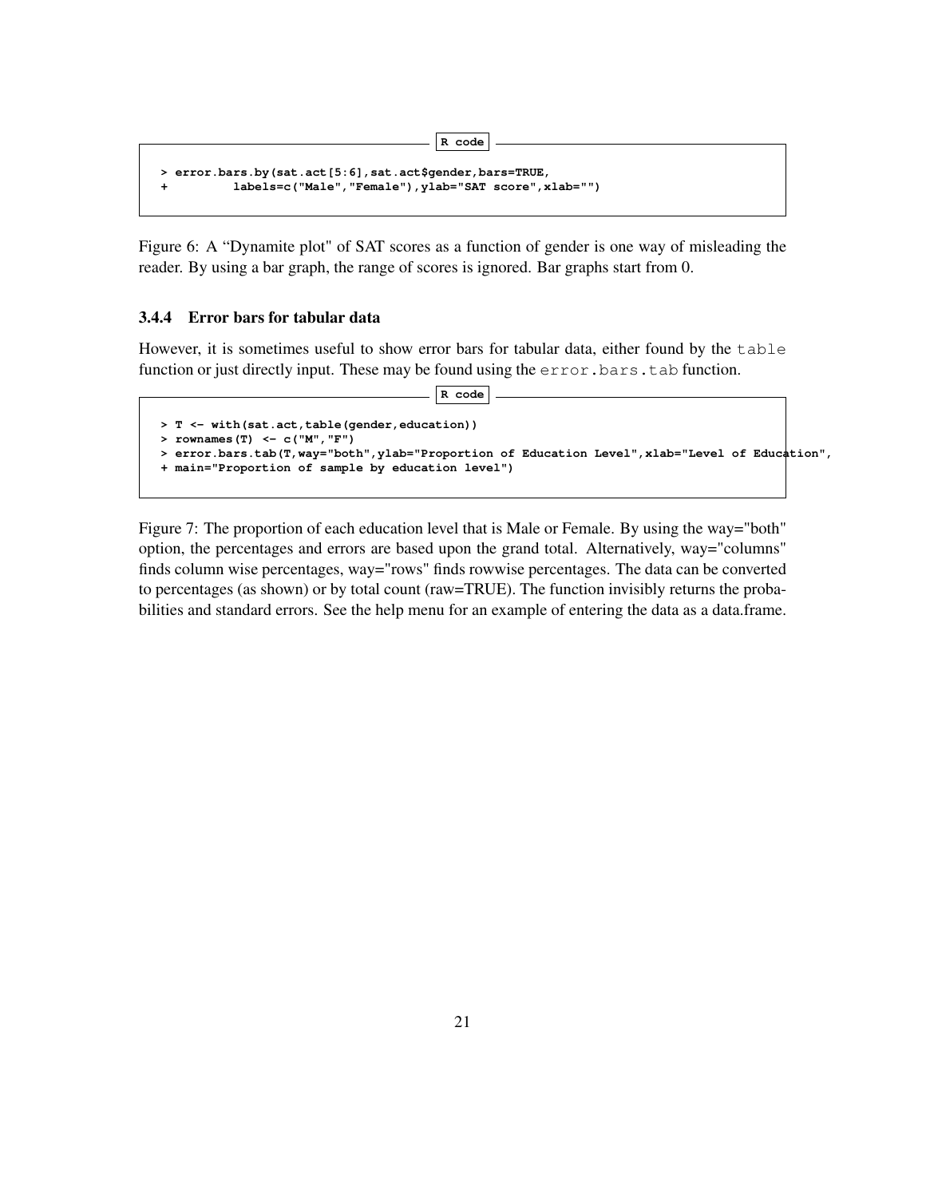R code

```
> error.bars.by(sat.act[5:6],sat.act$gender,bars=TRUE,
+         labels=c("Male","Female"),ylab="SAT score",xlab="")
```

Figure 6: A "Dynamite plot" of SAT scores as a function of gender is one way of misleading the reader. By using a bar graph, the range of scores is ignored. Bar graphs start from 0.

### 3.4.4 Error bars for tabular data

However, it is sometimes useful to show error bars for tabular data, either found by the `table` function or just directly input. These may be found using the `error.bars.tab` function.

R code

```
> T <- with(sat.act,table(gender,education))
> rownames(T) <- c("M","F")
> error.bars.tab(T,way="both",ylab="Proportion of Education Level",xlab="Level of Education",
+ main="Proportion of sample by education level")
```

Figure 7: The proportion of each education level that is Male or Female. By using the way="both" option, the percentages and errors are based upon the grand total. Alternatively, way="columns" finds column wise percentages, way="rows" finds rowwise percentages. The data can be converted to percentages (as shown) or by total count (raw=TRUE). The function invisibly returns the probabilities and standard errors. See the help menu for an example of entering the data as a data.frame.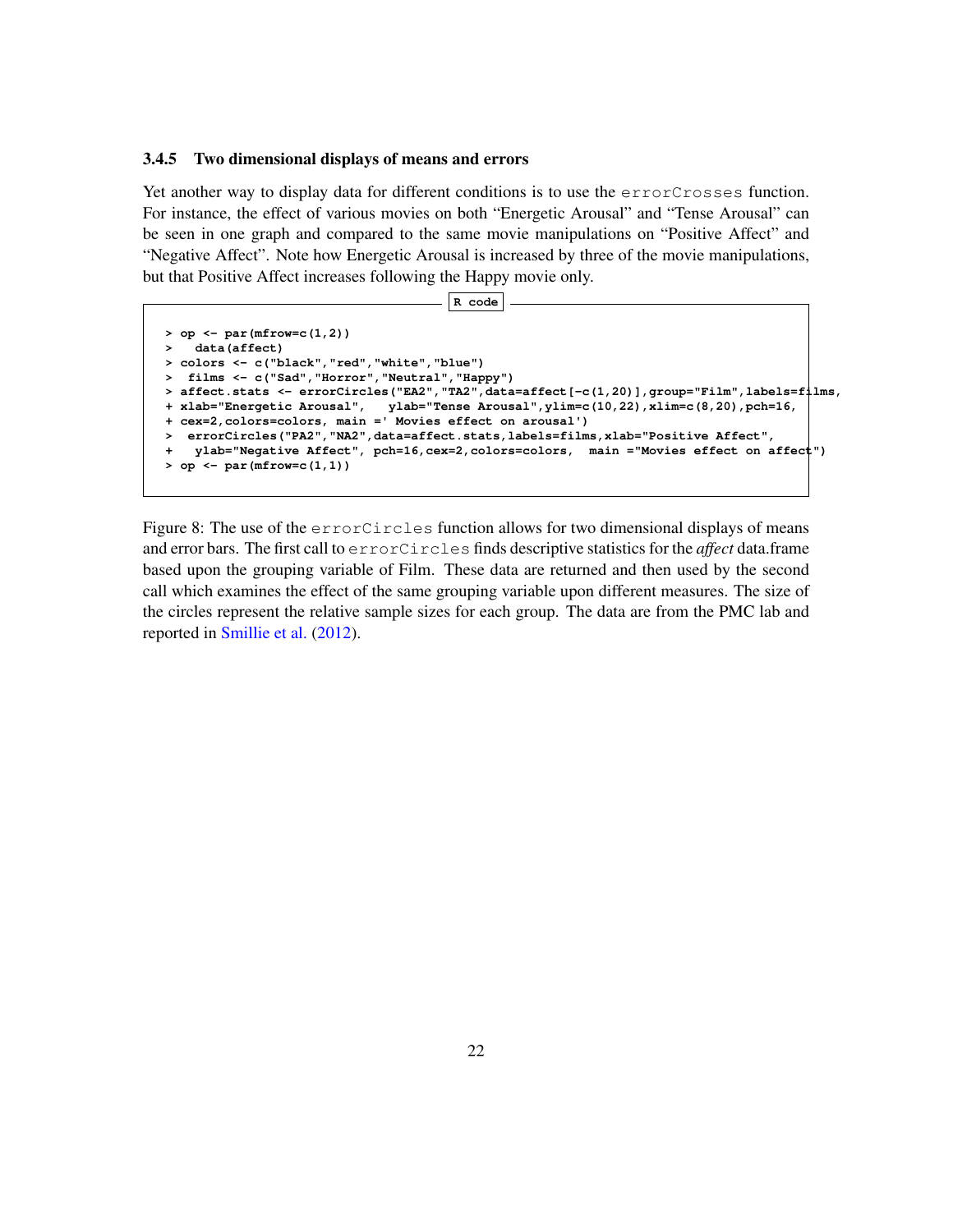### 3.4.5 Two dimensional displays of means and errors

Yet another way to display data for different conditions is to use the `errorCrosses` function. For instance, the effect of various movies on both "Energetic Arousal" and "Tense Arousal" can be seen in one graph and compared to the same movie manipulations on "Positive Affect" and "Negative Affect". Note how Energetic Arousal is increased by three of the movie manipulations, but that Positive Affect increases following the Happy movie only.

R code

```
> op <- par(mfrow=c(1,2))
>   data(affect)
> colors <- c("black","red","white","blue")
>  films <- c("Sad","Horror","Neutral","Happy")
> affect.stats <- errorCircles("EA2","TA2",data=affect[-c(1,20)],group="Film",labels=films,
+ xlab="Energetic Arousal",   ylab="Tense Arousal",ylim=c(10,22),xlim=c(8,20),pch=16,
+ cex=2,colors=colors, main =' Movies effect on arousal')
>  errorCircles("PA2","NA2",data=affect.stats,labels=films,xlab="Positive Affect",
+   ylab="Negative Affect", pch=16,cex=2,colors=colors,  main ="Movies effect on affect")
> op <- par(mfrow=c(1,1))
```

Figure 8: The use of the `errorCircles` function allows for two dimensional displays of means and error bars. The first call to `errorCircles` finds descriptive statistics for the *affect* data.frame based upon the grouping variable of Film. These data are returned and then used by the second call which examines the effect of the same grouping variable upon different measures. The size of the circles represent the relative sample sizes for each group. The data are from the PMC lab and reported in Smillie et al. (2012).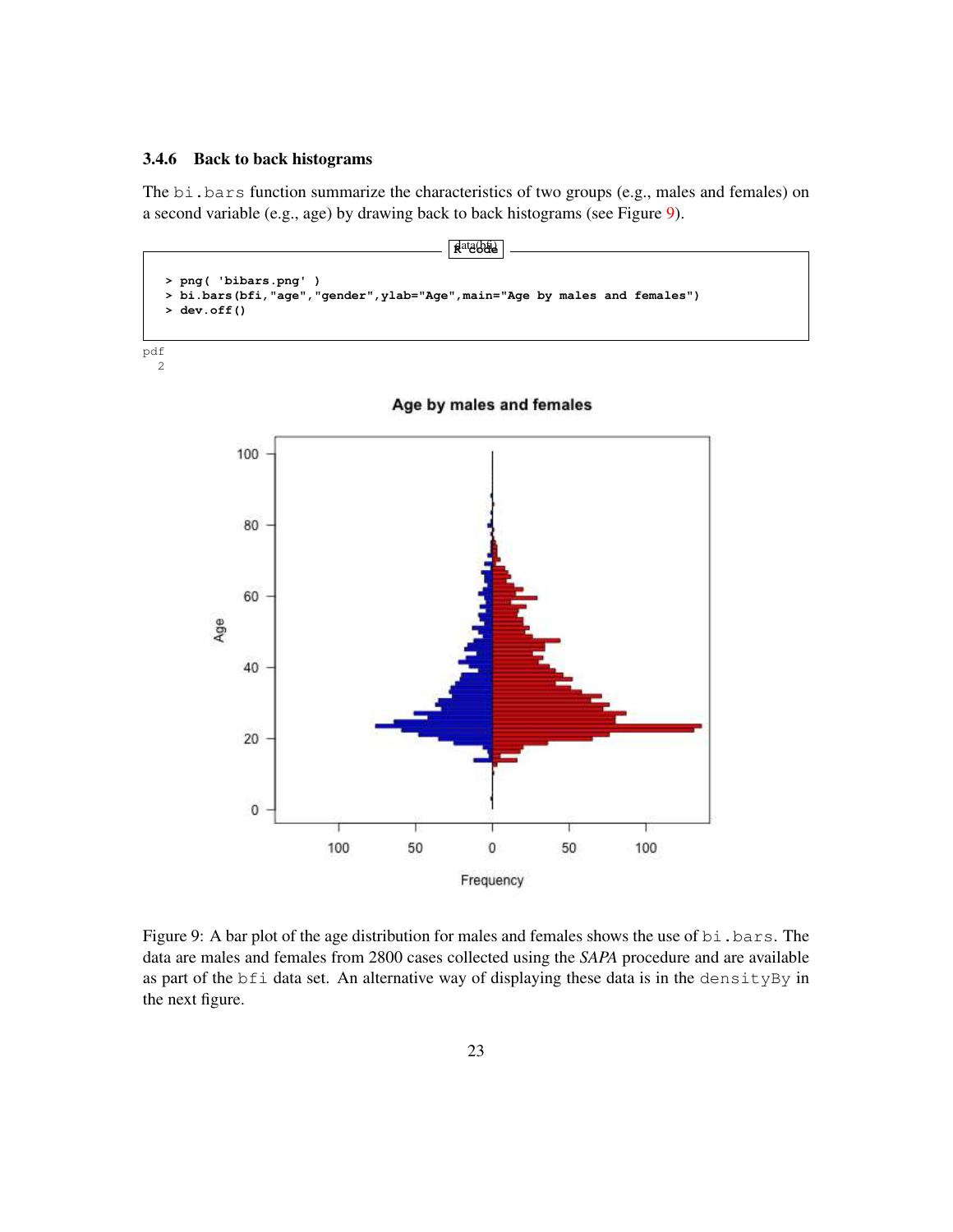### 3.4.6 Back to back histograms

The `bi.bars` function summarize the characteristics of two groups (e.g., males and females) on a second variable (e.g., age) by drawing back to back histograms (see Figure 9).

```
> png( 'bibars.png' )
> bi.bars(bfi,"age","gender",ylab="Age",main="Age by males and females")
> dev.off()
```

```
pdf
  2
```

Figure 9: A bar plot of the age distribution for males and females shows the use of `bi.bars`. The data are males and females from 2800 cases collected using the *SAPA* procedure and are available as part of the `bfi` data set. An alternative way of displaying these data is in the `densityBy` in the next figure.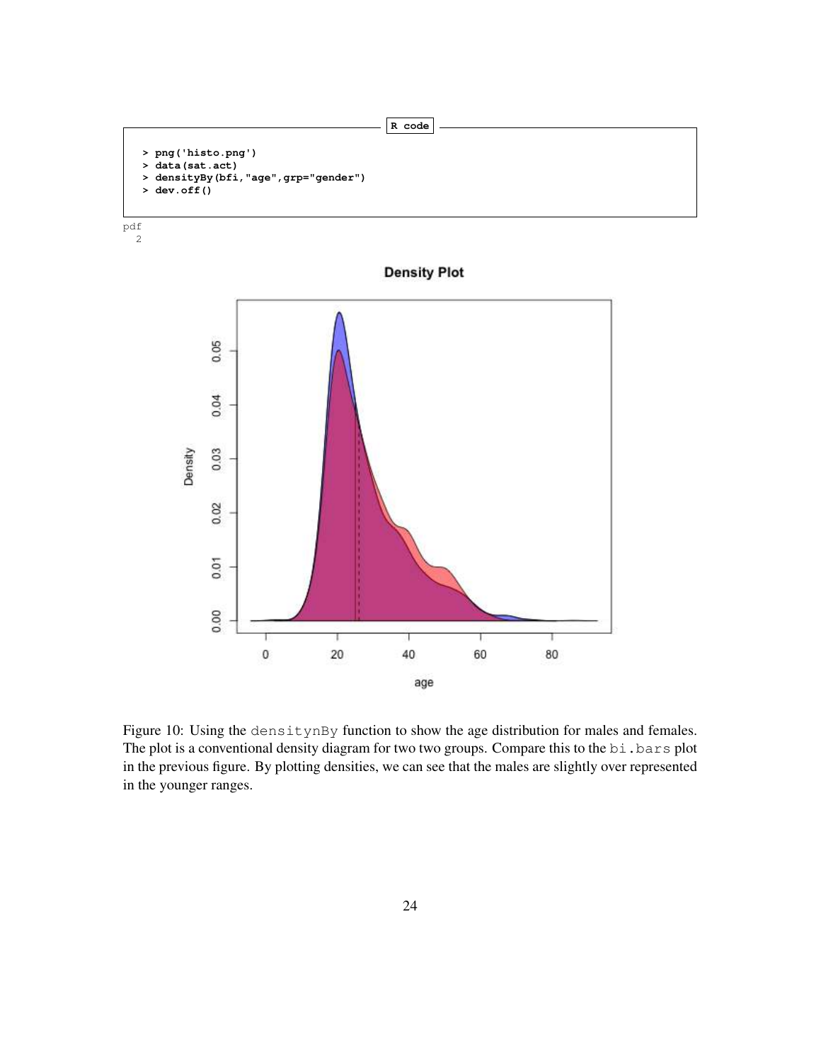R code

```
> png('histo.png')
> data(sat.act)
> densityBy(bfi,"age",grp="gender")
> dev.off()
```

```
pdf
  2
```

Figure 10: Using the densitynBy function to show the age distribution for males and females. The plot is a conventional density diagram for two two groups. Compare this to the bi.bars plot in the previous figure. By plotting densities, we can see that the males are slightly over represented in the younger ranges.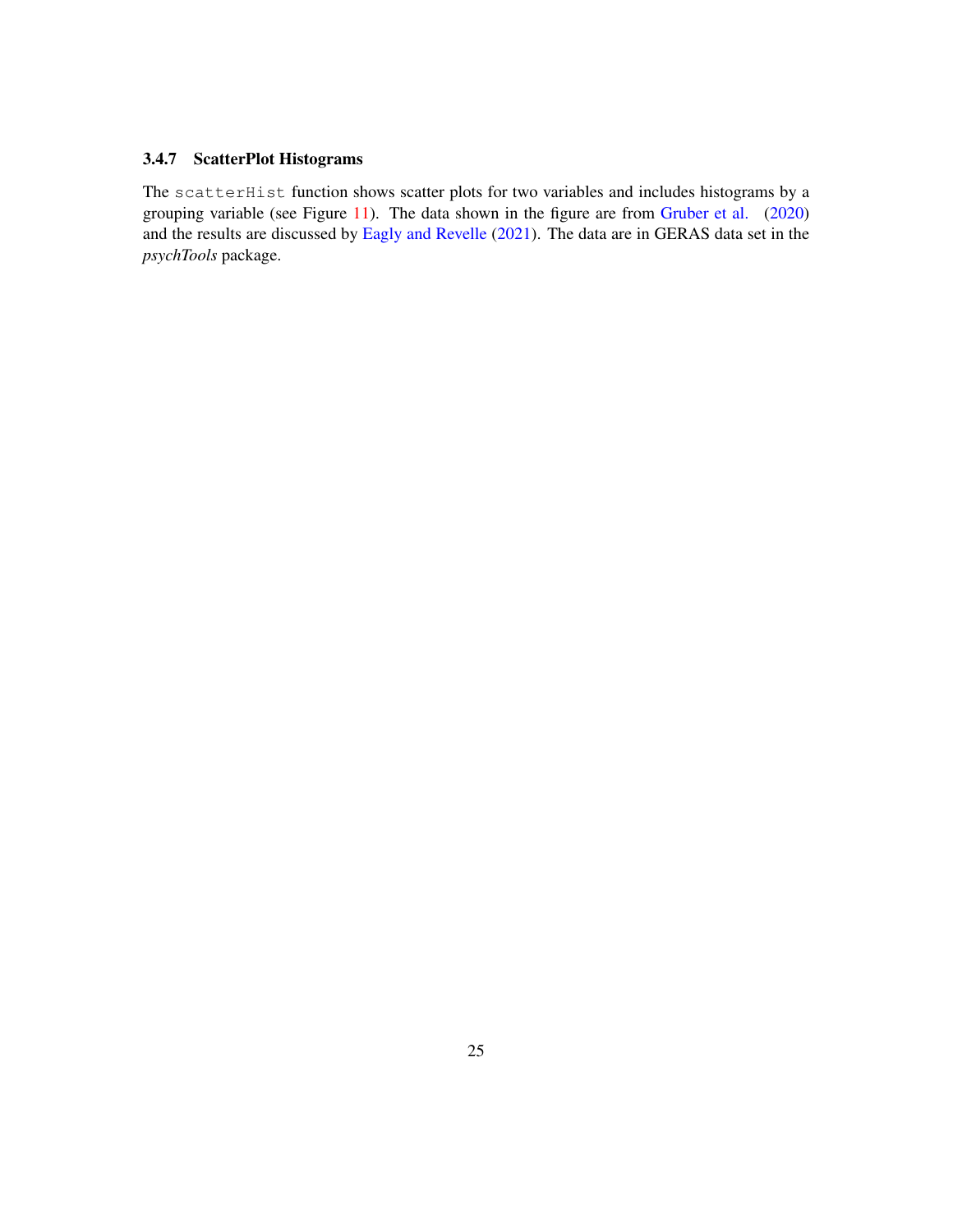### 3.4.7 ScatterPlot Histograms

The `scatterHist` function shows scatter plots for two variables and includes histograms by a grouping variable (see Figure 11). The data shown in the figure are from Gruber et al. (2020) and the results are discussed by Eagly and Revelle (2021). The data are in GERAS data set in the *psychTools* package.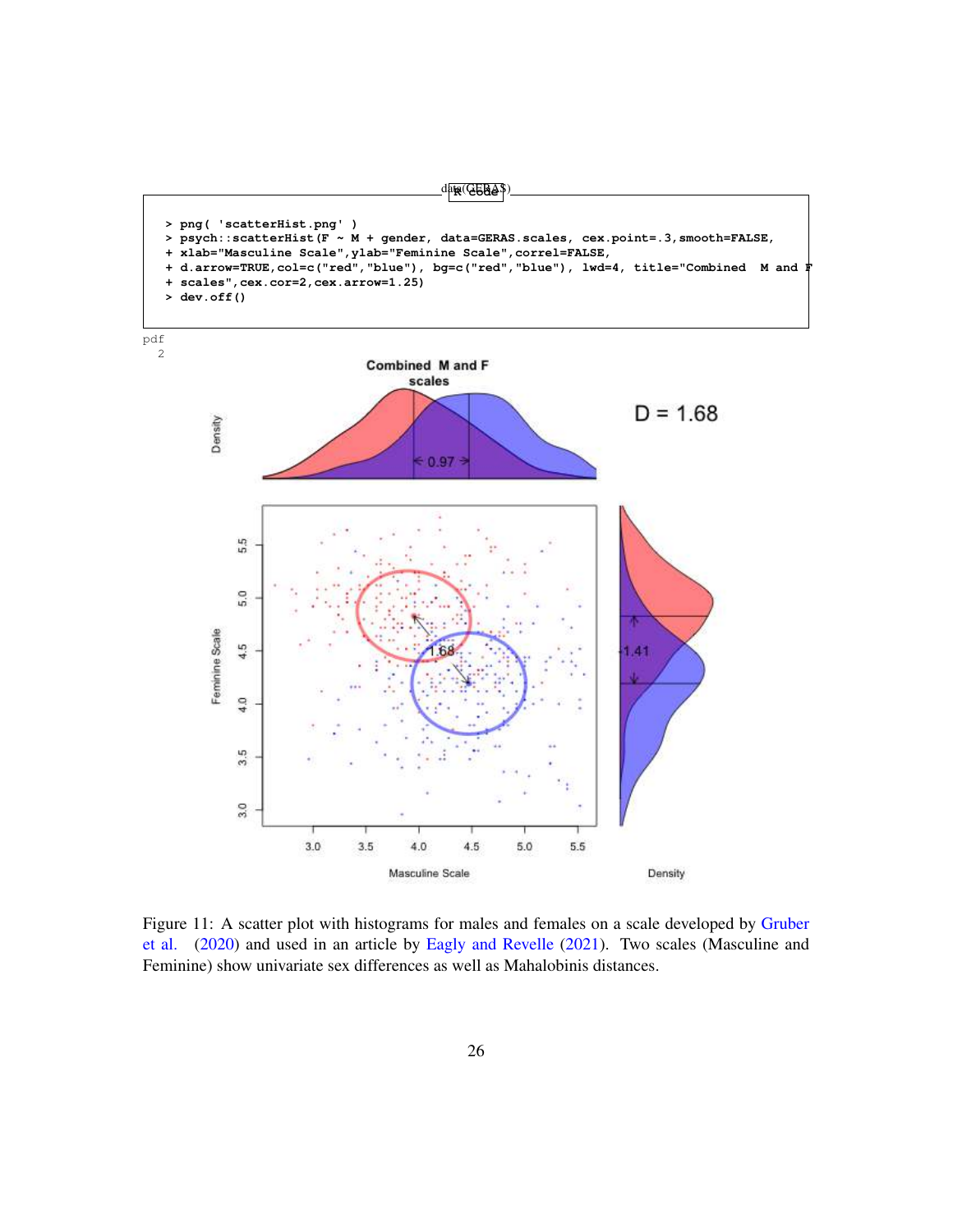```
> png( 'scatterHist.png' )
> psych::scatterHist(F ~ M + gender, data=GERAS.scales, cex.point=.3,smooth=FALSE,
+ xlab="Masculine Scale",ylab="Feminine Scale",correl=FALSE,
+ d.arrow=TRUE,col=c("red","blue"), bg=c("red","blue"), lwd=4, title="Combined  M and F
+ scales",cex.cor=2,cex.arrow=1.25)
> dev.off()
```

pdf
  2

Figure 11: A scatter plot with histograms for males and females on a scale developed by Gruber et al. (2020) and used in an article by Eagly and Revelle (2021). Two scales (Masculine and Feminine) show univariate sex differences as well as Mahalobinis distances.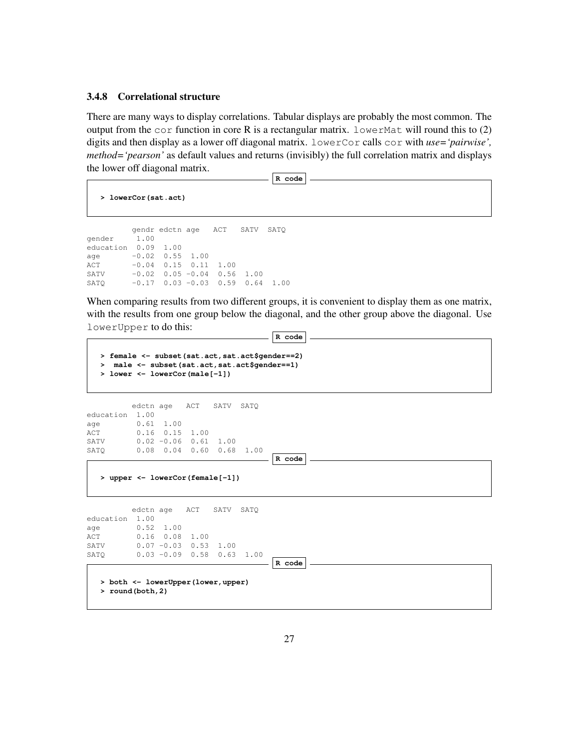### 3.4.8 Correlational structure

There are many ways to display correlations. Tabular displays are probably the most common. The output from the `cor` function in core R is a rectangular matrix. `lowerMat` will round this to (2) digits and then display as a lower off diagonal matrix. `lowerCor` calls `cor` with *use='pairwise', method='pearson'* as default values and returns (invisibly) the full correlation matrix and displays the lower off diagonal matrix.

```
> lowerCor(sat.act)
```

```
          gendr edctn age   ACT   SATV  SATQ
gender     1.00
education  0.09  1.00
age       -0.02  0.55  1.00
ACT       -0.04  0.15  0.11  1.00
SATV      -0.02  0.05 -0.04  0.56  1.00
SATQ      -0.17  0.03 -0.03  0.59  0.64  1.00
```

When comparing results from two different groups, it is convenient to display them as one matrix, with the results from one group below the diagonal, and the other group above the diagonal. Use `lowerUpper` to do this:

```
> female <- subset(sat.act,sat.act$gender==2)
>  male <- subset(sat.act,sat.act$gender==1)
> lower <- lowerCor(male[-1])
```

```
          edctn age   ACT   SATV  SATQ
education  1.00
age        0.61  1.00
ACT        0.16  0.15  1.00
SATV       0.02 -0.06  0.61  1.00
SATQ       0.08  0.04  0.60  0.68  1.00
```

```
> upper <- lowerCor(female[-1])
```

```
          edctn age   ACT   SATV  SATQ
education  1.00
age        0.52  1.00
ACT        0.16  0.08  1.00
SATV       0.07 -0.03  0.53  1.00
SATQ       0.03 -0.09  0.58  0.63  1.00
```

```
> both <- lowerUpper(lower,upper)
> round(both,2)
```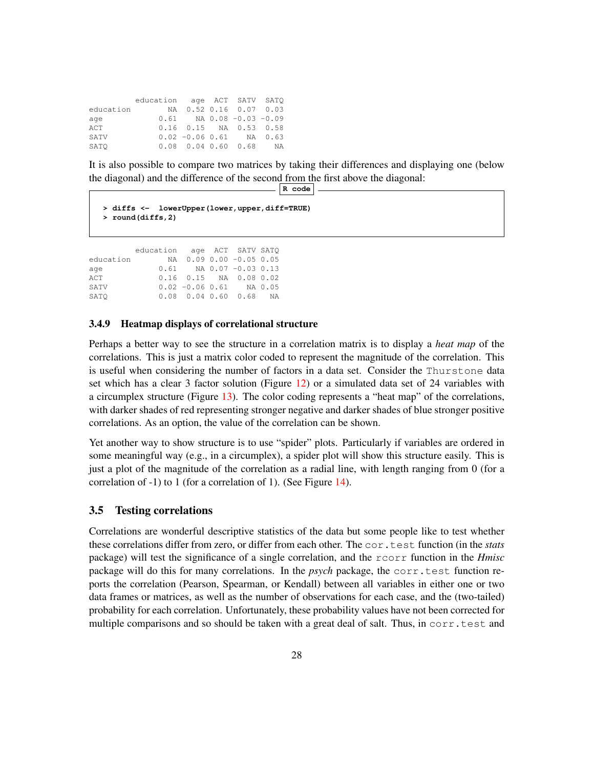```
          education   age  ACT  SATV  SATQ
education        NA  0.52 0.16  0.07  0.03
age            0.61    NA 0.08 -0.03 -0.09
ACT            0.16  0.15   NA  0.53  0.58
SATV           0.02 -0.06 0.61    NA  0.63
SATQ           0.08  0.04 0.60  0.68    NA
```

It is also possible to compare two matrices by taking their differences and displaying one (below the diagonal) and the difference of the second from the first above the diagonal:

```
R code
> diffs <-  lowerUpper(lower,upper,diff=TRUE)
> round(diffs,2)
```

```
          education   age  ACT  SATV SATQ
education        NA  0.09 0.00 -0.05 0.05
age            0.61    NA 0.07 -0.03 0.13
ACT            0.16  0.15   NA  0.08 0.02
SATV           0.02 -0.06 0.61    NA 0.05
SATQ           0.08  0.04 0.60  0.68   NA
```

### 3.4.9 Heatmap displays of correlational structure

Perhaps a better way to see the structure in a correlation matrix is to display a *heat map* of the correlations. This is just a matrix color coded to represent the magnitude of the correlation. This is useful when considering the number of factors in a data set. Consider the `Thurstone` data set which has a clear 3 factor solution (Figure 12) or a simulated data set of 24 variables with a circumplex structure (Figure 13). The color coding represents a "heat map" of the correlations, with darker shades of red representing stronger negative and darker shades of blue stronger positive correlations. As an option, the value of the correlation can be shown.

Yet another way to show structure is to use "spider" plots. Particularly if variables are ordered in some meaningful way (e.g., in a circumplex), a spider plot will show this structure easily. This is just a plot of the magnitude of the correlation as a radial line, with length ranging from 0 (for a correlation of -1) to 1 (for a correlation of 1). (See Figure 14).

## 3.5 Testing correlations

Correlations are wonderful descriptive statistics of the data but some people like to test whether these correlations differ from zero, or differ from each other. The `cor.test` function (in the *stats* package) will test the significance of a single correlation, and the `rcorr` function in the *Hmisc* package will do this for many correlations. In the *psych* package, the `corr.test` function reports the correlation (Pearson, Spearman, or Kendall) between all variables in either one or two data frames or matrices, as well as the number of observations for each case, and the (two-tailed) probability for each correlation. Unfortunately, these probability values have not been corrected for multiple comparisons and so should be taken with a great deal of salt. Thus, in `corr.test` and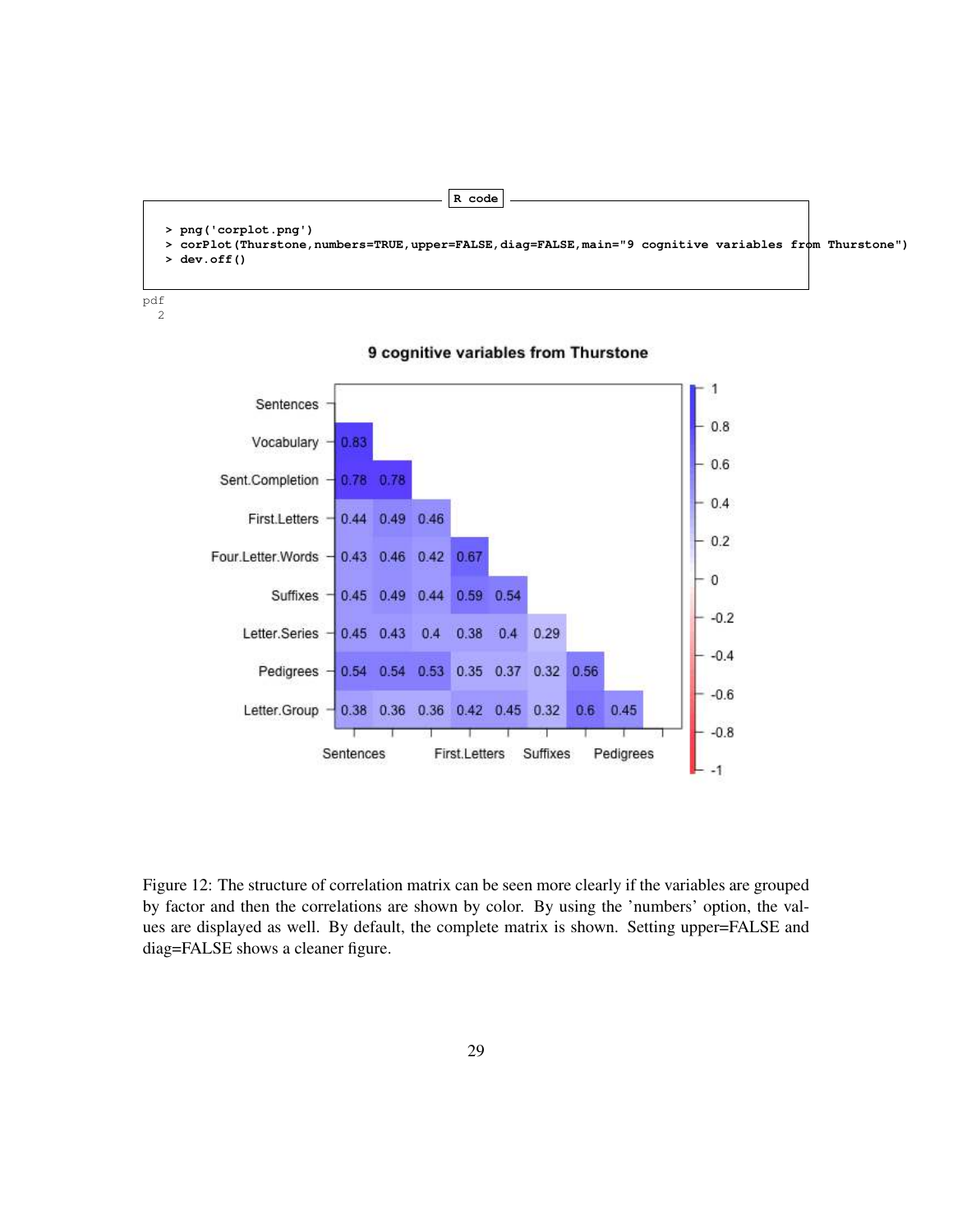R code

```
> png('corplot.png')
> corPlot(Thurstone,numbers=TRUE,upper=FALSE,diag=FALSE,main="9 cognitive variables from Thurstone")
> dev.off()
```

```
pdf
  2
```

Figure 12: The structure of correlation matrix can be seen more clearly if the variables are grouped by factor and then the correlations are shown by color. By using the 'numbers' option, the values are displayed as well. By default, the complete matrix is shown. Setting upper=FALSE and diag=FALSE shows a cleaner figure.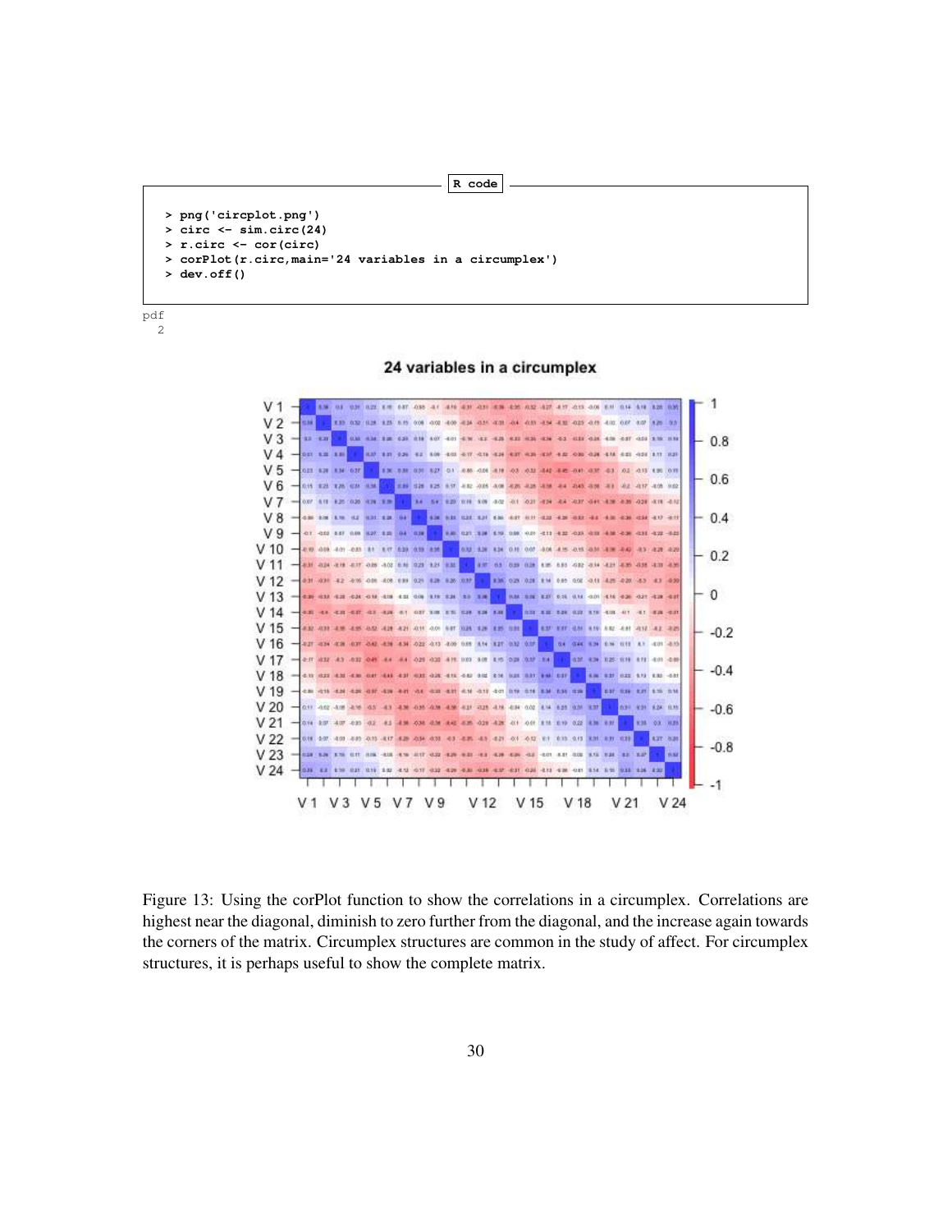R code

```
> png('circplot.png')
> circ <- sim.circ(24)
> r.circ <- cor(circ)
> corPlot(r.circ,main='24 variables in a circumplex')
> dev.off()
```

```
pdf
  2
```

Figure 13: Using the corPlot function to show the correlations in a circumplex. Correlations are highest near the diagonal, diminish to zero further from the diagonal, and the increase again towards the corners of the matrix. Circumplex structures are common in the study of affect. For circumplex structures, it is perhaps useful to show the complete matrix.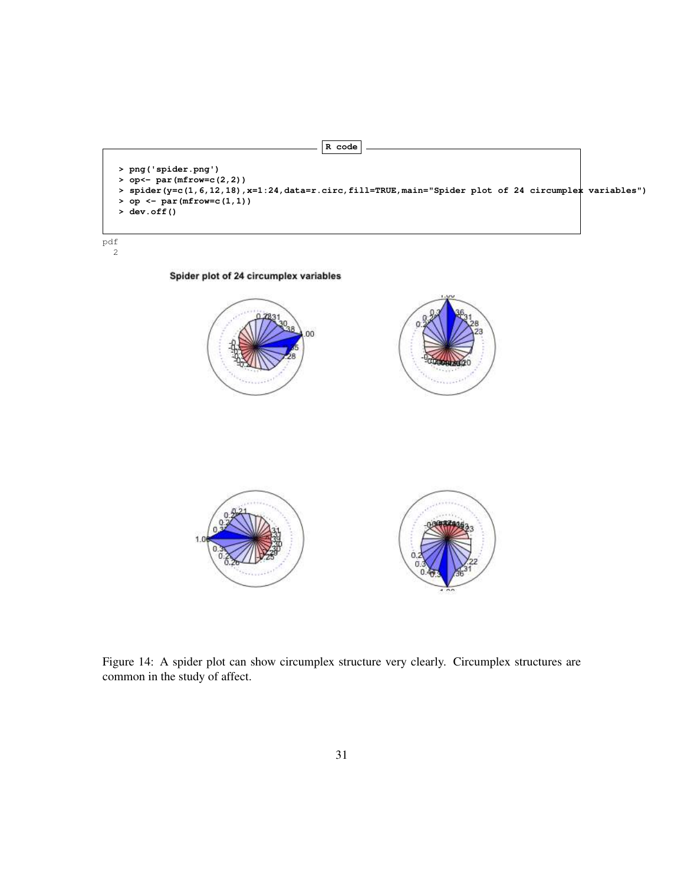R code

```
> png('spider.png')
> op<- par(mfrow=c(2,2))
> spider(y=c(1,6,12,18),x=1:24,data=r.circ,fill=TRUE,main="Spider plot of 24 circumplex variables")
> op <- par(mfrow=c(1,1))
> dev.off()
```

```
pdf
  2
```

Figure 14: A spider plot can show circumplex structure very clearly. Circumplex structures are common in the study of affect.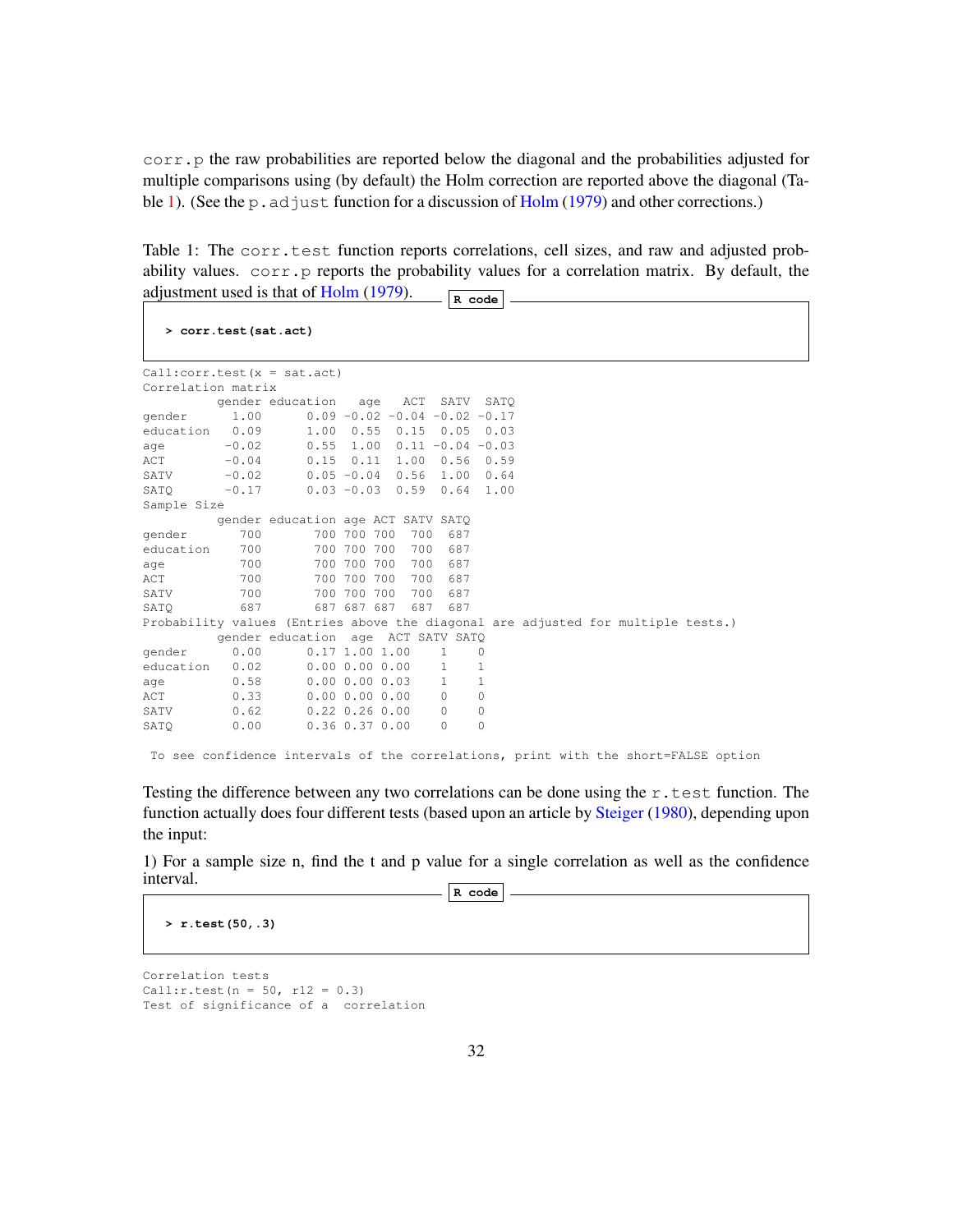corr.p the raw probabilities are reported below the diagonal and the probabilities adjusted for multiple comparisons using (by default) the Holm correction are reported above the diagonal (Table 1). (See the p.adjust function for a discussion of Holm (1979) and other corrections.)

Table 1: The corr.test function reports correlations, cell sizes, and raw and adjusted probability values. corr.p reports the probability values for a correlation matrix. By default, the adjustment used is that of Holm (1979).

```
R code
> corr.test(sat.act)
```

```
Call:corr.test(x = sat.act)
Correlation matrix
          gender education   age   ACT  SATV  SATQ
gender      1.00      0.09 -0.02 -0.04 -0.02 -0.17
education   0.09      1.00  0.55  0.15  0.05  0.03
age        -0.02      0.55  1.00  0.11 -0.04 -0.03
ACT        -0.04      0.15  0.11  1.00  0.56  0.59
SATV       -0.02      0.05 -0.04  0.56  1.00  0.64
SATQ       -0.17      0.03 -0.03  0.59  0.64  1.00
Sample Size
          gender education age ACT SATV SATQ
gender       700       700 700 700  700  687
education    700       700 700 700  700  687
age          700       700 700 700  700  687
ACT          700       700 700 700  700  687
SATV         700       700 700 700  700  687
SATQ         687       687 687 687  687  687
Probability values (Entries above the diagonal are adjusted for multiple tests.)
          gender education  age  ACT SATV SATQ
gender      0.00      0.17 1.00 1.00    1    0
education   0.02      0.00 0.00 0.00    1    1
age         0.58      0.00 0.00 0.03    1    1
ACT         0.33      0.00 0.00 0.00    0    0
SATV        0.62      0.22 0.26 0.00    0    0
SATQ        0.00      0.36 0.37 0.00    0    0

 To see confidence intervals of the correlations, print with the short=FALSE option
```

Testing the difference between any two correlations can be done using the r.test function. The function actually does four different tests (based upon an article by Steiger (1980), depending upon the input:

1) For a sample size n, find the t and p value for a single correlation as well as the confidence interval.

```
R code
> r.test(50,.3)
```

```
Correlation tests
Call:r.test(n = 50, r12 = 0.3)
Test of significance of a  correlation
```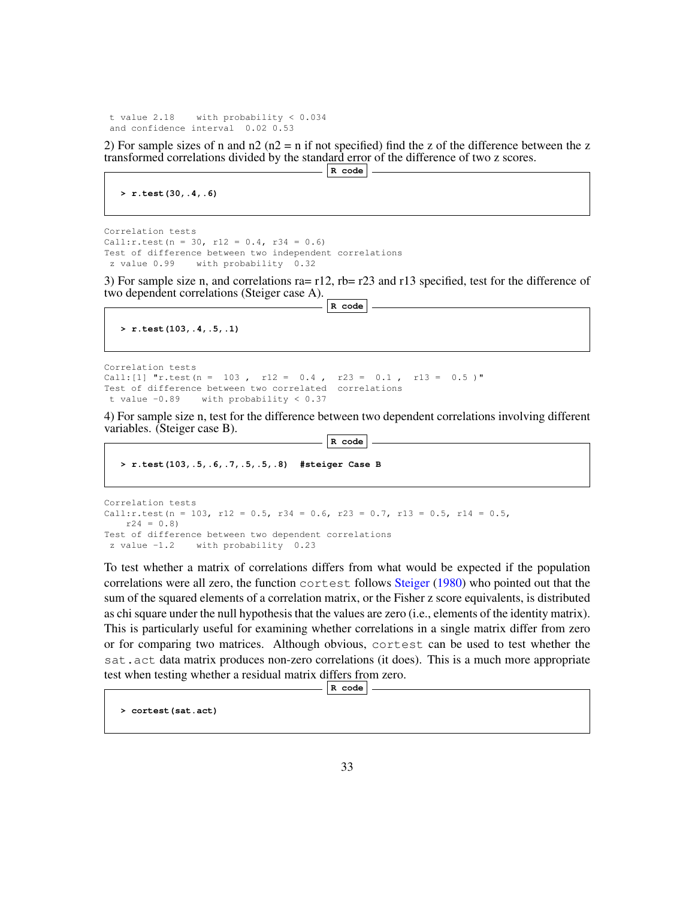```
 t value 2.18    with probability < 0.034
 and confidence interval  0.02 0.53
```

2) For sample sizes of n and n2 (n2 = n if not specified) find the z of the difference between the z transformed correlations divided by the standard error of the difference of two z scores.

```
> r.test(30,.4,.6)
```

```
Correlation tests
Call:r.test(n = 30, r12 = 0.4, r34 = 0.6)
Test of difference between two independent correlations
 z value 0.99    with probability  0.32
```

3) For sample size n, and correlations ra= r12, rb= r23 and r13 specified, test for the difference of two dependent correlations (Steiger case A).

```
> r.test(103,.4,.5,.1)
```

```
Correlation tests
Call:[1] "r.test(n =  103 ,  r12 =  0.4 ,  r23 =  0.1 ,  r13 =  0.5 )"
Test of difference between two correlated  correlations
 t value -0.89    with probability < 0.37
```

4) For sample size n, test for the difference between two dependent correlations involving different variables. (Steiger case B).

```
> r.test(103,.5,.6,.7,.5,.5,.8)  #steiger Case B
```

```
Correlation tests
Call:r.test(n = 103, r12 = 0.5, r34 = 0.6, r23 = 0.7, r13 = 0.5, r14 = 0.5,
    r24 = 0.8)
Test of difference between two dependent correlations
 z value -1.2    with probability  0.23
```

To test whether a matrix of correlations differs from what would be expected if the population correlations were all zero, the function `cortest` follows Steiger (1980) who pointed out that the sum of the squared elements of a correlation matrix, or the Fisher z score equivalents, is distributed as chi square under the null hypothesis that the values are zero (i.e., elements of the identity matrix). This is particularly useful for examining whether correlations in a single matrix differ from zero or for comparing two matrices. Although obvious, `cortest` can be used to test whether the `sat.act` data matrix produces non-zero correlations (it does). This is a much more appropriate test when testing whether a residual matrix differs from zero.

```
> cortest(sat.act)
```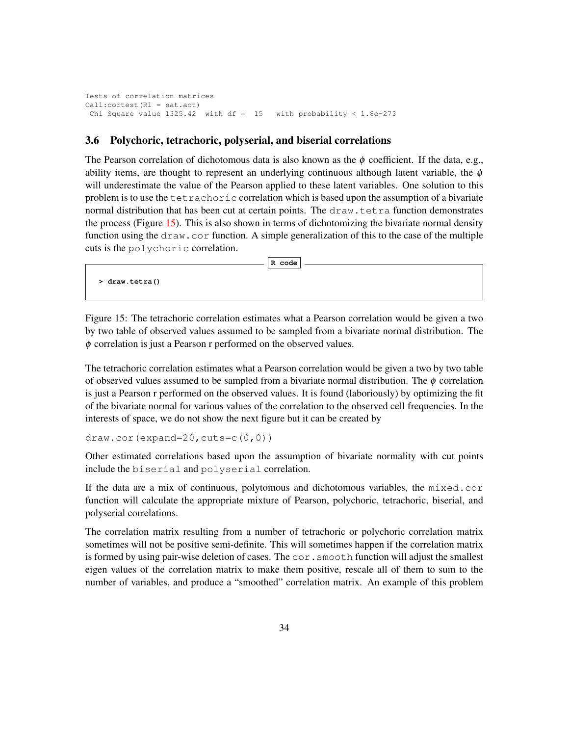```
Tests of correlation matrices
Call:cortest(R1 = sat.act)
 Chi Square value 1325.42  with df =  15   with probability < 1.8e-273
```

### 3.6 Polychoric, tetrachoric, polyserial, and biserial correlations

The Pearson correlation of dichotomous data is also known as the $\phi$ coefficient. If the data, e.g., ability items, are thought to represent an underlying continuous although latent variable, the $\phi$ will underestimate the value of the Pearson applied to these latent variables. One solution to this problem is to use the tetrachoric correlation which is based upon the assumption of a bivariate normal distribution that has been cut at certain points. The draw.tetra function demonstrates the process (Figure 15). This is also shown in terms of dichotomizing the bivariate normal density function using the draw.cor function. A simple generalization of this to the case of the multiple cuts is the polychoric correlation.

```
R code
> draw.tetra()
```

Figure 15: The tetrachoric correlation estimates what a Pearson correlation would be given a two by two table of observed values assumed to be sampled from a bivariate normal distribution. The $\phi$ correlation is just a Pearson r performed on the observed values.

The tetrachoric correlation estimates what a Pearson correlation would be given a two by two table of observed values assumed to be sampled from a bivariate normal distribution. The $\phi$ correlation is just a Pearson r performed on the observed values. It is found (laboriously) by optimizing the fit of the bivariate normal for various values of the correlation to the observed cell frequencies. In the interests of space, we do not show the next figure but it can be created by

```
draw.cor(expand=20,cuts=c(0,0))
```

Other estimated correlations based upon the assumption of bivariate normality with cut points include the biserial and polyserial correlation.

If the data are a mix of continuous, polytomous and dichotomous variables, the mixed.cor function will calculate the appropriate mixture of Pearson, polychoric, tetrachoric, biserial, and polyserial correlations.

The correlation matrix resulting from a number of tetrachoric or polychoric correlation matrix sometimes will not be positive semi-definite. This will sometimes happen if the correlation matrix is formed by using pair-wise deletion of cases. The cor.smooth function will adjust the smallest eigen values of the correlation matrix to make them positive, rescale all of them to sum to the number of variables, and produce a "smoothed" correlation matrix. An example of this problem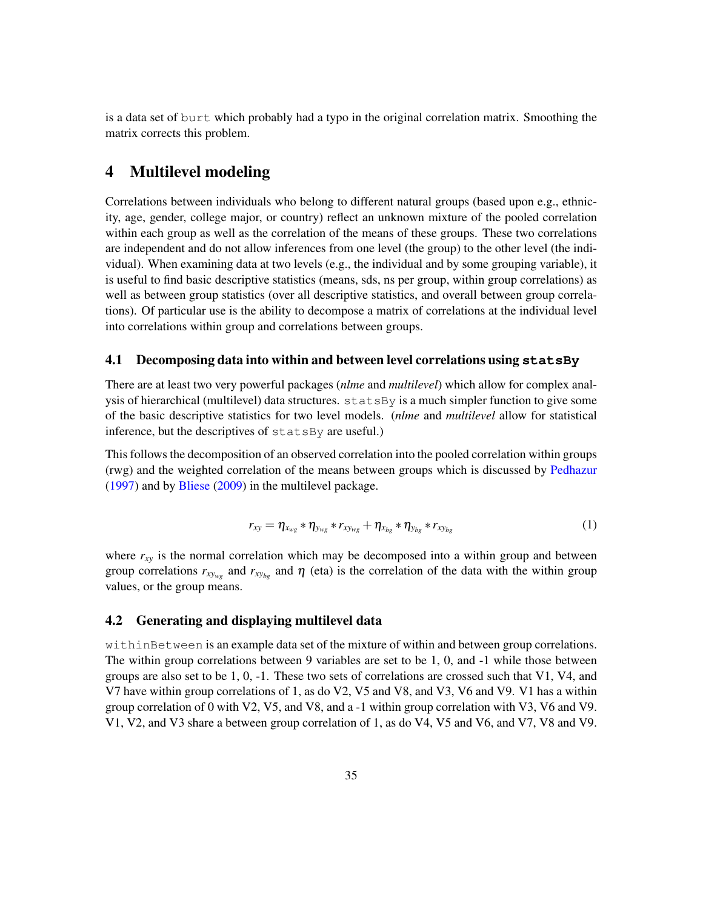is a data set of `burt` which probably had a typo in the original correlation matrix. Smoothing the matrix corrects this problem.

# 4 Multilevel modeling

Correlations between individuals who belong to different natural groups (based upon e.g., ethnicity, age, gender, college major, or country) reflect an unknown mixture of the pooled correlation within each group as well as the correlation of the means of these groups. These two correlations are independent and do not allow inferences from one level (the group) to the other level (the individual). When examining data at two levels (e.g., the individual and by some grouping variable), it is useful to find basic descriptive statistics (means, sds, ns per group, within group correlations) as well as between group statistics (over all descriptive statistics, and overall between group correlations). Of particular use is the ability to decompose a matrix of correlations at the individual level into correlations within group and correlations between groups.

## 4.1 Decomposing data into within and between level correlations using **`statsBy`**

There are at least two very powerful packages (*nlme* and *multilevel*) which allow for complex analysis of hierarchical (multilevel) data structures. `statsBy` is a much simpler function to give some of the basic descriptive statistics for two level models. (*nlme* and *multilevel* allow for statistical inference, but the descriptives of `statsBy` are useful.)

This follows the decomposition of an observed correlation into the pooled correlation within groups (rwg) and the weighted correlation of the means between groups which is discussed by Pedhazur (1997) and by Bliese (2009) in the multilevel package.

$$r_{xy} = \eta_{x_{wg}} * \eta_{y_{wg}} * r_{xy_{wg}} + \eta_{x_{bg}} * \eta_{y_{bg}} * r_{xy_{bg}} \tag{1}$$

where $r_{xy}$ is the normal correlation which may be decomposed into a within group and between group correlations $r_{xy_{wg}}$ and $r_{xy_{bg}}$ and $\eta$ (eta) is the correlation of the data with the within group values, or the group means.

## 4.2 Generating and displaying multilevel data

`withinBetween` is an example data set of the mixture of within and between group correlations. The within group correlations between 9 variables are set to be 1, 0, and -1 while those between groups are also set to be 1, 0, -1. These two sets of correlations are crossed such that V1, V4, and V7 have within group correlations of 1, as do V2, V5 and V8, and V3, V6 and V9. V1 has a within group correlation of 0 with V2, V5, and V8, and a -1 within group correlation with V3, V6 and V9. V1, V2, and V3 share a between group correlation of 1, as do V4, V5 and V6, and V7, V8 and V9.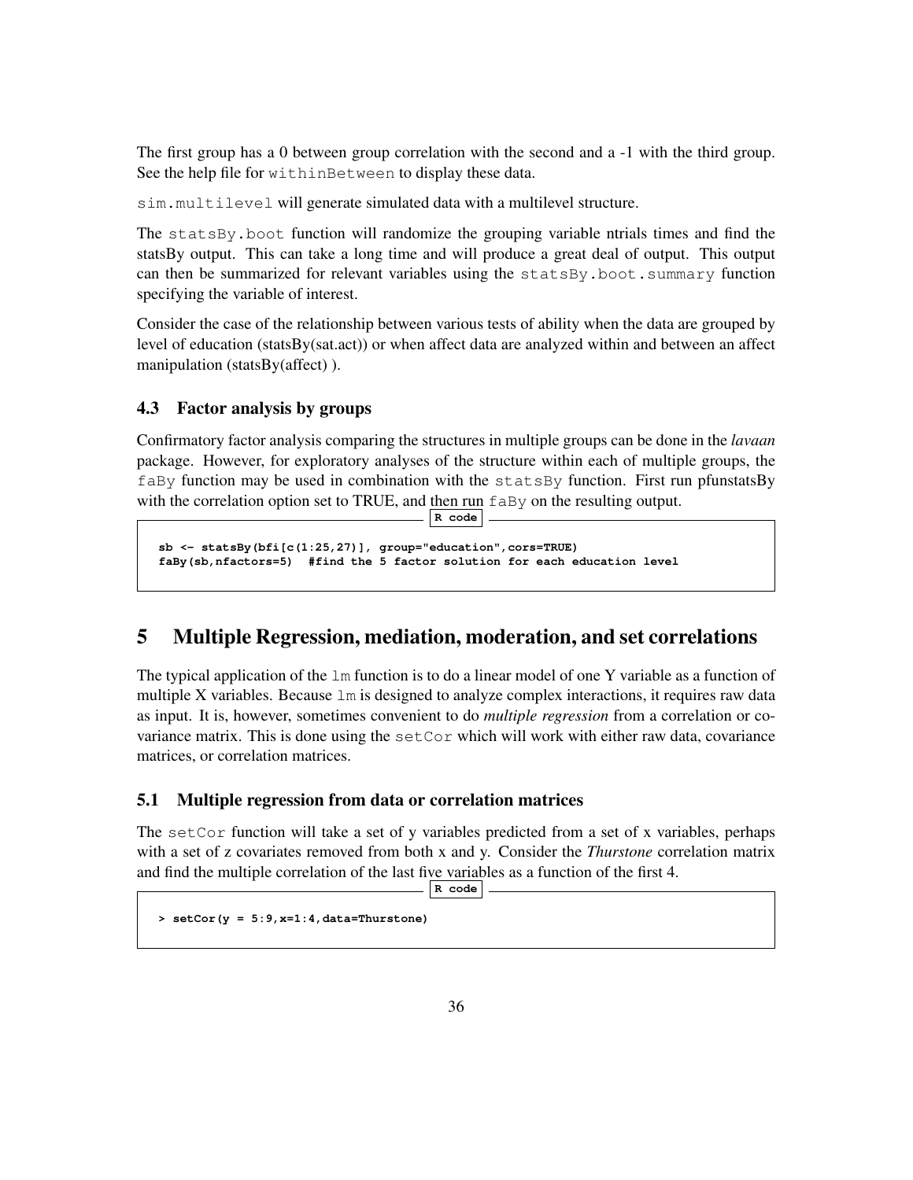The first group has a 0 between group correlation with the second and a -1 with the third group. See the help file for `withinBetween` to display these data.

`sim.multilevel` will generate simulated data with a multilevel structure.

The `statsBy.boot` function will randomize the grouping variable ntrials times and find the statsBy output. This can take a long time and will produce a great deal of output. This output can then be summarized for relevant variables using the `statsBy.boot.summary` function specifying the variable of interest.

Consider the case of the relationship between various tests of ability when the data are grouped by level of education (statsBy(sat.act)) or when affect data are analyzed within and between an affect manipulation (statsBy(affect) ).

### 4.3 Factor analysis by groups

Confirmatory factor analysis comparing the structures in multiple groups can be done in the *lavaan* package. However, for exploratory analyses of the structure within each of multiple groups, the `faBy` function may be used in combination with the `statsBy` function. First run pfunstatsBy with the correlation option set to TRUE, and then run `faBy` on the resulting output.

```
sb <- statsBy(bfi[c(1:25,27)], group="education",cors=TRUE)
faBy(sb,nfactors=5)  #find the 5 factor solution for each education level
```

## 5 Multiple Regression, mediation, moderation, and set correlations

The typical application of the `lm` function is to do a linear model of one Y variable as a function of multiple X variables. Because `lm` is designed to analyze complex interactions, it requires raw data as input. It is, however, sometimes convenient to do *multiple regression* from a correlation or covariance matrix. This is done using the `setCor` which will work with either raw data, covariance matrices, or correlation matrices.

### 5.1 Multiple regression from data or correlation matrices

The `setCor` function will take a set of y variables predicted from a set of x variables, perhaps with a set of z covariates removed from both x and y. Consider the *Thurstone* correlation matrix and find the multiple correlation of the last five variables as a function of the first 4.

```
> setCor(y = 5:9,x=1:4,data=Thurstone)
```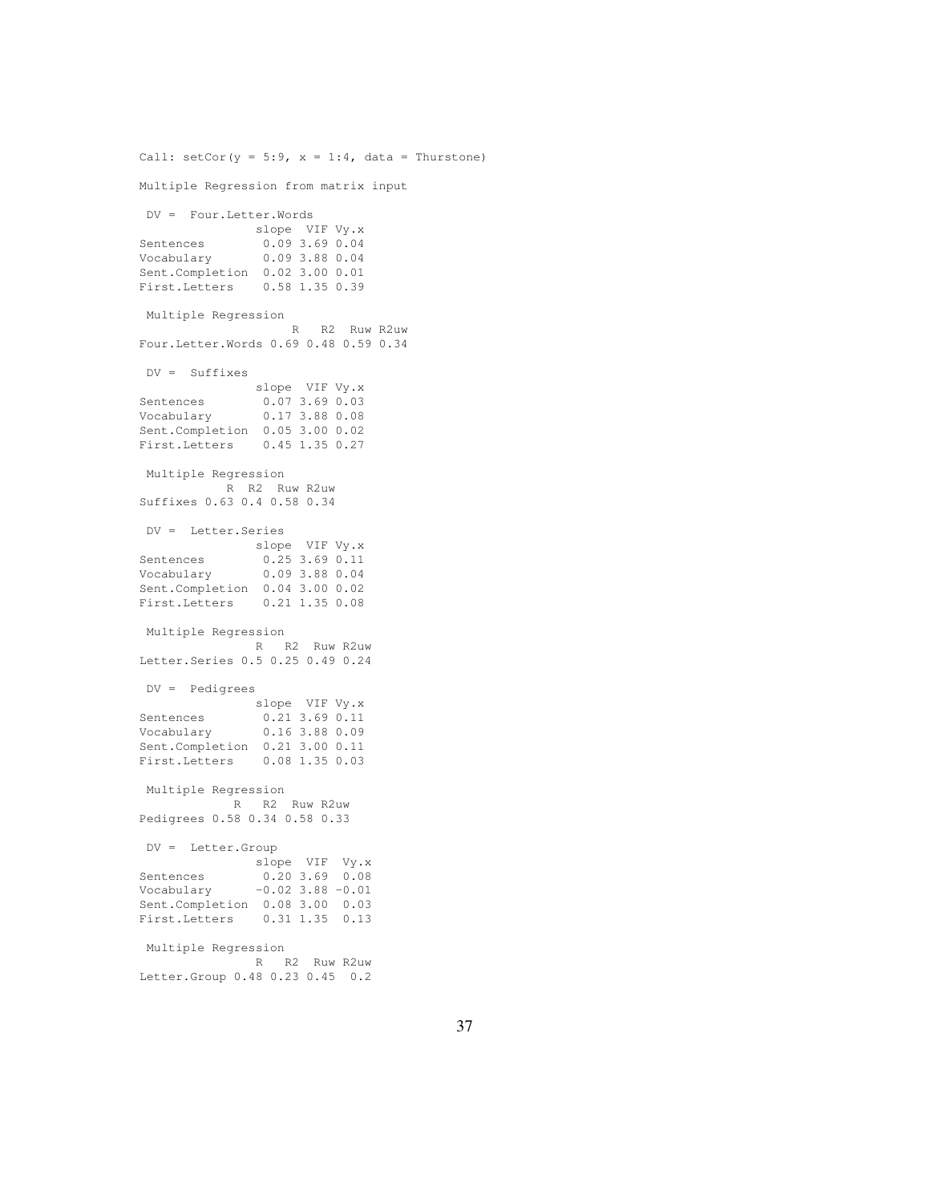```
Call: setCor(y = 5:9, x = 1:4, data = Thurstone)

Multiple Regression from matrix input

 DV =  Four.Letter.Words
                slope  VIF Vy.x
Sentences        0.09 3.69 0.04
Vocabulary       0.09 3.88 0.04
Sent.Completion  0.02 3.00 0.01
First.Letters    0.58 1.35 0.39

 Multiple Regression
                     R   R2  Ruw R2uw
Four.Letter.Words 0.69 0.48 0.59 0.34

 DV =  Suffixes
                slope  VIF Vy.x
Sentences        0.07 3.69 0.03
Vocabulary       0.17 3.88 0.08
Sent.Completion  0.05 3.00 0.02
First.Letters    0.45 1.35 0.27

 Multiple Regression
            R  R2  Ruw R2uw
Suffixes 0.63 0.4 0.58 0.34

 DV =  Letter.Series
                slope  VIF Vy.x
Sentences        0.25 3.69 0.11
Vocabulary       0.09 3.88 0.04
Sent.Completion  0.04 3.00 0.02
First.Letters    0.21 1.35 0.08

 Multiple Regression
                R   R2  Ruw R2uw
Letter.Series 0.5 0.25 0.49 0.24

 DV =  Pedigrees
                slope  VIF Vy.x
Sentences        0.21 3.69 0.11
Vocabulary       0.16 3.88 0.09
Sent.Completion  0.21 3.00 0.11
First.Letters    0.08 1.35 0.03

 Multiple Regression
             R   R2  Ruw R2uw
Pedigrees 0.58 0.34 0.58 0.33

 DV =  Letter.Group
                slope  VIF  Vy.x
Sentences        0.20 3.69  0.08
Vocabulary      -0.02 3.88 -0.01
Sent.Completion  0.08 3.00  0.03
First.Letters    0.31 1.35  0.13

 Multiple Regression
                R   R2  Ruw R2uw
Letter.Group 0.48 0.23 0.45  0.2
```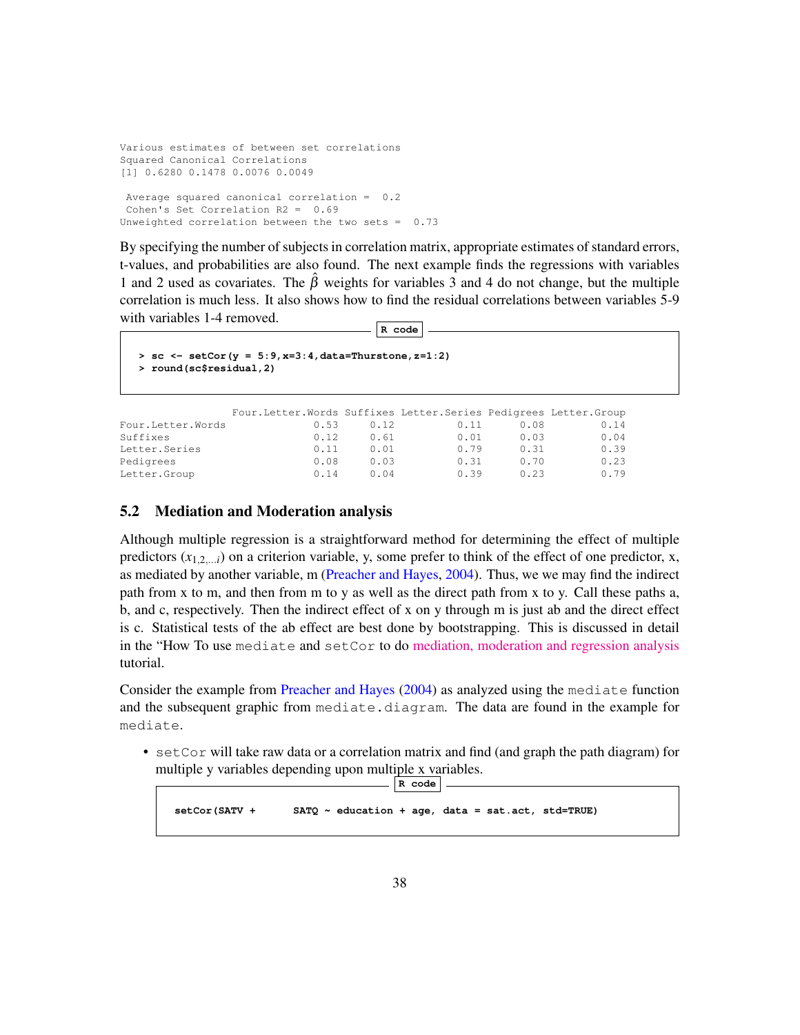```
Various estimates of between set correlations
Squared Canonical Correlations
[1] 0.6280 0.1478 0.0076 0.0049

 Average squared canonical correlation =  0.2
 Cohen's Set Correlation R2 =  0.69
Unweighted correlation between the two sets =  0.73
```

By specifying the number of subjects in correlation matrix, appropriate estimates of standard errors, t-values, and probabilities are also found. The next example finds the regressions with variables 1 and 2 used as covariates. The $\hat{\beta}$ weights for variables 3 and 4 do not change, but the multiple correlation is much less. It also shows how to find the residual correlations between variables 5-9 with variables 1-4 removed.

```
> sc <- setCor(y = 5:9,x=3:4,data=Thurstone,z=1:2)
> round(sc$residual,2)
```

```
                  Four.Letter.Words Suffixes Letter.Series Pedigrees Letter.Group
Four.Letter.Words              0.53     0.12          0.11      0.08         0.14
Suffixes                       0.12     0.61          0.01      0.03         0.04
Letter.Series                  0.11     0.01          0.79      0.31         0.39
Pedigrees                      0.08     0.03          0.31      0.70         0.23
Letter.Group                   0.14     0.04          0.39      0.23         0.79
```

## 5.2 Mediation and Moderation analysis

Although multiple regression is a straightforward method for determining the effect of multiple predictors ($x_{1,2,...i}$) on a criterion variable, y, some prefer to think of the effect of one predictor, x, as mediated by another variable, m (Preacher and Hayes, 2004). Thus, we we may find the indirect path from x to m, and then from m to y as well as the direct path from x to y. Call these paths a, b, and c, respectively. Then the indirect effect of x on y through m is just ab and the direct effect is c. Statistical tests of the ab effect are best done by bootstrapping. This is discussed in detail in the "How To use mediate and setCor to do mediation, moderation and regression analysis tutorial.

Consider the example from Preacher and Hayes (2004) as analyzed using the mediate function and the subsequent graphic from mediate.diagram. The data are found in the example for mediate.

- setCor will take raw data or a correlation matrix and find (and graph the path diagram) for multiple y variables depending upon multiple x variables.

```
setCor(SATV +      SATQ ~ education + age, data = sat.act, std=TRUE)
```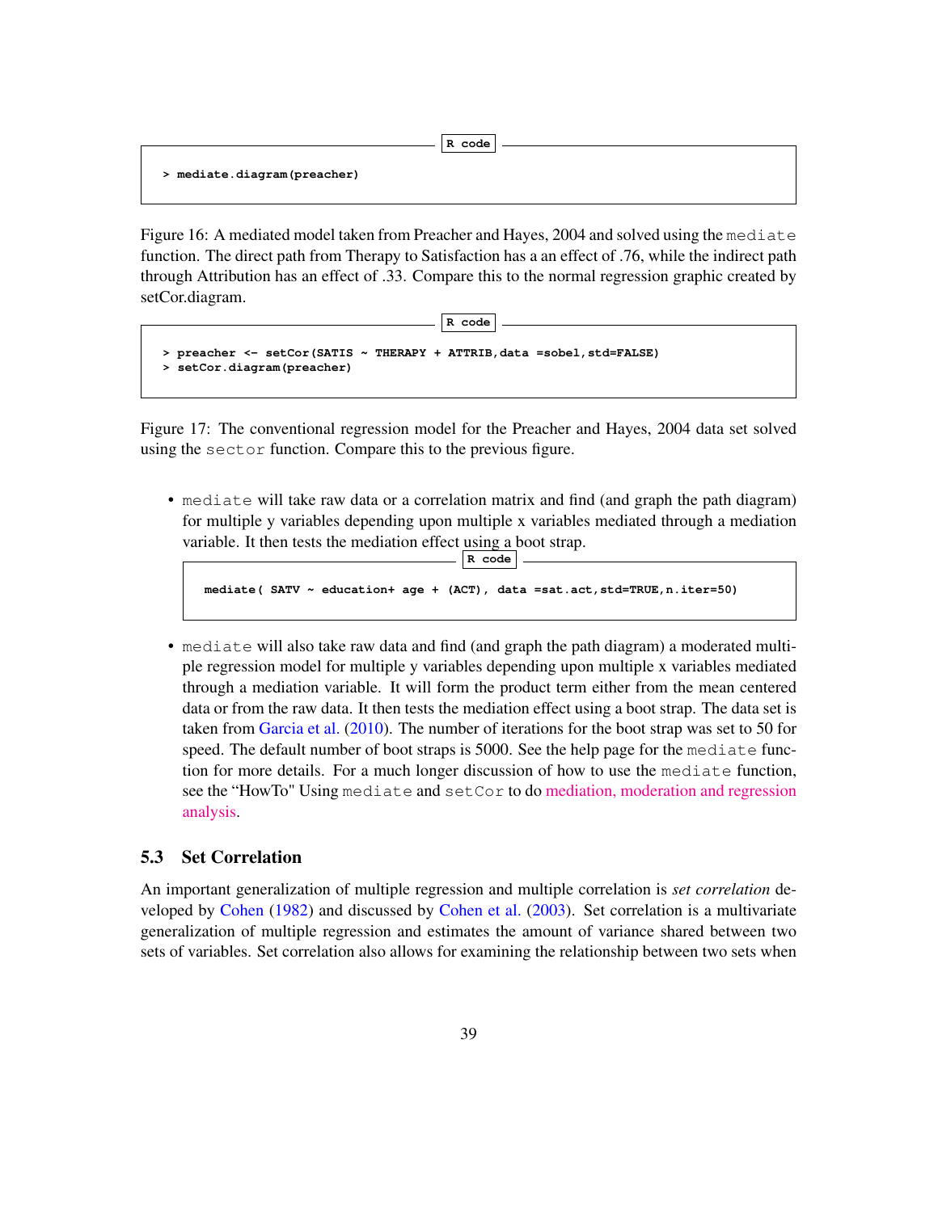```
> mediate.diagram(preacher)
```

Figure 16: A mediated model taken from Preacher and Hayes, 2004 and solved using the `mediate` function. The direct path from Therapy to Satisfaction has a an effect of .76, while the indirect path through Attribution has an effect of .33. Compare this to the normal regression graphic created by setCor.diagram.

```
> preacher <- setCor(SATIS ~ THERAPY + ATTRIB,data =sobel,std=FALSE)
> setCor.diagram(preacher)
```

Figure 17: The conventional regression model for the Preacher and Hayes, 2004 data set solved using the `sector` function. Compare this to the previous figure.

- `mediate` will take raw data or a correlation matrix and find (and graph the path diagram) for multiple y variables depending upon multiple x variables mediated through a mediation variable. It then tests the mediation effect using a boot strap.

```
mediate( SATV ~ education+ age + (ACT), data =sat.act,std=TRUE,n.iter=50)
```

- `mediate` will also take raw data and find (and graph the path diagram) a moderated multiple regression model for multiple y variables depending upon multiple x variables mediated through a mediation variable. It will form the product term either from the mean centered data or from the raw data. It then tests the mediation effect using a boot strap. The data set is taken from Garcia et al. (2010). The number of iterations for the boot strap was set to 50 for speed. The default number of boot straps is 5000. See the help page for the `mediate` function for more details. For a much longer discussion of how to use the `mediate` function, see the "HowTo" Using `mediate` and `setCor` to do mediation, moderation and regression analysis.

### 5.3 Set Correlation

An important generalization of multiple regression and multiple correlation is *set correlation* developed by Cohen (1982) and discussed by Cohen et al. (2003). Set correlation is a multivariate generalization of multiple regression and estimates the amount of variance shared between two sets of variables. Set correlation also allows for examining the relationship between two sets when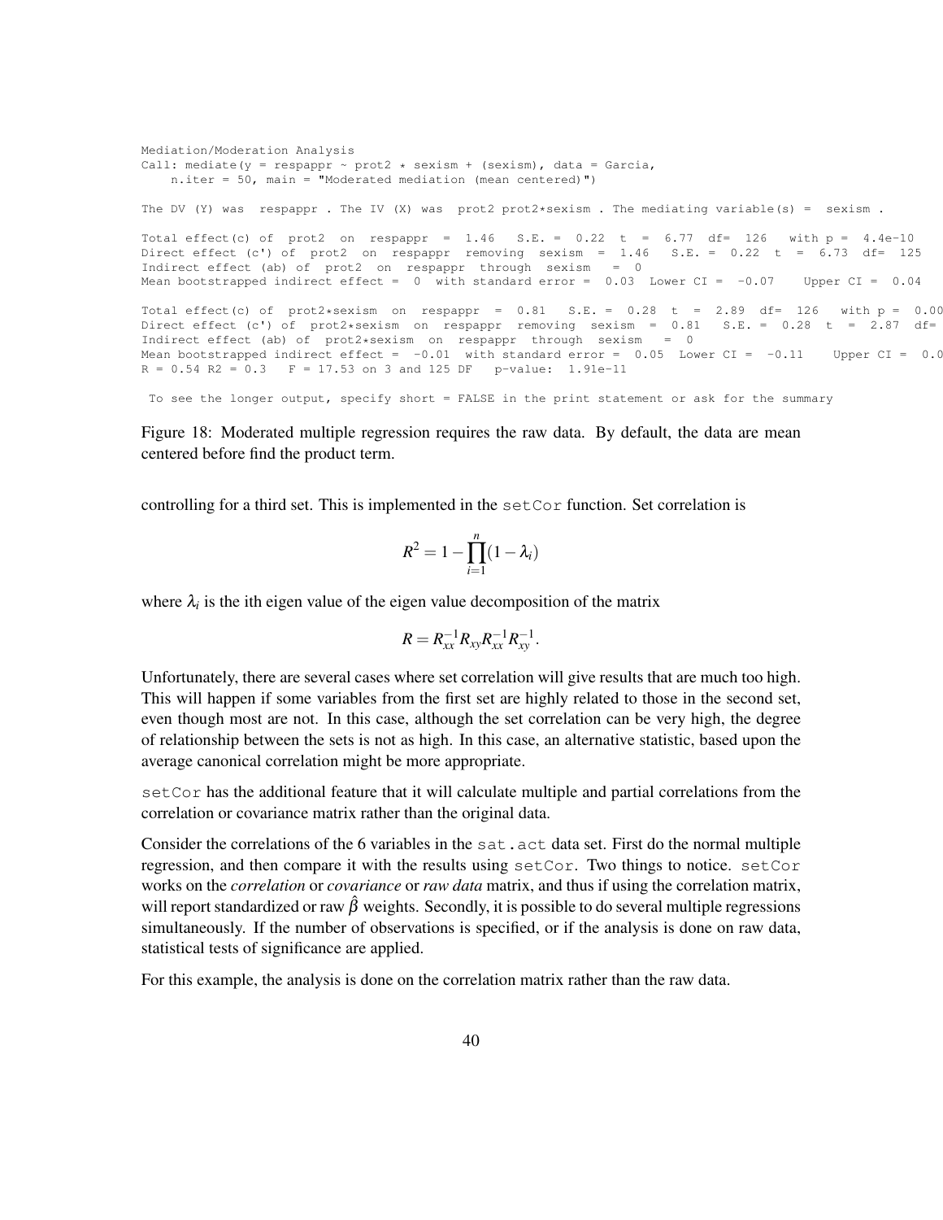```
Mediation/Moderation Analysis
Call: mediate(y = respappr ~ prot2 * sexism + (sexism), data = Garcia,
    n.iter = 50, main = "Moderated mediation (mean centered)")

The DV (Y) was  respappr . The IV (X) was  prot2 prot2*sexism . The mediating variable(s) =  sexism .

Total effect(c) of  prot2  on  respappr  =  1.46   S.E. =  0.22  t  =  6.77  df=  126   with p =  4.4e-10
Direct effect (c') of  prot2  on  respappr  removing  sexism  =  1.46   S.E. =  0.22  t  =  6.73  df=  125
Indirect effect (ab) of  prot2  on  respappr  through  sexism   =  0
Mean bootstrapped indirect effect =  0  with standard error =  0.03  Lower CI =  -0.07    Upper CI =  0.04

Total effect(c) of  prot2*sexism  on  respappr  =  0.81   S.E. =  0.28  t  =  2.89  df=  126   with p =  0.00
Direct effect (c') of  prot2*sexism  on  respappr  removing  sexism  =  0.81   S.E. =  0.28  t  =  2.87  df=
Indirect effect (ab) of  prot2*sexism  on  respappr  through  sexism   =  0
Mean bootstrapped indirect effect =  -0.01  with standard error =  0.05  Lower CI =  -0.11    Upper CI =  0.0
R = 0.54 R2 = 0.3   F = 17.53 on 3 and 125 DF   p-value:  1.91e-11

 To see the longer output, specify short = FALSE in the print statement or ask for the summary
```

Figure 18: Moderated multiple regression requires the raw data. By default, the data are mean centered before find the product term.

controlling for a third set. This is implemented in the setCor function. Set correlation is

$$R^2 = 1 - \prod_{i=1}^{n}(1 - \lambda_i)$$

where $\lambda_i$ is the ith eigen value of the eigen value decomposition of the matrix

$$R = R_{xx}^{-1} R_{xy} R_{xx}^{-1} R_{xy}^{-1}.$$

Unfortunately, there are several cases where set correlation will give results that are much too high. This will happen if some variables from the first set are highly related to those in the second set, even though most are not. In this case, although the set correlation can be very high, the degree of relationship between the sets is not as high. In this case, an alternative statistic, based upon the average canonical correlation might be more appropriate.

setCor has the additional feature that it will calculate multiple and partial correlations from the correlation or covariance matrix rather than the original data.

Consider the correlations of the 6 variables in the sat.act data set. First do the normal multiple regression, and then compare it with the results using setCor. Two things to notice. setCor works on the *correlation* or *covariance* or *raw data* matrix, and thus if using the correlation matrix, will report standardized or raw $\hat{\beta}$ weights. Secondly, it is possible to do several multiple regressions simultaneously. If the number of observations is specified, or if the analysis is done on raw data, statistical tests of significance are applied.

For this example, the analysis is done on the correlation matrix rather than the raw data.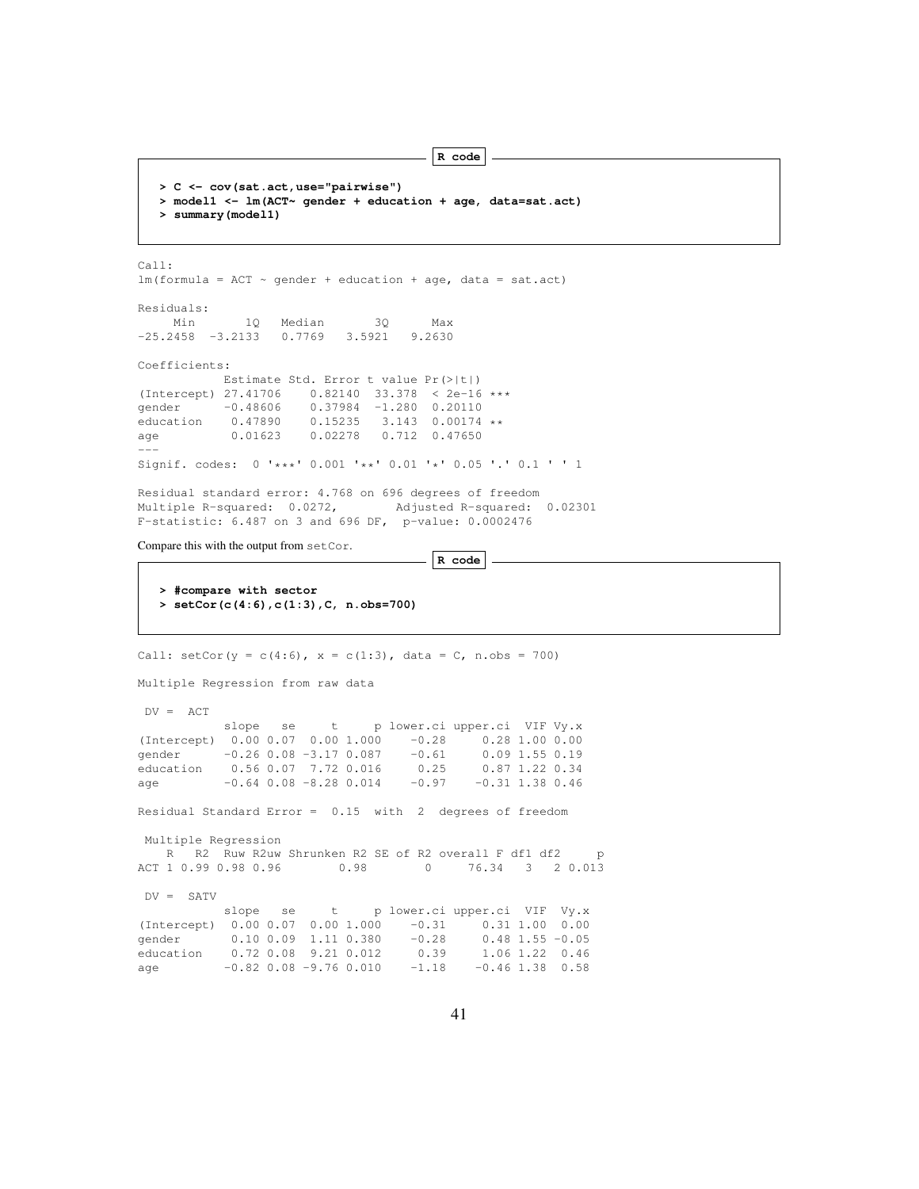**R code**

```
> C <- cov(sat.act,use="pairwise")
> model1 <- lm(ACT~ gender + education + age, data=sat.act)
> summary(model1)
```

```
Call:
lm(formula = ACT ~ gender + education + age, data = sat.act)

Residuals:
     Min       1Q   Median       3Q      Max 
-25.2458  -3.2133   0.7769   3.5921   9.2630 

Coefficients:
            Estimate Std. Error t value Pr(>|t|)    
(Intercept) 27.41706    0.82140  33.378  < 2e-16 ***
gender      -0.48606    0.37984  -1.280  0.20110    
education    0.47890    0.15235   3.143  0.00174 ** 
age          0.01623    0.02278   0.712  0.47650    
---
Signif. codes:  0 '***' 0.001 '**' 0.01 '*' 0.05 '.' 0.1 ' ' 1

Residual standard error: 4.768 on 696 degrees of freedom
Multiple R-squared:  0.0272,	Adjusted R-squared:  0.02301 
F-statistic: 6.487 on 3 and 696 DF,  p-value: 0.0002476
```

Compare this with the output from setCor.

**R code**

```
> #compare with sector
> setCor(c(4:6),c(1:3),C, n.obs=700)
```

```
Call: setCor(y = c(4:6), x = c(1:3), data = C, n.obs = 700)

Multiple Regression from raw data 

 DV =  ACT 
            slope   se     t     p lower.ci upper.ci  VIF Vy.x
(Intercept)  0.00 0.07  0.00 1.000    -0.28     0.28 1.00 0.00
gender      -0.26 0.08 -3.17 0.087    -0.61     0.09 1.55 0.19
education    0.56 0.07  7.72 0.016     0.25     0.87 1.22 0.34
age         -0.64 0.08 -8.28 0.014    -0.97    -0.31 1.38 0.46

Residual Standard Error =  0.15  with  2  degrees of freedom

 Multiple Regression
    R   R2  Ruw R2uw Shrunken R2 SE of R2 overall F df1 df2     p
ACT 1 0.99 0.98 0.96        0.98        0     76.34   3   2 0.013

 DV =  SATV 
            slope   se     t     p lower.ci upper.ci  VIF  Vy.x
(Intercept)  0.00 0.07  0.00 1.000    -0.31     0.31 1.00  0.00
gender       0.10 0.09  1.11 0.380    -0.28     0.48 1.55 -0.05
education    0.72 0.08  9.21 0.012     0.39     1.06 1.22  0.46
age         -0.82 0.08 -9.76 0.010    -1.18    -0.46 1.38  0.58
```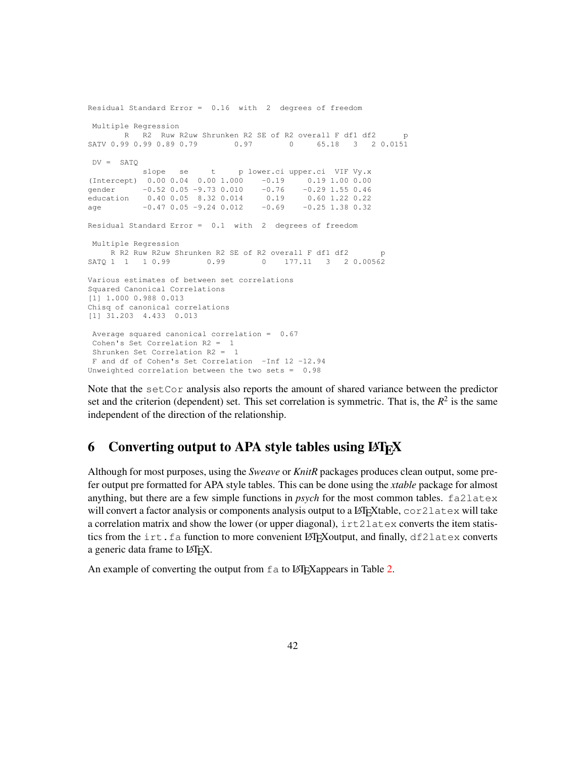```
Residual Standard Error =  0.16  with  2  degrees of freedom

 Multiple Regression
        R   R2  Ruw R2uw Shrunken R2 SE of R2 overall F df1 df2      p
SATV 0.99 0.99 0.89 0.79        0.97        0     65.18   3   2 0.0151

 DV =  SATQ
            slope   se     t     p lower.ci upper.ci  VIF Vy.x
(Intercept)  0.00 0.04  0.00 1.000    -0.19     0.19 1.00 0.00
gender      -0.52 0.05 -9.73 0.010    -0.76    -0.29 1.55 0.46
education    0.40 0.05  8.32 0.014     0.19     0.60 1.22 0.22
age         -0.47 0.05 -9.24 0.012    -0.69    -0.25 1.38 0.32

Residual Standard Error =  0.1  with  2  degrees of freedom

 Multiple Regression
     R R2 Ruw R2uw Shrunken R2 SE of R2 overall F df1 df2       p
SATQ 1  1   1 0.99        0.99        0    177.11   3   2 0.00562

Various estimates of between set correlations
Squared Canonical Correlations
[1] 1.000 0.988 0.013
Chisq of canonical correlations
[1] 31.203  4.433  0.013

 Average squared canonical correlation =  0.67
 Cohen's Set Correlation R2 =  1
 Shrunken Set Correlation R2 =  1
 F and df of Cohen's Set Correlation  -Inf 12 -12.94
Unweighted correlation between the two sets =  0.98
```

Note that the `setCor` analysis also reports the amount of shared variance between the predictor set and the criterion (dependent) set. This set correlation is symmetric. That is, the $R^2$ is the same independent of the direction of the relationship.

# 6 Converting output to APA style tables using LaTeX

Although for most purposes, using the *Sweave* or *KnitR* packages produces clean output, some prefer output pre formatted for APA style tables. This can be done using the *xtable* package for almost anything, but there are a few simple functions in ***psych*** for the most common tables. `fa2latex` will convert a factor analysis or components analysis output to a LaTeXtable, `cor2latex` will take a correlation matrix and show the lower (or upper diagonal), `irt2latex` converts the item statistics from the `irt.fa` function to more convenient LaTeXoutput, and finally, `df2latex` converts a generic data frame to LaTeX.

An example of converting the output from `fa` to LaTeXappears in Table 2.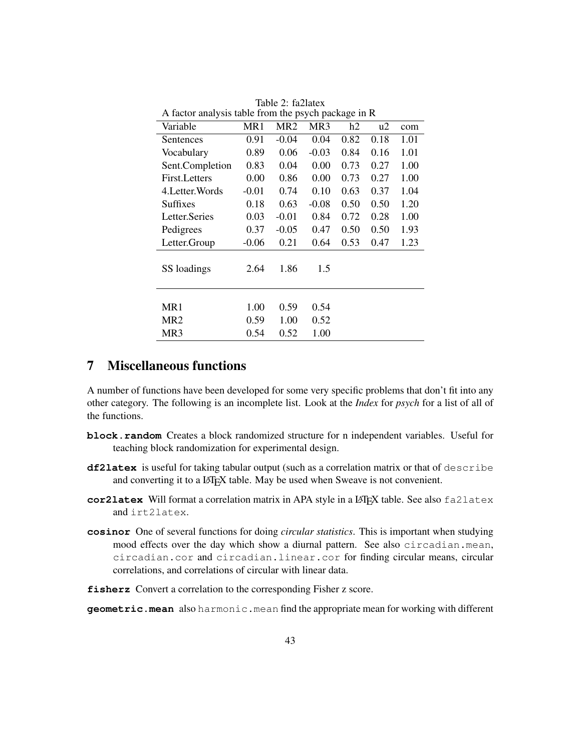Table 2: fa2latex

A factor analysis table from the psych package in R

| Variable | MR1 | MR2 | MR3 | h2 | u2 | com |
|---|---|---|---|---|---|---|
| Sentences | 0.91 | -0.04 | 0.04 | 0.82 | 0.18 | 1.01 |
| Vocabulary | 0.89 | 0.06 | -0.03 | 0.84 | 0.16 | 1.01 |
| Sent.Completion | 0.83 | 0.04 | 0.00 | 0.73 | 0.27 | 1.00 |
| First.Letters | 0.00 | 0.86 | 0.00 | 0.73 | 0.27 | 1.00 |
| 4.Letter.Words | -0.01 | 0.74 | 0.10 | 0.63 | 0.37 | 1.04 |
| Suffixes | 0.18 | 0.63 | -0.08 | 0.50 | 0.50 | 1.20 |
| Letter.Series | 0.03 | -0.01 | 0.84 | 0.72 | 0.28 | 1.00 |
| Pedigrees | 0.37 | -0.05 | 0.47 | 0.50 | 0.50 | 1.93 |
| Letter.Group | -0.06 | 0.21 | 0.64 | 0.53 | 0.47 | 1.23 |
| SS loadings | 2.64 | 1.86 | 1.5 | | | |
| MR1 | 1.00 | 0.59 | 0.54 | | | |
| MR2 | 0.59 | 1.00 | 0.52 | | | |
| MR3 | 0.54 | 0.52 | 1.00 | | | |

# 7 Miscellaneous functions

A number of functions have been developed for some very specific problems that don't fit into any other category. The following is an incomplete list. Look at the *Index* for *psych* for a list of all of the functions.

**block.random** Creates a block randomized structure for n independent variables. Useful for teaching block randomization for experimental design.

**df2latex** is useful for taking tabular output (such as a correlation matrix or that of `describe` and converting it to a LaTeX table. May be used when Sweave is not convenient.

**cor2latex** Will format a correlation matrix in APA style in a LaTeX table. See also `fa2latex` and `irt2latex`.

**cosinor** One of several functions for doing *circular statistics*. This is important when studying mood effects over the day which show a diurnal pattern. See also `circadian.mean`, `circadian.cor` and `circadian.linear.cor` for finding circular means, circular correlations, and correlations of circular with linear data.

**fisherz** Convert a correlation to the corresponding Fisher z score.

**geometric.mean** also `harmonic.mean` find the appropriate mean for working with different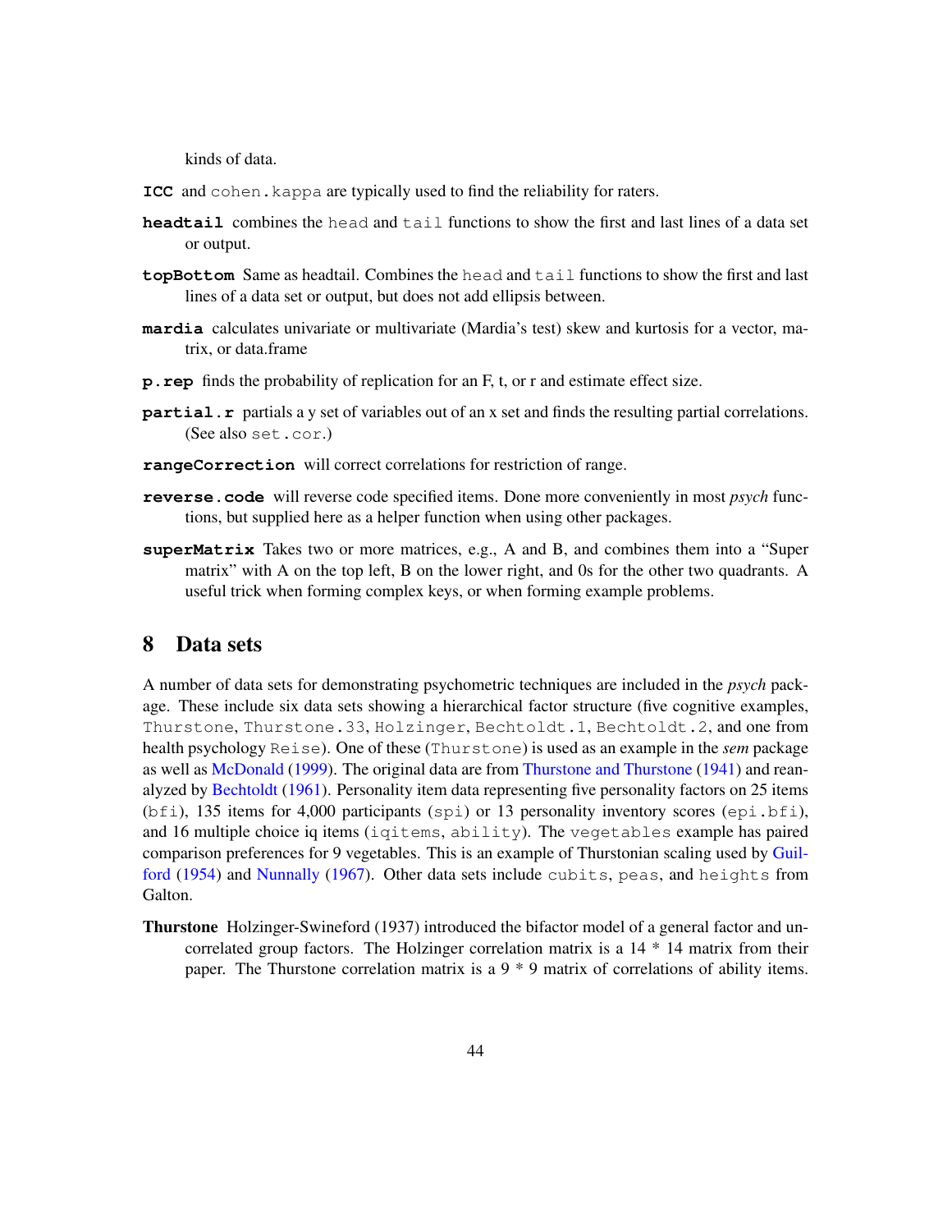kinds of data.

**ICC** and `cohen.kappa` are typically used to find the reliability for raters.

**headtail** combines the `head` and `tail` functions to show the first and last lines of a data set or output.

**topBottom** Same as headtail. Combines the `head` and `tail` functions to show the first and last lines of a data set or output, but does not add ellipsis between.

**mardia** calculates univariate or multivariate (Mardia's test) skew and kurtosis for a vector, matrix, or data.frame

**p.rep** finds the probability of replication for an F, t, or r and estimate effect size.

**partial.r** partials a y set of variables out of an x set and finds the resulting partial correlations. (See also `set.cor`.)

**rangeCorrection** will correct correlations for restriction of range.

**reverse.code** will reverse code specified items. Done more conveniently in most *psych* functions, but supplied here as a helper function when using other packages.

**superMatrix** Takes two or more matrices, e.g., A and B, and combines them into a "Super matrix" with A on the top left, B on the lower right, and 0s for the other two quadrants. A useful trick when forming complex keys, or when forming example problems.

# 8 Data sets

A number of data sets for demonstrating psychometric techniques are included in the *psych* package. These include six data sets showing a hierarchical factor structure (five cognitive examples, `Thurstone`, `Thurstone.33`, `Holzinger`, `Bechtoldt.1`, `Bechtoldt.2`, and one from health psychology `Reise`). One of these (`Thurstone`) is used as an example in the *sem* package as well as McDonald (1999). The original data are from Thurstone and Thurstone (1941) and reanalyzed by Bechtoldt (1961). Personality item data representing five personality factors on 25 items (`bfi`), 135 items for 4,000 participants (`spi`) or 13 personality inventory scores (`epi.bfi`), and 16 multiple choice iq items (`iqitems`, `ability`). The `vegetables` example has paired comparison preferences for 9 vegetables. This is an example of Thurstonian scaling used by Guilford (1954) and Nunnally (1967). Other data sets include `cubits`, `peas`, and `heights` from Galton.

**Thurstone** Holzinger-Swineford (1937) introduced the bifactor model of a general factor and uncorrelated group factors. The Holzinger correlation matrix is a 14 * 14 matrix from their paper. The Thurstone correlation matrix is a 9 * 9 matrix of correlations of ability items.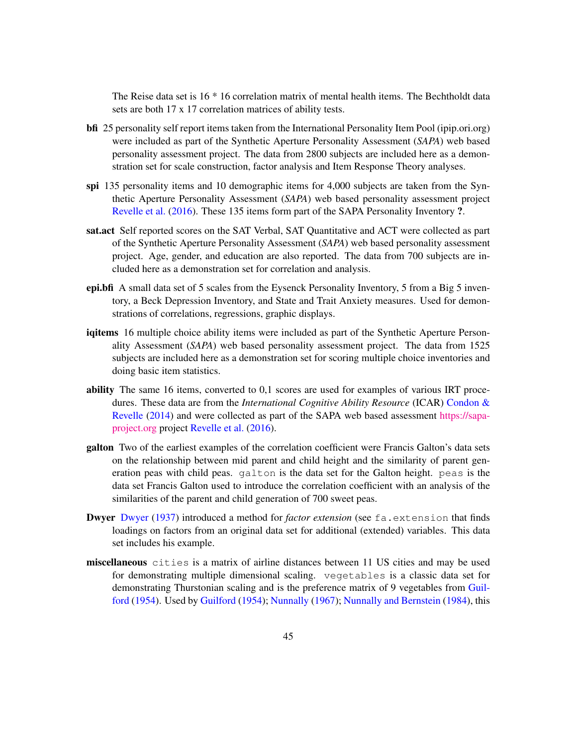The Reise data set is 16 * 16 correlation matrix of mental health items. The Bechtholdt data sets are both 17 x 17 correlation matrices of ability tests.

**bfi** 25 personality self report items taken from the International Personality Item Pool (ipip.ori.org) were included as part of the Synthetic Aperture Personality Assessment (*SAPA*) web based personality assessment project. The data from 2800 subjects are included here as a demonstration set for scale construction, factor analysis and Item Response Theory analyses.

**spi** 135 personality items and 10 demographic items for 4,000 subjects are taken from the Synthetic Aperture Personality Assessment (*SAPA*) web based personality assessment project Revelle et al. (2016). These 135 items form part of the SAPA Personality Inventory **?**.

**sat.act** Self reported scores on the SAT Verbal, SAT Quantitative and ACT were collected as part of the Synthetic Aperture Personality Assessment (*SAPA*) web based personality assessment project. Age, gender, and education are also reported. The data from 700 subjects are included here as a demonstration set for correlation and analysis.

**epi.bfi** A small data set of 5 scales from the Eysenck Personality Inventory, 5 from a Big 5 inventory, a Beck Depression Inventory, and State and Trait Anxiety measures. Used for demonstrations of correlations, regressions, graphic displays.

**iqitems** 16 multiple choice ability items were included as part of the Synthetic Aperture Personality Assessment (*SAPA*) web based personality assessment project. The data from 1525 subjects are included here as a demonstration set for scoring multiple choice inventories and doing basic item statistics.

**ability** The same 16 items, converted to 0,1 scores are used for examples of various IRT procedures. These data are from the *International Cognitive Ability Resource* (ICAR) Condon & Revelle (2014) and were collected as part of the SAPA web based assessment https://sapa-project.org project Revelle et al. (2016).

**galton** Two of the earliest examples of the correlation coefficient were Francis Galton's data sets on the relationship between mid parent and child height and the similarity of parent generation peas with child peas. `galton` is the data set for the Galton height. `peas` is the data set Francis Galton used to introduce the correlation coefficient with an analysis of the similarities of the parent and child generation of 700 sweet peas.

**Dwyer** Dwyer (1937) introduced a method for *factor extension* (see `fa.extension` that finds loadings on factors from an original data set for additional (extended) variables. This data set includes his example.

**miscellaneous** `cities` is a matrix of airline distances between 11 US cities and may be used for demonstrating multiple dimensional scaling. `vegetables` is a classic data set for demonstrating Thurstonian scaling and is the preference matrix of 9 vegetables from Guilford (1954). Used by Guilford (1954); Nunnally (1967); Nunnally and Bernstein (1984), this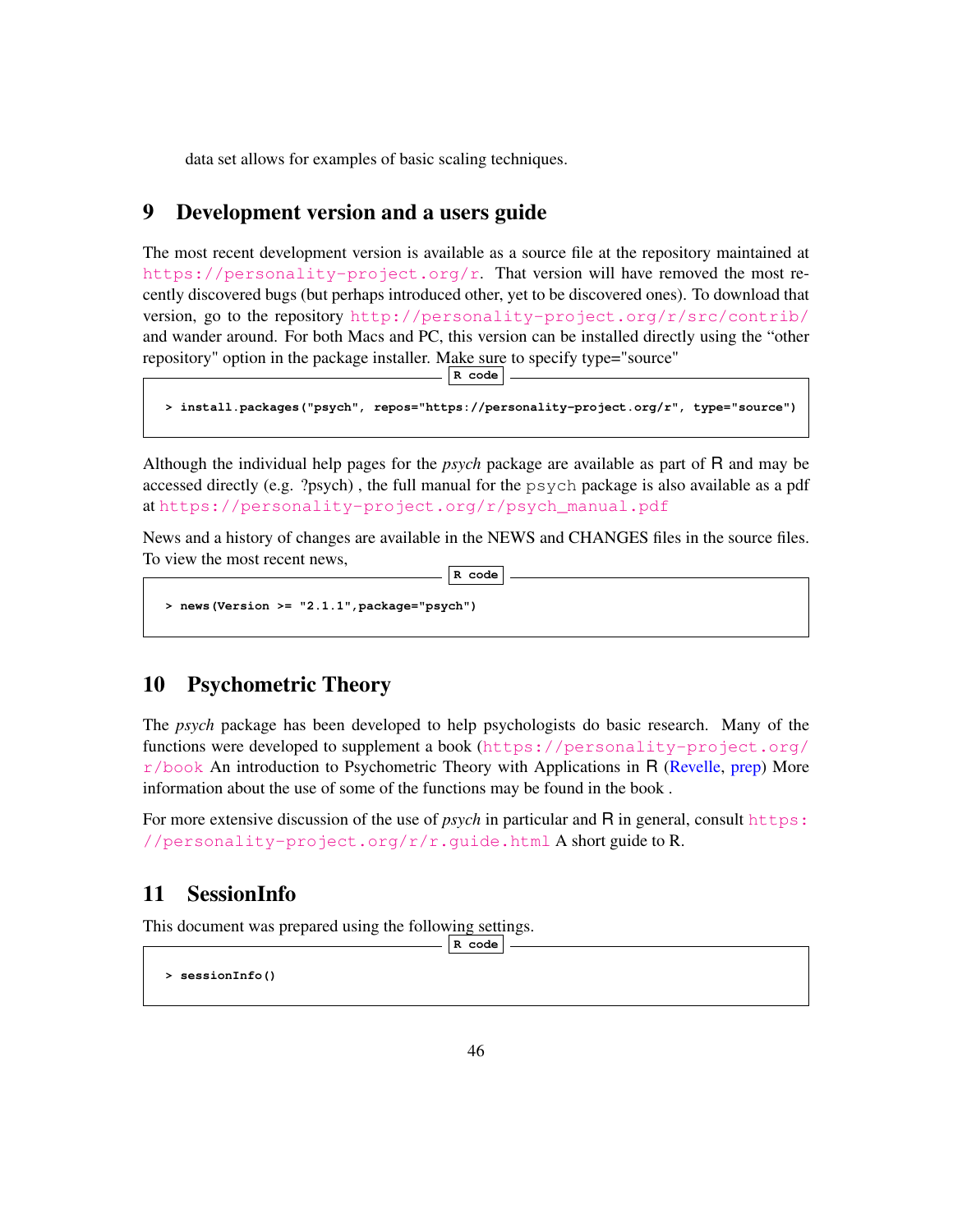data set allows for examples of basic scaling techniques.

## 9 Development version and a users guide

The most recent development version is available as a source file at the repository maintained at https://personality-project.org/r. That version will have removed the most recently discovered bugs (but perhaps introduced other, yet to be discovered ones). To download that version, go to the repository http://personality-project.org/r/src/contrib/ and wander around. For both Macs and PC, this version can be installed directly using the "other repository" option in the package installer. Make sure to specify type="source"

```
> install.packages("psych", repos="https://personality-project.org/r", type="source")
```

Although the individual help pages for the *psych* package are available as part of R and may be accessed directly (e.g. ?psych) , the full manual for the psych package is also available as a pdf at https://personality-project.org/r/psych_manual.pdf

News and a history of changes are available in the NEWS and CHANGES files in the source files. To view the most recent news,

```
> news(Version >= "2.1.1",package="psych")
```

## 10 Psychometric Theory

The *psych* package has been developed to help psychologists do basic research. Many of the functions were developed to supplement a book (https://personality-project.org/r/book An introduction to Psychometric Theory with Applications in R (Revelle, prep) More information about the use of some of the functions may be found in the book .

For more extensive discussion of the use of *psych* in particular and R in general, consult https://personality-project.org/r/r.guide.html A short guide to R.

## 11 SessionInfo

This document was prepared using the following settings.

```
> sessionInfo()
```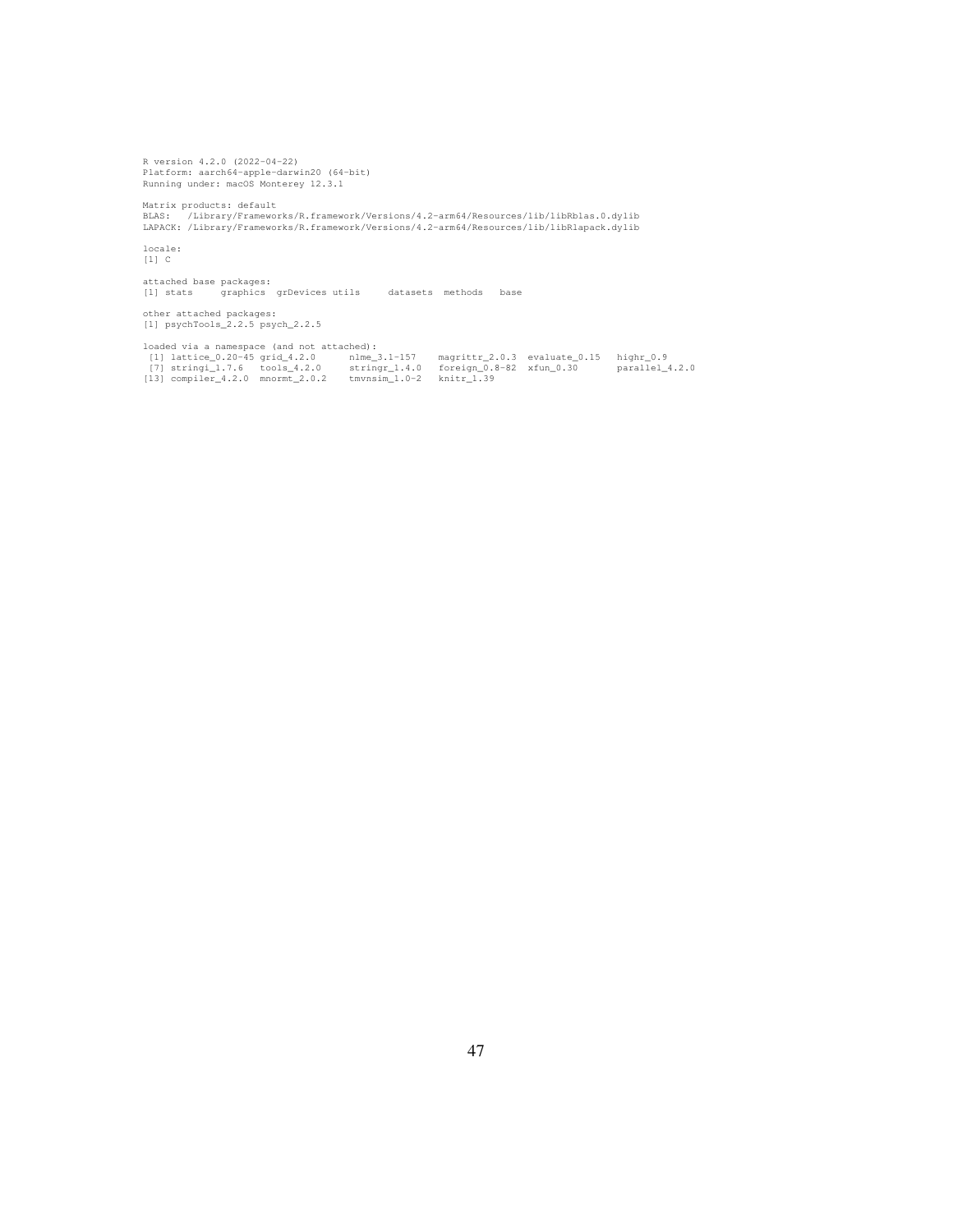```
R version 4.2.0 (2022-04-22)
Platform: aarch64-apple-darwin20 (64-bit)
Running under: macOS Monterey 12.3.1

Matrix products: default
BLAS:   /Library/Frameworks/R.framework/Versions/4.2-arm64/Resources/lib/libRblas.0.dylib
LAPACK: /Library/Frameworks/R.framework/Versions/4.2-arm64/Resources/lib/libRlapack.dylib

locale:
[1] C

attached base packages:
[1] stats     graphics  grDevices utils     datasets  methods   base

other attached packages:
[1] psychTools_2.2.5 psych_2.2.5

loaded via a namespace (and not attached):
 [1] lattice_0.20-45 grid_4.2.0      nlme_3.1-157    magrittr_2.0.3  evaluate_0.15   highr_0.9
 [7] stringi_1.7.6   tools_4.2.0     stringr_1.4.0   foreign_0.8-82  xfun_0.30       parallel_4.2.0
[13] compiler_4.2.0  mnormt_2.0.2    tmvnsim_1.0-2   knitr_1.39
```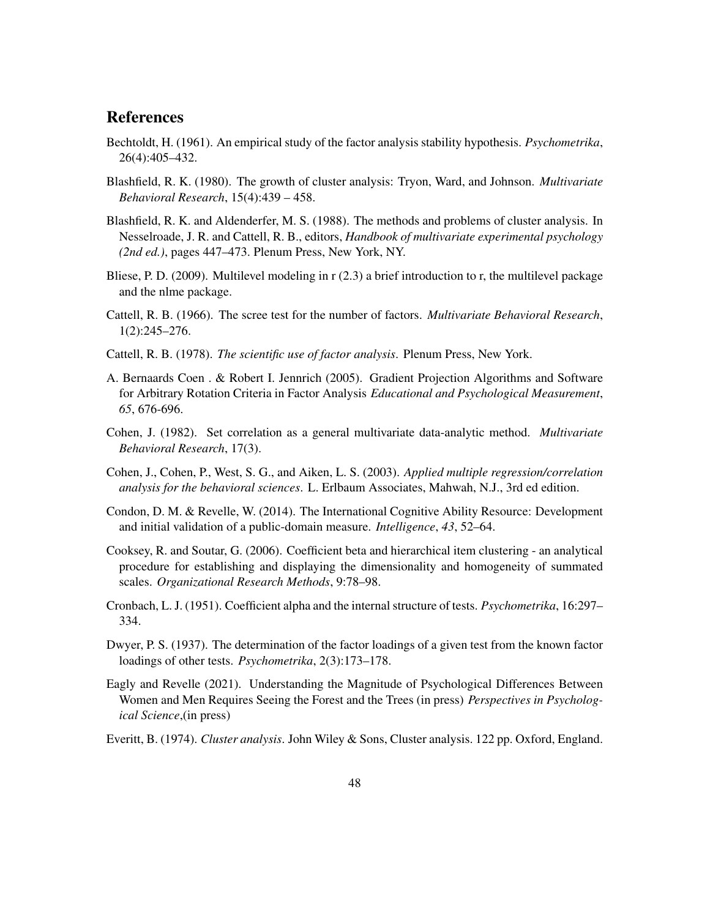## References

Bechtoldt, H. (1961). An empirical study of the factor analysis stability hypothesis. *Psychometrika*, 26(4):405–432.

Blashfield, R. K. (1980). The growth of cluster analysis: Tryon, Ward, and Johnson. *Multivariate Behavioral Research*, 15(4):439 – 458.

Blashfield, R. K. and Aldenderfer, M. S. (1988). The methods and problems of cluster analysis. In Nesselroade, J. R. and Cattell, R. B., editors, *Handbook of multivariate experimental psychology (2nd ed.)*, pages 447–473. Plenum Press, New York, NY.

Bliese, P. D. (2009). Multilevel modeling in r (2.3) a brief introduction to r, the multilevel package and the nlme package.

Cattell, R. B. (1966). The scree test for the number of factors. *Multivariate Behavioral Research*, 1(2):245–276.

Cattell, R. B. (1978). *The scientific use of factor analysis*. Plenum Press, New York.

A. Bernaards Coen . & Robert I. Jennrich (2005). Gradient Projection Algorithms and Software for Arbitrary Rotation Criteria in Factor Analysis *Educational and Psychological Measurement*, *65*, 676-696.

Cohen, J. (1982). Set correlation as a general multivariate data-analytic method. *Multivariate Behavioral Research*, 17(3).

Cohen, J., Cohen, P., West, S. G., and Aiken, L. S. (2003). *Applied multiple regression/correlation analysis for the behavioral sciences*. L. Erlbaum Associates, Mahwah, N.J., 3rd ed edition.

Condon, D. M. & Revelle, W. (2014). The International Cognitive Ability Resource: Development and initial validation of a public-domain measure. *Intelligence*, *43*, 52–64.

Cooksey, R. and Soutar, G. (2006). Coefficient beta and hierarchical item clustering - an analytical procedure for establishing and displaying the dimensionality and homogeneity of summated scales. *Organizational Research Methods*, 9:78–98.

Cronbach, L. J. (1951). Coefficient alpha and the internal structure of tests. *Psychometrika*, 16:297–334.

Dwyer, P. S. (1937). The determination of the factor loadings of a given test from the known factor loadings of other tests. *Psychometrika*, 2(3):173–178.

Eagly and Revelle (2021). Understanding the Magnitude of Psychological Differences Between Women and Men Requires Seeing the Forest and the Trees (in press) *Perspectives in Psychological Science*,(in press)

Everitt, B. (1974). *Cluster analysis*. John Wiley & Sons, Cluster analysis. 122 pp. Oxford, England.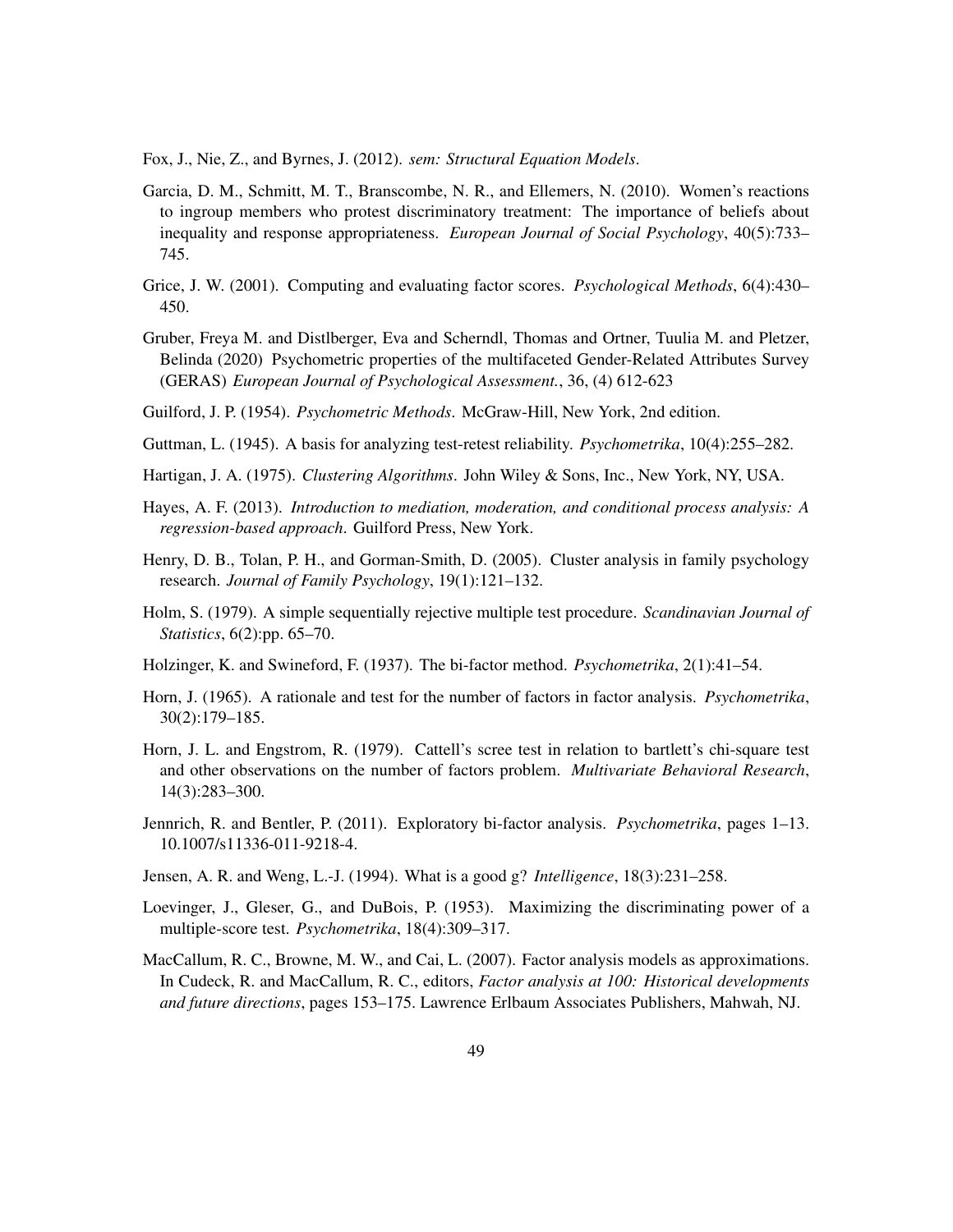Fox, J., Nie, Z., and Byrnes, J. (2012). *sem: Structural Equation Models*.

Garcia, D. M., Schmitt, M. T., Branscombe, N. R., and Ellemers, N. (2010). Women's reactions to ingroup members who protest discriminatory treatment: The importance of beliefs about inequality and response appropriateness. *European Journal of Social Psychology*, 40(5):733–745.

Grice, J. W. (2001). Computing and evaluating factor scores. *Psychological Methods*, 6(4):430–450.

Gruber, Freya M. and Distlberger, Eva and Scherndl, Thomas and Ortner, Tuulia M. and Pletzer, Belinda (2020) Psychometric properties of the multifaceted Gender-Related Attributes Survey (GERAS) *European Journal of Psychological Assessment.*, 36, (4) 612-623

Guilford, J. P. (1954). *Psychometric Methods*. McGraw-Hill, New York, 2nd edition.

Guttman, L. (1945). A basis for analyzing test-retest reliability. *Psychometrika*, 10(4):255–282.

Hartigan, J. A. (1975). *Clustering Algorithms*. John Wiley & Sons, Inc., New York, NY, USA.

Hayes, A. F. (2013). *Introduction to mediation, moderation, and conditional process analysis: A regression-based approach*. Guilford Press, New York.

Henry, D. B., Tolan, P. H., and Gorman-Smith, D. (2005). Cluster analysis in family psychology research. *Journal of Family Psychology*, 19(1):121–132.

Holm, S. (1979). A simple sequentially rejective multiple test procedure. *Scandinavian Journal of Statistics*, 6(2):pp. 65–70.

Holzinger, K. and Swineford, F. (1937). The bi-factor method. *Psychometrika*, 2(1):41–54.

Horn, J. (1965). A rationale and test for the number of factors in factor analysis. *Psychometrika*, 30(2):179–185.

Horn, J. L. and Engstrom, R. (1979). Cattell's scree test in relation to bartlett's chi-square test and other observations on the number of factors problem. *Multivariate Behavioral Research*, 14(3):283–300.

Jennrich, R. and Bentler, P. (2011). Exploratory bi-factor analysis. *Psychometrika*, pages 1–13. 10.1007/s11336-011-9218-4.

Jensen, A. R. and Weng, L.-J. (1994). What is a good g? *Intelligence*, 18(3):231–258.

Loevinger, J., Gleser, G., and DuBois, P. (1953). Maximizing the discriminating power of a multiple-score test. *Psychometrika*, 18(4):309–317.

MacCallum, R. C., Browne, M. W., and Cai, L. (2007). Factor analysis models as approximations. In Cudeck, R. and MacCallum, R. C., editors, *Factor analysis at 100: Historical developments and future directions*, pages 153–175. Lawrence Erlbaum Associates Publishers, Mahwah, NJ.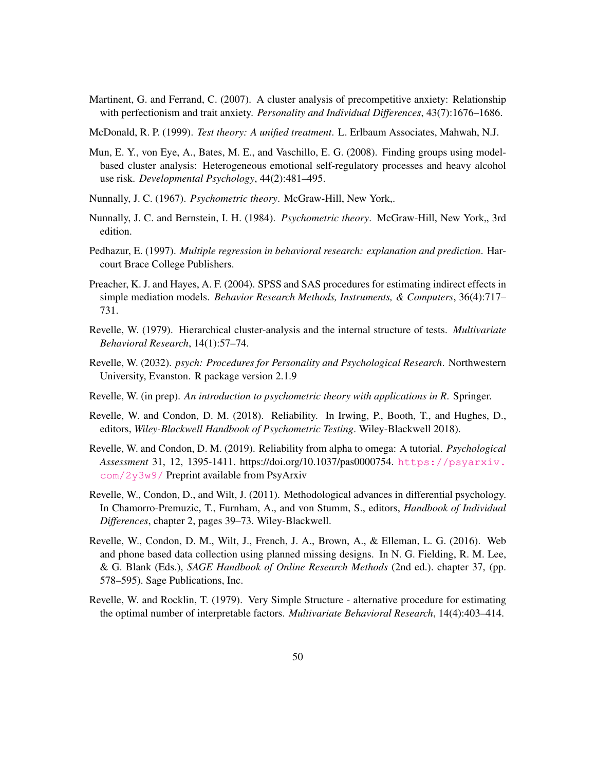Martinent, G. and Ferrand, C. (2007). A cluster analysis of precompetitive anxiety: Relationship with perfectionism and trait anxiety. *Personality and Individual Differences*, 43(7):1676–1686.

McDonald, R. P. (1999). *Test theory: A unified treatment*. L. Erlbaum Associates, Mahwah, N.J.

Mun, E. Y., von Eye, A., Bates, M. E., and Vaschillo, E. G. (2008). Finding groups using model-based cluster analysis: Heterogeneous emotional self-regulatory processes and heavy alcohol use risk. *Developmental Psychology*, 44(2):481–495.

Nunnally, J. C. (1967). *Psychometric theory*. McGraw-Hill, New York,.

Nunnally, J. C. and Bernstein, I. H. (1984). *Psychometric theory*. McGraw-Hill, New York,, 3rd edition.

Pedhazur, E. (1997). *Multiple regression in behavioral research: explanation and prediction*. Harcourt Brace College Publishers.

Preacher, K. J. and Hayes, A. F. (2004). SPSS and SAS procedures for estimating indirect effects in simple mediation models. *Behavior Research Methods, Instruments, & Computers*, 36(4):717–731.

Revelle, W. (1979). Hierarchical cluster-analysis and the internal structure of tests. *Multivariate Behavioral Research*, 14(1):57–74.

Revelle, W. (2032). *psych: Procedures for Personality and Psychological Research*. Northwestern University, Evanston. R package version 2.1.9

Revelle, W. (in prep). *An introduction to psychometric theory with applications in R*. Springer.

Revelle, W. and Condon, D. M. (2018). Reliability. In Irwing, P., Booth, T., and Hughes, D., editors, *Wiley-Blackwell Handbook of Psychometric Testing*. Wiley-Blackwell 2018).

Revelle, W. and Condon, D. M. (2019). Reliability from alpha to omega: A tutorial. *Psychological Assessment* 31, 12, 1395-1411. https://doi.org/10.1037/pas0000754. https://psyarxiv.com/2y3w9/ Preprint available from PsyArxiv

Revelle, W., Condon, D., and Wilt, J. (2011). Methodological advances in differential psychology. In Chamorro-Premuzic, T., Furnham, A., and von Stumm, S., editors, *Handbook of Individual Differences*, chapter 2, pages 39–73. Wiley-Blackwell.

Revelle, W., Condon, D. M., Wilt, J., French, J. A., Brown, A., & Elleman, L. G. (2016). Web and phone based data collection using planned missing designs. In N. G. Fielding, R. M. Lee, & G. Blank (Eds.), *SAGE Handbook of Online Research Methods* (2nd ed.). chapter 37, (pp. 578–595). Sage Publications, Inc.

Revelle, W. and Rocklin, T. (1979). Very Simple Structure - alternative procedure for estimating the optimal number of interpretable factors. *Multivariate Behavioral Research*, 14(4):403–414.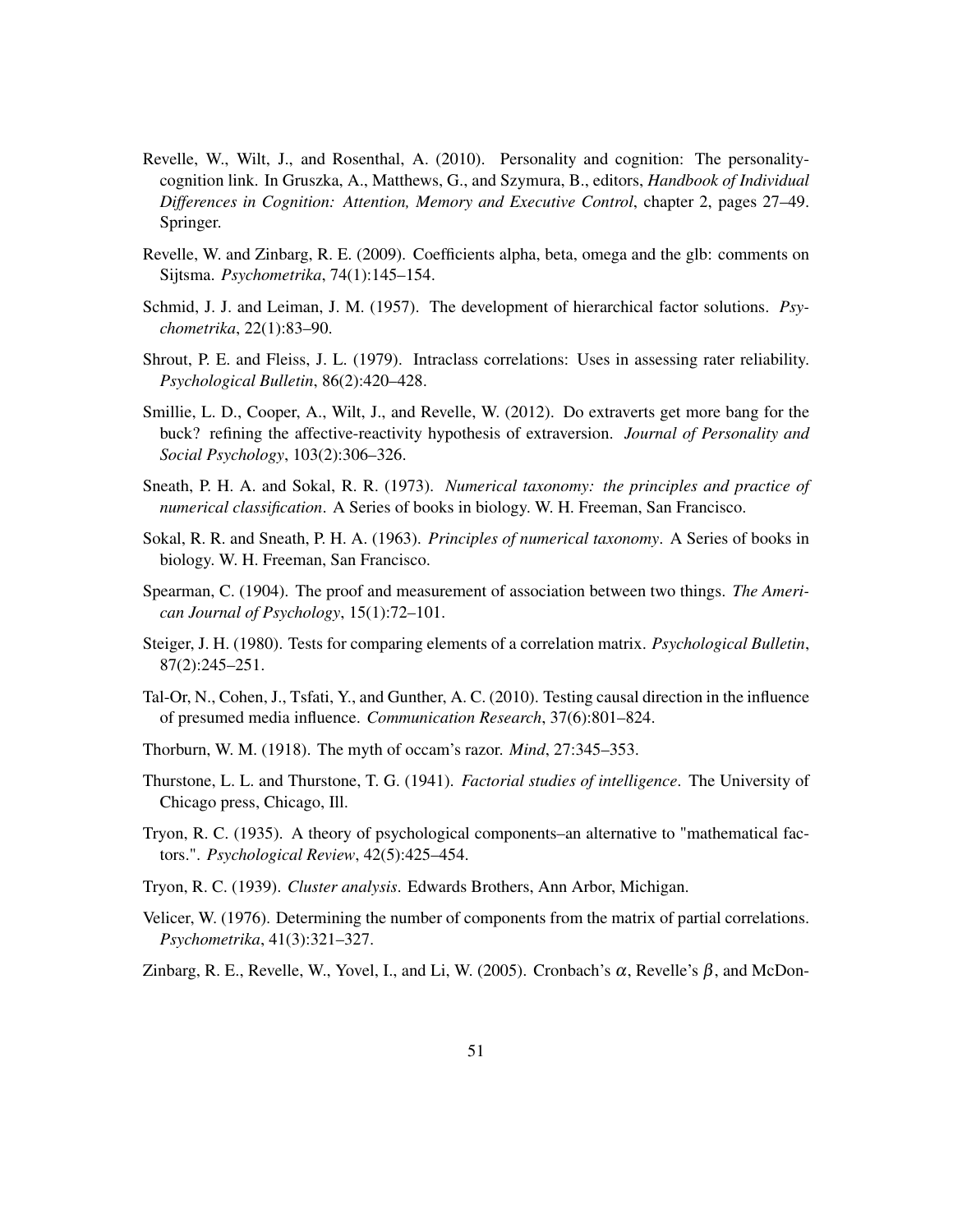Revelle, W., Wilt, J., and Rosenthal, A. (2010). Personality and cognition: The personality-cognition link. In Gruszka, A., Matthews, G., and Szymura, B., editors, *Handbook of Individual Differences in Cognition: Attention, Memory and Executive Control*, chapter 2, pages 27–49. Springer.

Revelle, W. and Zinbarg, R. E. (2009). Coefficients alpha, beta, omega and the glb: comments on Sijtsma. *Psychometrika*, 74(1):145–154.

Schmid, J. J. and Leiman, J. M. (1957). The development of hierarchical factor solutions. *Psychometrika*, 22(1):83–90.

Shrout, P. E. and Fleiss, J. L. (1979). Intraclass correlations: Uses in assessing rater reliability. *Psychological Bulletin*, 86(2):420–428.

Smillie, L. D., Cooper, A., Wilt, J., and Revelle, W. (2012). Do extraverts get more bang for the buck? refining the affective-reactivity hypothesis of extraversion. *Journal of Personality and Social Psychology*, 103(2):306–326.

Sneath, P. H. A. and Sokal, R. R. (1973). *Numerical taxonomy: the principles and practice of numerical classification*. A Series of books in biology. W. H. Freeman, San Francisco.

Sokal, R. R. and Sneath, P. H. A. (1963). *Principles of numerical taxonomy*. A Series of books in biology. W. H. Freeman, San Francisco.

Spearman, C. (1904). The proof and measurement of association between two things. *The American Journal of Psychology*, 15(1):72–101.

Steiger, J. H. (1980). Tests for comparing elements of a correlation matrix. *Psychological Bulletin*, 87(2):245–251.

Tal-Or, N., Cohen, J., Tsfati, Y., and Gunther, A. C. (2010). Testing causal direction in the influence of presumed media influence. *Communication Research*, 37(6):801–824.

Thorburn, W. M. (1918). The myth of occam's razor. *Mind*, 27:345–353.

Thurstone, L. L. and Thurstone, T. G. (1941). *Factorial studies of intelligence*. The University of Chicago press, Chicago, Ill.

Tryon, R. C. (1935). A theory of psychological components–an alternative to "mathematical factors.". *Psychological Review*, 42(5):425–454.

Tryon, R. C. (1939). *Cluster analysis*. Edwards Brothers, Ann Arbor, Michigan.

Velicer, W. (1976). Determining the number of components from the matrix of partial correlations. *Psychometrika*, 41(3):321–327.

Zinbarg, R. E., Revelle, W., Yovel, I., and Li, W. (2005). Cronbach's $\alpha$, Revelle's $\beta$, and McDon-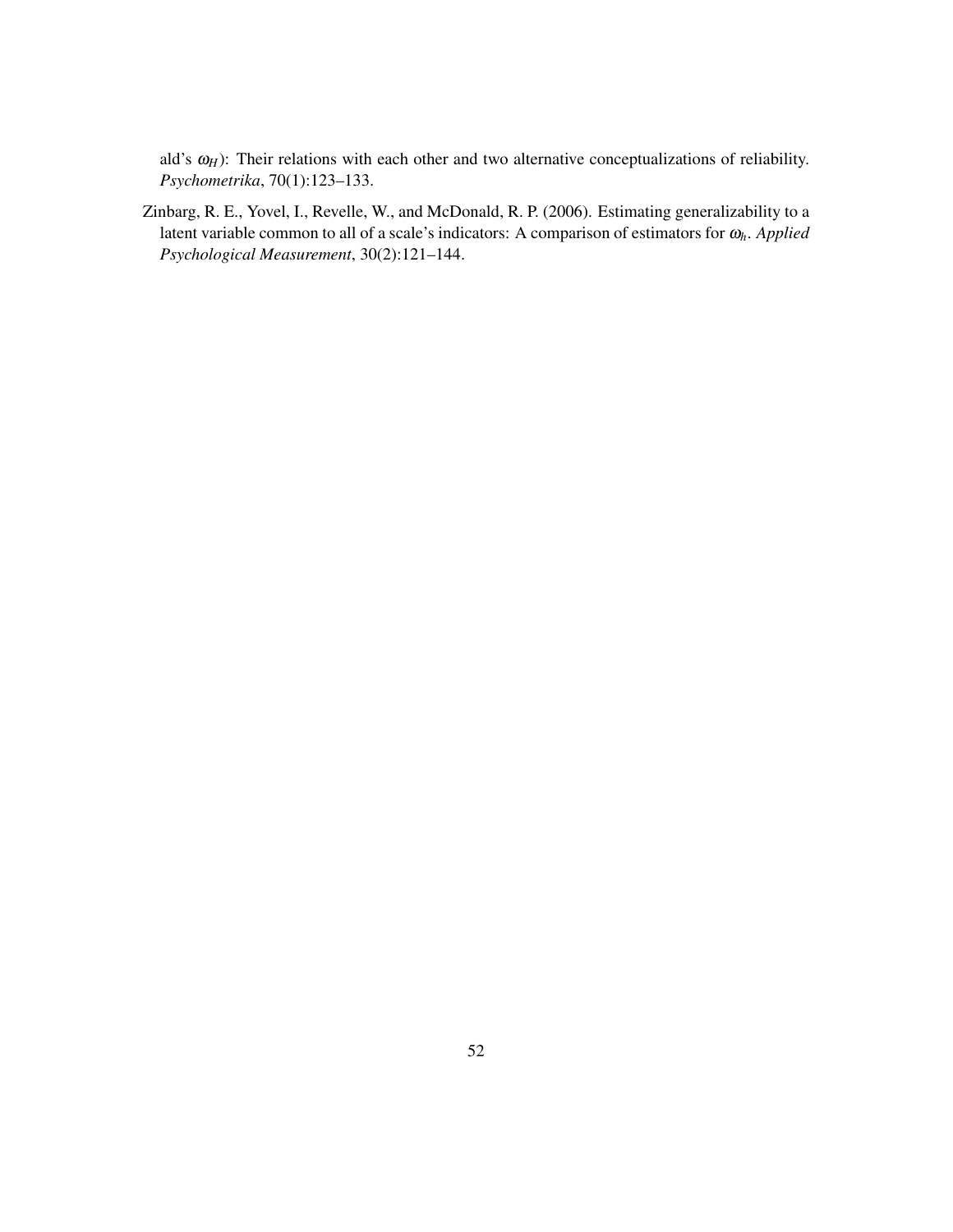ald's $\omega_H$): Their relations with each other and two alternative conceptualizations of reliability. *Psychometrika*, 70(1):123–133.

Zinbarg, R. E., Yovel, I., Revelle, W., and McDonald, R. P. (2006). Estimating generalizability to a latent variable common to all of a scale's indicators: A comparison of estimators for $\omega_h$. *Applied Psychological Measurement*, 30(2):121–144.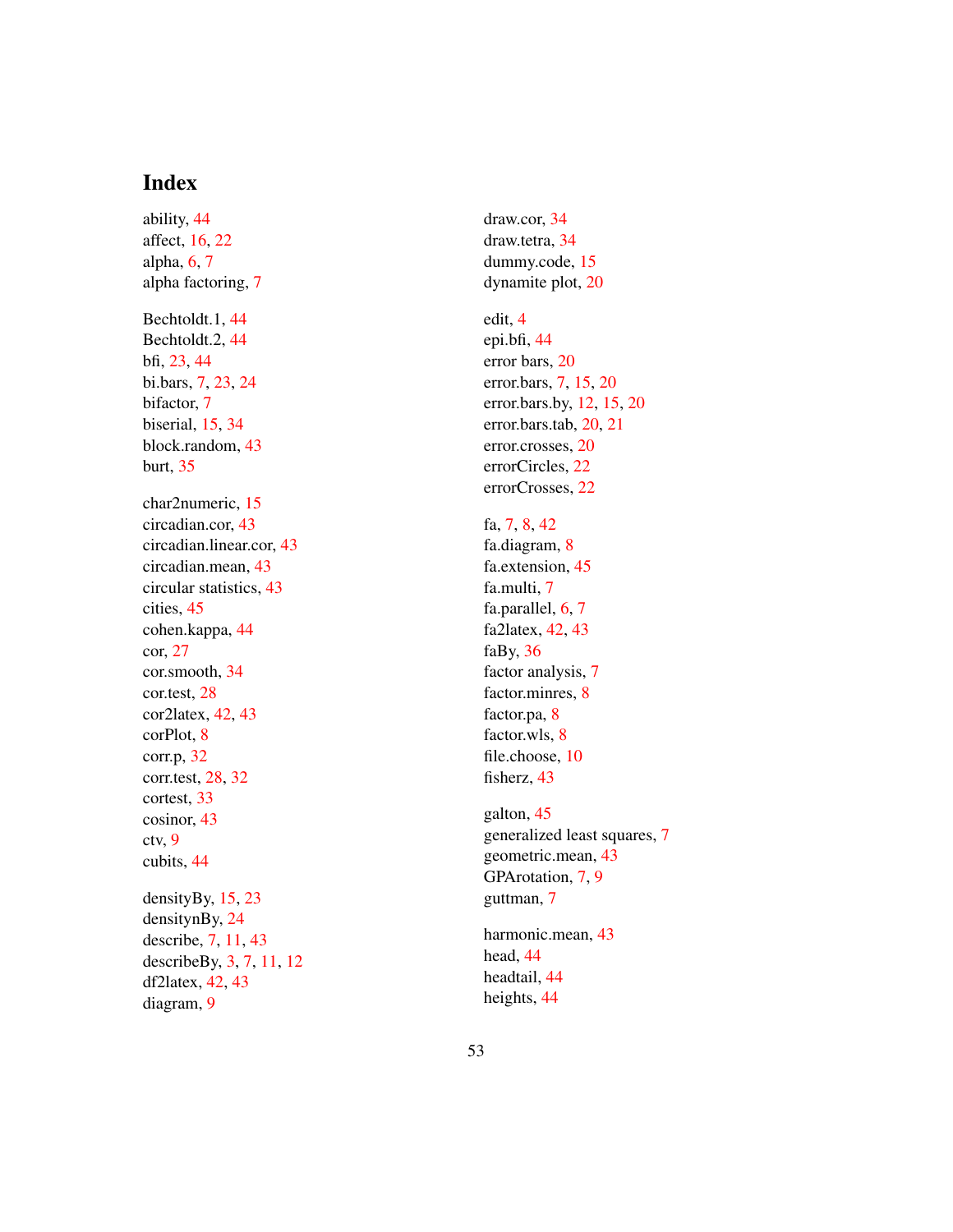# Index

ability, 44
affect, 16, 22
alpha, 6, 7
alpha factoring, 7

Bechtoldt.1, 44
Bechtoldt.2, 44
bfi, 23, 44
bi.bars, 7, 23, 24
bifactor, 7
biserial, 15, 34
block.random, 43
burt, 35

char2numeric, 15
circadian.cor, 43
circadian.linear.cor, 43
circadian.mean, 43
circular statistics, 43
cities, 45
cohen.kappa, 44
cor, 27
cor.smooth, 34
cor.test, 28
cor2latex, 42, 43
corPlot, 8
corr.p, 32
corr.test, 28, 32
cortest, 33
cosinor, 43
ctv, 9
cubits, 44

densityBy, 15, 23
densitynBy, 24
describe, 7, 11, 43
describeBy, 3, 7, 11, 12
df2latex, 42, 43
diagram, 9

draw.cor, 34
draw.tetra, 34
dummy.code, 15
dynamite plot, 20

edit, 4
epi.bfi, 44
error bars, 20
error.bars, 7, 15, 20
error.bars.by, 12, 15, 20
error.bars.tab, 20, 21
error.crosses, 20
errorCircles, 22
errorCrosses, 22

fa, 7, 8, 42
fa.diagram, 8
fa.extension, 45
fa.multi, 7
fa.parallel, 6, 7
fa2latex, 42, 43
faBy, 36
factor analysis, 7
factor.minres, 8
factor.pa, 8
factor.wls, 8
file.choose, 10
fisherz, 43

galton, 45
generalized least squares, 7
geometric.mean, 43
GPArotation, 7, 9
guttman, 7

harmonic.mean, 43
head, 44
headtail, 44
heights, 44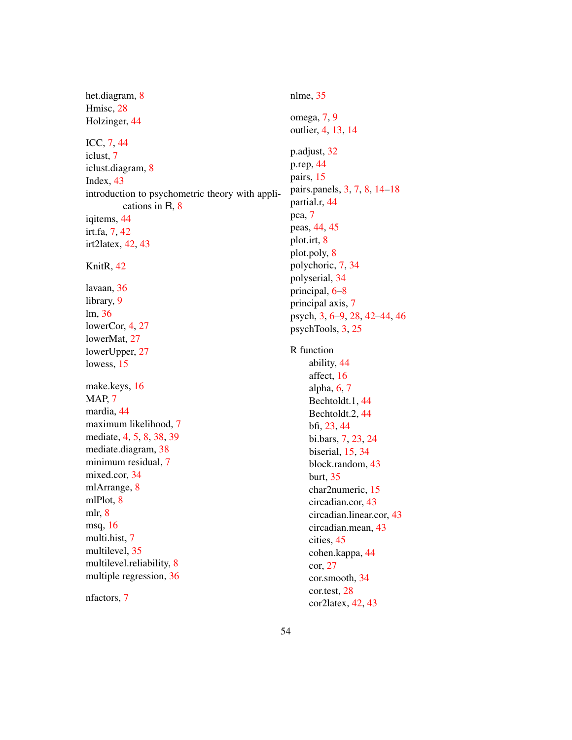het.diagram, 8
Hmisc, 28
Holzinger, 44

ICC, 7, 44
iclust, 7
iclust.diagram, 8
Index, 43
introduction to psychometric theory with applications in R, 8
iqitems, 44
irt.fa, 7, 42
irt2latex, 42, 43

KnitR, 42

lavaan, 36
library, 9
lm, 36
lowerCor, 4, 27
lowerMat, 27
lowerUpper, 27
lowess, 15

make.keys, 16
MAP, 7
mardia, 44
maximum likelihood, 7
mediate, 4, 5, 8, 38, 39
mediate.diagram, 38
minimum residual, 7
mixed.cor, 34
mlArrange, 8
mlPlot, 8
mlr, 8
msq, 16
multi.hist, 7
multilevel, 35
multilevel.reliability, 8
multiple regression, 36

nfactors, 7
nlme, 35

omega, 7, 9
outlier, 4, 13, 14

p.adjust, 32
p.rep, 44
pairs, 15
pairs.panels, 3, 7, 8, 14–18
partial.r, 44
pca, 7
peas, 44, 45
plot.irt, 8
plot.poly, 8
polychoric, 7, 34
polyserial, 34
principal, 6–8
principal axis, 7
psych, 3, 6–9, 28, 42–44, 46
psychTools, 3, 25

R function
- ability, 44
- affect, 16
- alpha, 6, 7
- Bechtoldt.1, 44
- Bechtoldt.2, 44
- bfi, 23, 44
- bi.bars, 7, 23, 24
- biserial, 15, 34
- block.random, 43
- burt, 35
- char2numeric, 15
- circadian.cor, 43
- circadian.linear.cor, 43
- circadian.mean, 43
- cities, 45
- cohen.kappa, 44
- cor, 27
- cor.smooth, 34
- cor.test, 28
- cor2latex, 42, 43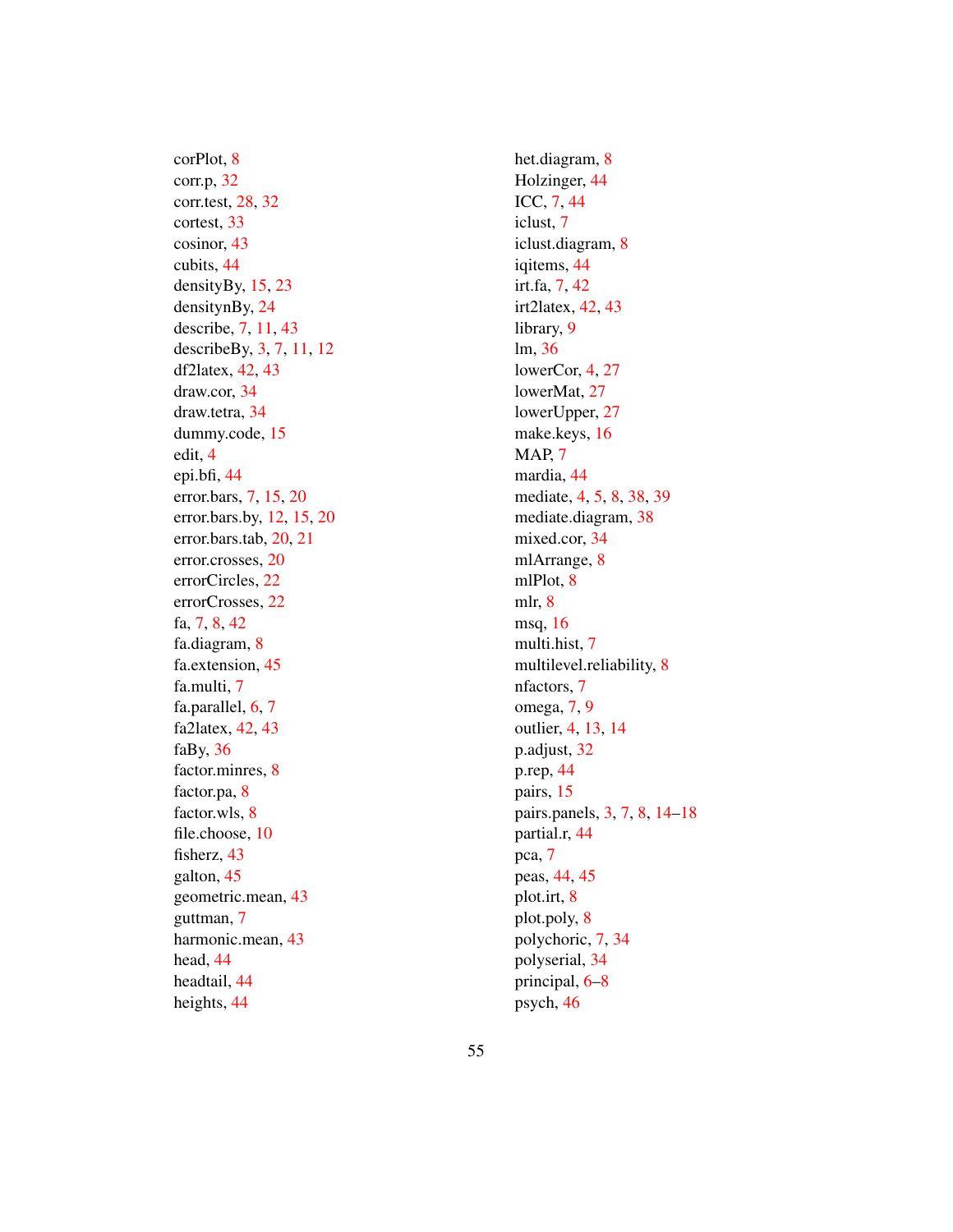corPlot, 8
corr.p, 32
corr.test, 28, 32
cortest, 33
cosinor, 43
cubits, 44
densityBy, 15, 23
densitynBy, 24
describe, 7, 11, 43
describeBy, 3, 7, 11, 12
df2latex, 42, 43
draw.cor, 34
draw.tetra, 34
dummy.code, 15
edit, 4
epi.bfi, 44
error.bars, 7, 15, 20
error.bars.by, 12, 15, 20
error.bars.tab, 20, 21
error.crosses, 20
errorCircles, 22
errorCrosses, 22
fa, 7, 8, 42
fa.diagram, 8
fa.extension, 45
fa.multi, 7
fa.parallel, 6, 7
fa2latex, 42, 43
faBy, 36
factor.minres, 8
factor.pa, 8
factor.wls, 8
file.choose, 10
fisherz, 43
galton, 45
geometric.mean, 43
guttman, 7
harmonic.mean, 43
head, 44
headtail, 44
heights, 44
het.diagram, 8
Holzinger, 44
ICC, 7, 44
iclust, 7
iclust.diagram, 8
iqitems, 44
irt.fa, 7, 42
irt2latex, 42, 43
library, 9
lm, 36
lowerCor, 4, 27
lowerMat, 27
lowerUpper, 27
make.keys, 16
MAP, 7
mardia, 44
mediate, 4, 5, 8, 38, 39
mediate.diagram, 38
mixed.cor, 34
mlArrange, 8
mlPlot, 8
mlr, 8
msq, 16
multi.hist, 7
multilevel.reliability, 8
nfactors, 7
omega, 7, 9
outlier, 4, 13, 14
p.adjust, 32
p.rep, 44
pairs, 15
pairs.panels, 3, 7, 8, 14–18
partial.r, 44
pca, 7
peas, 44, 45
plot.irt, 8
plot.poly, 8
polychoric, 7, 34
polyserial, 34
principal, 6–8
psych, 46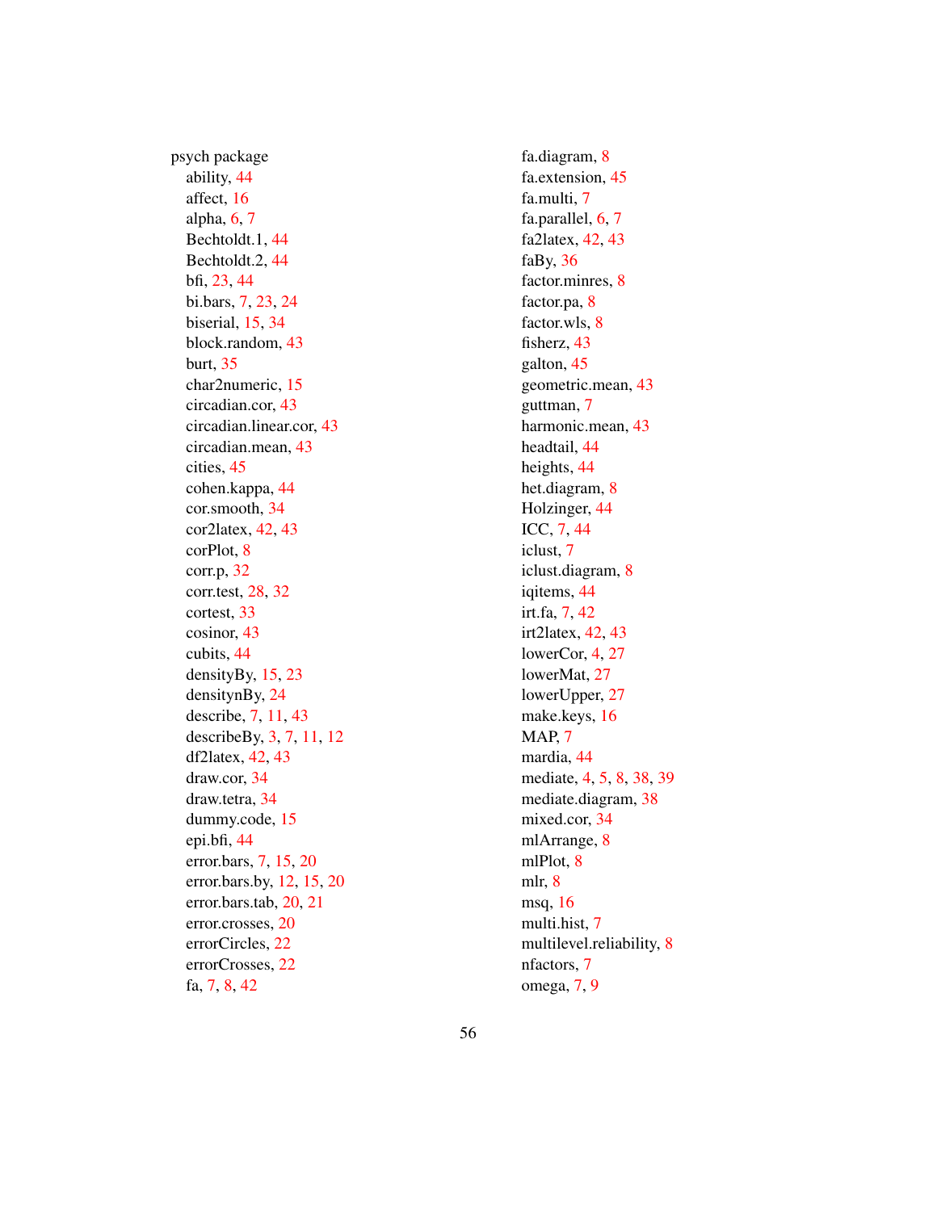psych package

- ability, 44
- affect, 16
- alpha, 6, 7
- Bechtoldt.1, 44
- Bechtoldt.2, 44
- bfi, 23, 44
- bi.bars, 7, 23, 24
- biserial, 15, 34
- block.random, 43
- burt, 35
- char2numeric, 15
- circadian.cor, 43
- circadian.linear.cor, 43
- circadian.mean, 43
- cities, 45
- cohen.kappa, 44
- cor.smooth, 34
- cor2latex, 42, 43
- corPlot, 8
- corr.p, 32
- corr.test, 28, 32
- cortest, 33
- cosinor, 43
- cubits, 44
- densityBy, 15, 23
- densitynBy, 24
- describe, 7, 11, 43
- describeBy, 3, 7, 11, 12
- df2latex, 42, 43
- draw.cor, 34
- draw.tetra, 34
- dummy.code, 15
- epi.bfi, 44
- error.bars, 7, 15, 20
- error.bars.by, 12, 15, 20
- error.bars.tab, 20, 21
- error.crosses, 20
- errorCircles, 22
- errorCrosses, 22
- fa, 7, 8, 42
- fa.diagram, 8
- fa.extension, 45
- fa.multi, 7
- fa.parallel, 6, 7
- fa2latex, 42, 43
- faBy, 36
- factor.minres, 8
- factor.pa, 8
- factor.wls, 8
- fisherz, 43
- galton, 45
- geometric.mean, 43
- guttman, 7
- harmonic.mean, 43
- headtail, 44
- heights, 44
- het.diagram, 8
- Holzinger, 44
- ICC, 7, 44
- iclust, 7
- iclust.diagram, 8
- iqitems, 44
- irt.fa, 7, 42
- irt2latex, 42, 43
- lowerCor, 4, 27
- lowerMat, 27
- lowerUpper, 27
- make.keys, 16
- MAP, 7
- mardia, 44
- mediate, 4, 5, 8, 38, 39
- mediate.diagram, 38
- mixed.cor, 34
- mlArrange, 8
- mlPlot, 8
- mlr, 8
- msq, 16
- multi.hist, 7
- multilevel.reliability, 8
- nfactors, 7
- omega, 7, 9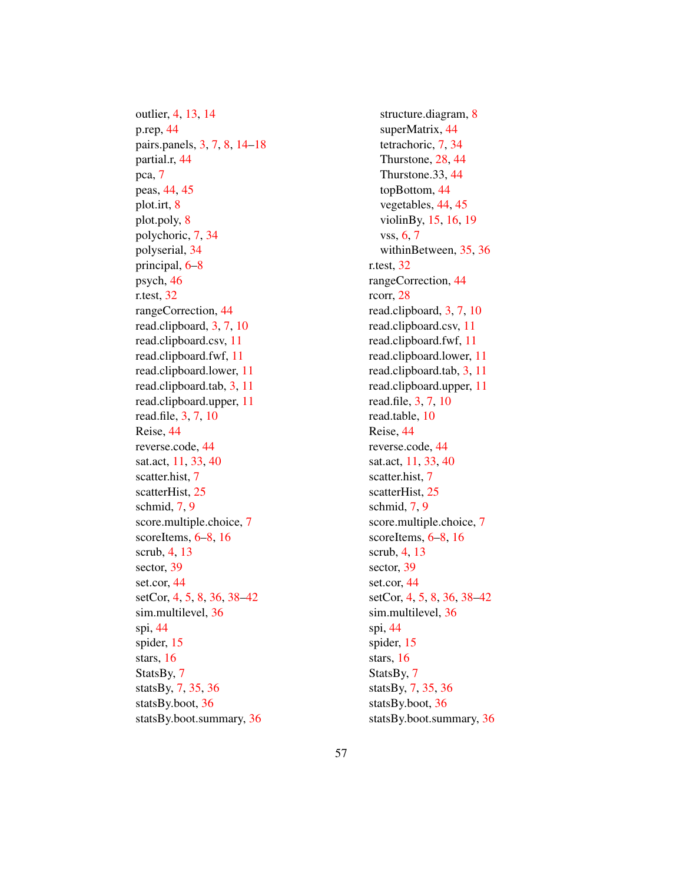outlier, 4, 13, 14
p.rep, 44
pairs.panels, 3, 7, 8, 14–18
partial.r, 44
pca, 7
peas, 44, 45
plot.irt, 8
plot.poly, 8
polychoric, 7, 34
polyserial, 34
principal, 6–8
psych, 46
r.test, 32
rangeCorrection, 44
read.clipboard, 3, 7, 10
read.clipboard.csv, 11
read.clipboard.fwf, 11
read.clipboard.lower, 11
read.clipboard.tab, 3, 11
read.clipboard.upper, 11
read.file, 3, 7, 10
Reise, 44
reverse.code, 44
sat.act, 11, 33, 40
scatter.hist, 7
scatterHist, 25
schmid, 7, 9
score.multiple.choice, 7
scoreItems, 6–8, 16
scrub, 4, 13
sector, 39
set.cor, 44
setCor, 4, 5, 8, 36, 38–42
sim.multilevel, 36
spi, 44
spider, 15
stars, 16
StatsBy, 7
statsBy, 7, 35, 36
statsBy.boot, 36
statsBy.boot.summary, 36
structure.diagram, 8
superMatrix, 44
tetrachoric, 7, 34
Thurstone, 28, 44
Thurstone.33, 44
topBottom, 44
vegetables, 44, 45
violinBy, 15, 16, 19
vss, 6, 7
withinBetween, 35, 36
r.test, 32
rangeCorrection, 44
rcorr, 28
read.clipboard, 3, 7, 10
read.clipboard.csv, 11
read.clipboard.fwf, 11
read.clipboard.lower, 11
read.clipboard.tab, 3, 11
read.clipboard.upper, 11
read.file, 3, 7, 10
read.table, 10
Reise, 44
reverse.code, 44
sat.act, 11, 33, 40
scatter.hist, 7
scatterHist, 25
schmid, 7, 9
score.multiple.choice, 7
scoreItems, 6–8, 16
scrub, 4, 13
sector, 39
set.cor, 44
setCor, 4, 5, 8, 36, 38–42
sim.multilevel, 36
spi, 44
spider, 15
stars, 16
StatsBy, 7
statsBy, 7, 35, 36
statsBy.boot, 36
statsBy.boot.summary, 36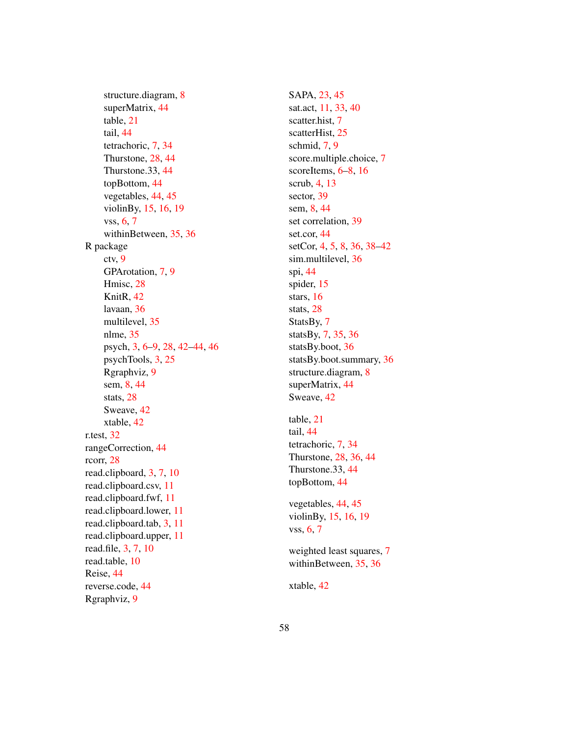- structure.diagram, 8
- superMatrix, 44
- table, 21
- tail, 44
- tetrachoric, 7, 34
- Thurstone, 28, 44
- Thurstone.33, 44
- topBottom, 44
- vegetables, 44, 45
- violinBy, 15, 16, 19
- vss, 6, 7
- withinBetween, 35, 36

R package
- ctv, 9
- GPArotation, 7, 9
- Hmisc, 28
- KnitR, 42
- lavaan, 36
- multilevel, 35
- nlme, 35
- psych, 3, 6–9, 28, 42–44, 46
- psychTools, 3, 25
- Rgraphviz, 9
- sem, 8, 44
- stats, 28
- Sweave, 42
- xtable, 42

r.test, 32
rangeCorrection, 44
rcorr, 28
read.clipboard, 3, 7, 10
read.clipboard.csv, 11
read.clipboard.fwf, 11
read.clipboard.lower, 11
read.clipboard.tab, 3, 11
read.clipboard.upper, 11
read.file, 3, 7, 10
read.table, 10
Reise, 44
reverse.code, 44
Rgraphviz, 9

SAPA, 23, 45
sat.act, 11, 33, 40
scatter.hist, 7
scatterHist, 25
schmid, 7, 9
score.multiple.choice, 7
scoreItems, 6–8, 16
scrub, 4, 13
sector, 39
sem, 8, 44
set correlation, 39
set.cor, 44
setCor, 4, 5, 8, 36, 38–42
sim.multilevel, 36
spi, 44
spider, 15
stars, 16
stats, 28
StatsBy, 7
statsBy, 7, 35, 36
statsBy.boot, 36
statsBy.boot.summary, 36
structure.diagram, 8
superMatrix, 44
Sweave, 42

table, 21
tail, 44
tetrachoric, 7, 34
Thurstone, 28, 36, 44
Thurstone.33, 44
topBottom, 44

vegetables, 44, 45
violinBy, 15, 16, 19
vss, 6, 7

weighted least squares, 7
withinBetween, 35, 36

xtable, 42